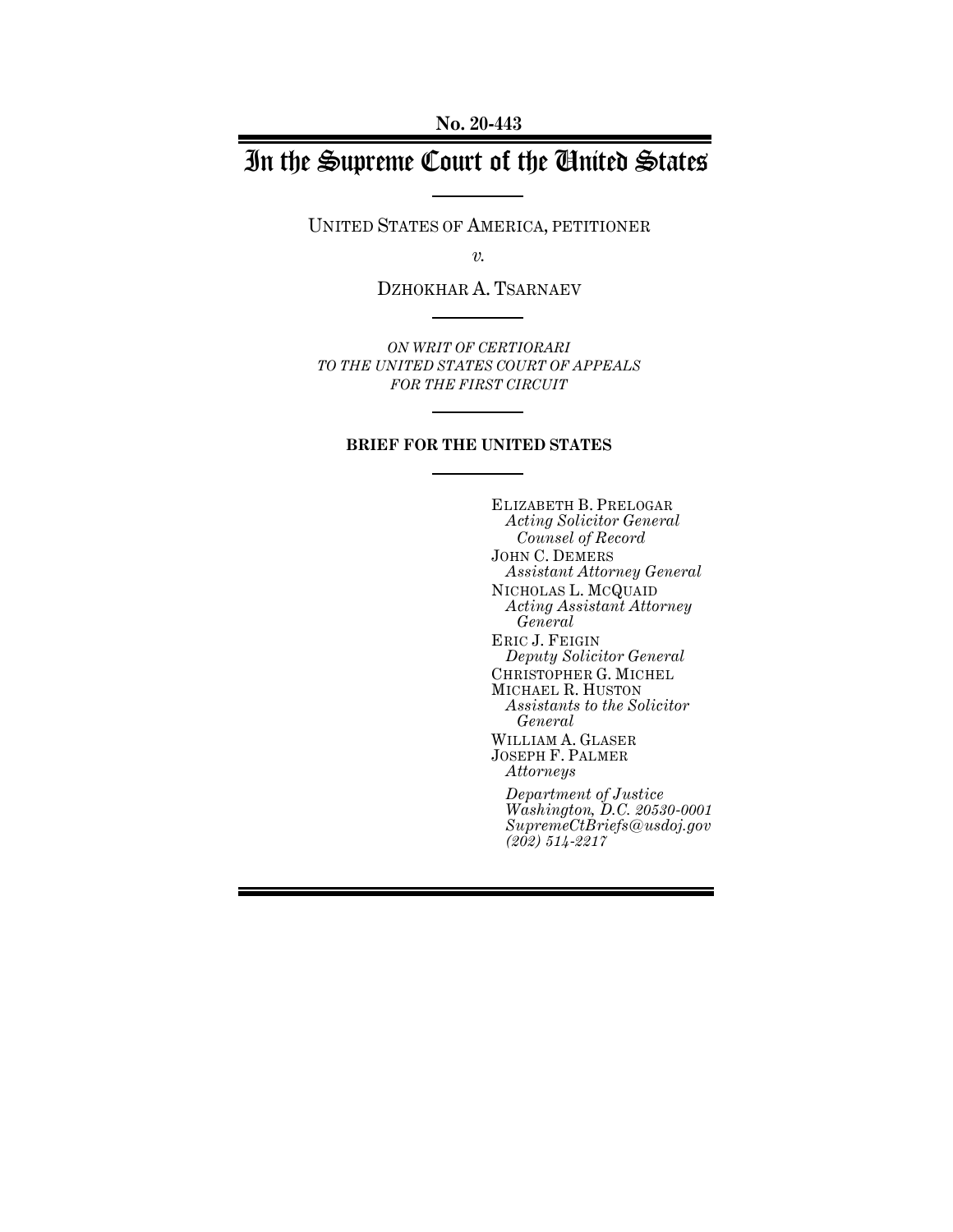**No. 20-443**

# In the Supreme Court of the United States

UNITED STATES OF AMERICA, PETITIONER

*v.*

DZHOKHAR A. TSARNAEV

*ON WRIT OF CERTIORARI TO THE UNITED STATES COURT OF APPEALS FOR THE FIRST CIRCUIT*

**BRIEF FOR THE UNITED STATES**

ELIZABETH B. PRELOGAR
*Acting Solicitor General*
*Counsel of Record*
JOHN C. DEMERS
*Assistant Attorney General*
NICHOLAS L. MCQUAID
*Acting Assistant Attorney General*
ERIC J. FEIGIN
*Deputy Solicitor General*
CHRISTOPHER G. MICHEL
MICHAEL R. HUSTON
*Assistants to the Solicitor General*
WILLIAM A. GLASER
JOSEPH F. PALMER
*Attorneys*

*Department of Justice*
*Washington, D.C. 20530-0001*
*SupremeCtBriefs@usdoj.gov*
*(202) 514-2217*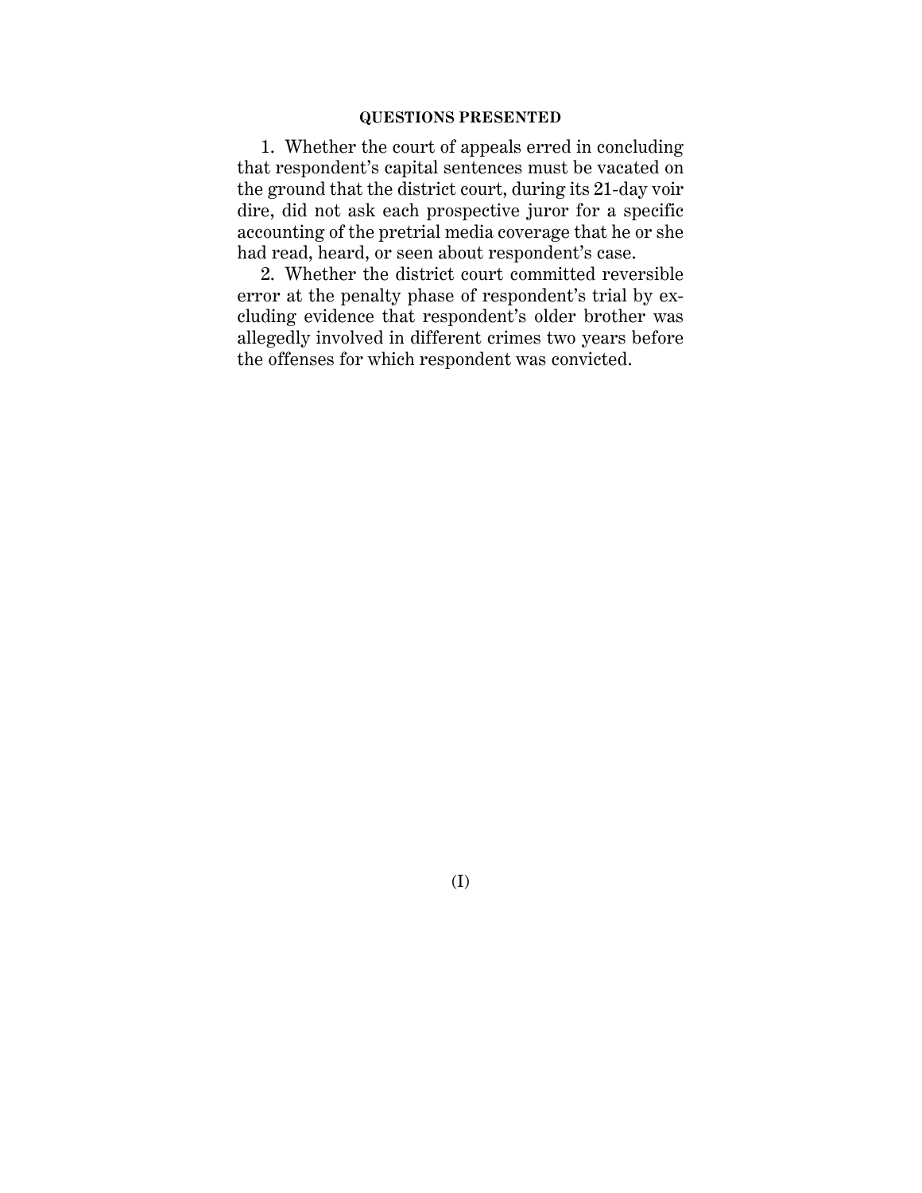## QUESTIONS PRESENTED

1. Whether the court of appeals erred in concluding that respondent's capital sentences must be vacated on the ground that the district court, during its 21-day voir dire, did not ask each prospective juror for a specific accounting of the pretrial media coverage that he or she had read, heard, or seen about respondent's case.

2. Whether the district court committed reversible error at the penalty phase of respondent's trial by excluding evidence that respondent's older brother was allegedly involved in different crimes two years before the offenses for which respondent was convicted.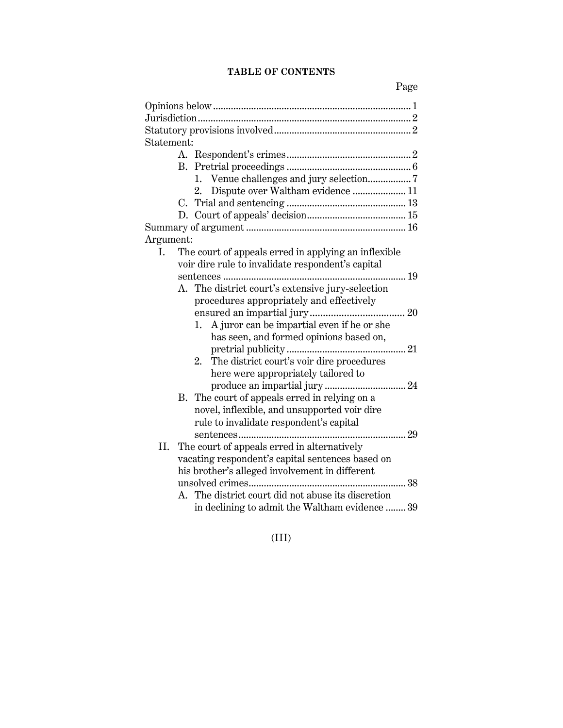**TABLE OF CONTENTS**

Page

Opinions below ... 1
Jurisdiction ... 2
Statutory provisions involved ... 2
Statement:
- A. Respondent's crimes ... 2
- B. Pretrial proceedings ... 6
  - 1. Venue challenges and jury selection ... 7
  - 2. Dispute over Waltham evidence ... 11
- C. Trial and sentencing ... 13
- D. Court of appeals' decision ... 15

Summary of argument ... 16
Argument:
- I. The court of appeals erred in applying an inflexible voir dire rule to invalidate respondent's capital sentences ... 19
  - A. The district court's extensive jury-selection procedures appropriately and effectively ensured an impartial jury ... 20
    - 1. A juror can be impartial even if he or she has seen, and formed opinions based on, pretrial publicity ... 21
    - 2. The district court's voir dire procedures here were appropriately tailored to produce an impartial jury ... 24
  - B. The court of appeals erred in relying on a novel, inflexible, and unsupported voir dire rule to invalidate respondent's capital sentences ... 29
- II. The court of appeals erred in alternatively vacating respondent's capital sentences based on his brother's alleged involvement in different unsolved crimes ... 38
  - A. The district court did not abuse its discretion in declining to admit the Waltham evidence ... 39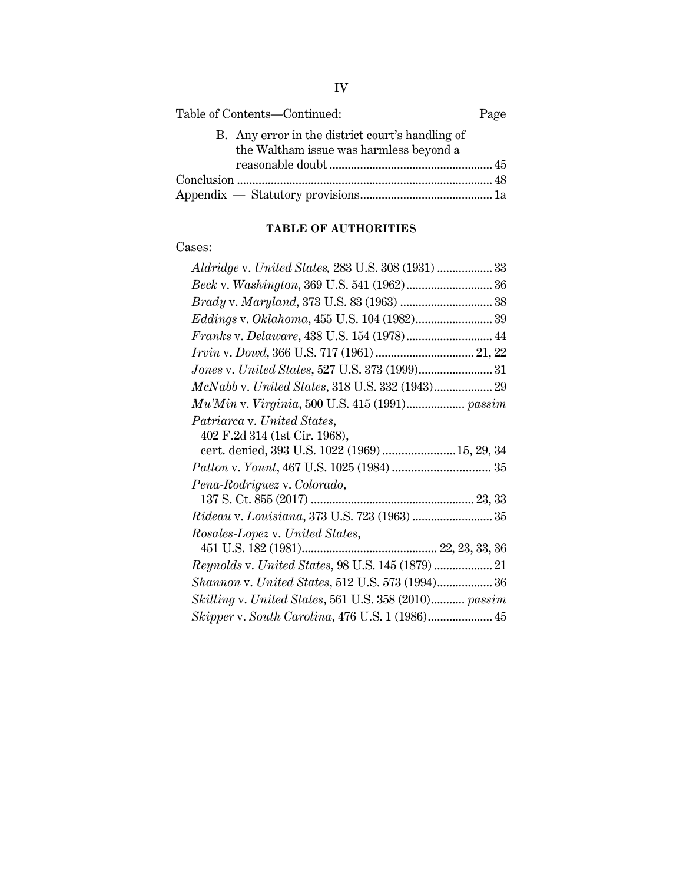Table of Contents—Continued: Page

B. Any error in the district court's handling of the Waltham issue was harmless beyond a reasonable doubt .......... 45

Conclusion .......... 48

Appendix — Statutory provisions .......... 1a

## TABLE OF AUTHORITIES

Cases:

*Aldridge* v. *United States*, 283 U.S. 308 (1931) .......... 33

*Beck* v. *Washington*, 369 U.S. 541 (1962) .......... 36

*Brady* v. *Maryland*, 373 U.S. 83 (1963) .......... 38

*Eddings* v. *Oklahoma*, 455 U.S. 104 (1982) .......... 39

*Franks* v. *Delaware*, 438 U.S. 154 (1978) .......... 44

*Irvin* v. *Dowd*, 366 U.S. 717 (1961) .......... 21, 22

*Jones* v. *United States*, 527 U.S. 373 (1999) .......... 31

*McNabb* v. *United States*, 318 U.S. 332 (1943) .......... 29

*Mu'Min* v. *Virginia*, 500 U.S. 415 (1991) .......... *passim*

*Patriarca* v. *United States*, 402 F.2d 314 (1st Cir. 1968), cert. denied, 393 U.S. 1022 (1969) .......... 15, 29, 34

*Patton* v. *Yount*, 467 U.S. 1025 (1984) .......... 35

*Pena-Rodriguez* v. *Colorado*, 137 S. Ct. 855 (2017) .......... 23, 33

*Rideau* v. *Louisiana*, 373 U.S. 723 (1963) .......... 35

*Rosales-Lopez* v. *United States*, 451 U.S. 182 (1981) .......... 22, 23, 33, 36

*Reynolds* v. *United States*, 98 U.S. 145 (1879) .......... 21

*Shannon* v. *United States*, 512 U.S. 573 (1994) .......... 36

*Skilling* v. *United States*, 561 U.S. 358 (2010) .......... *passim*

*Skipper* v. *South Carolina*, 476 U.S. 1 (1986) .......... 45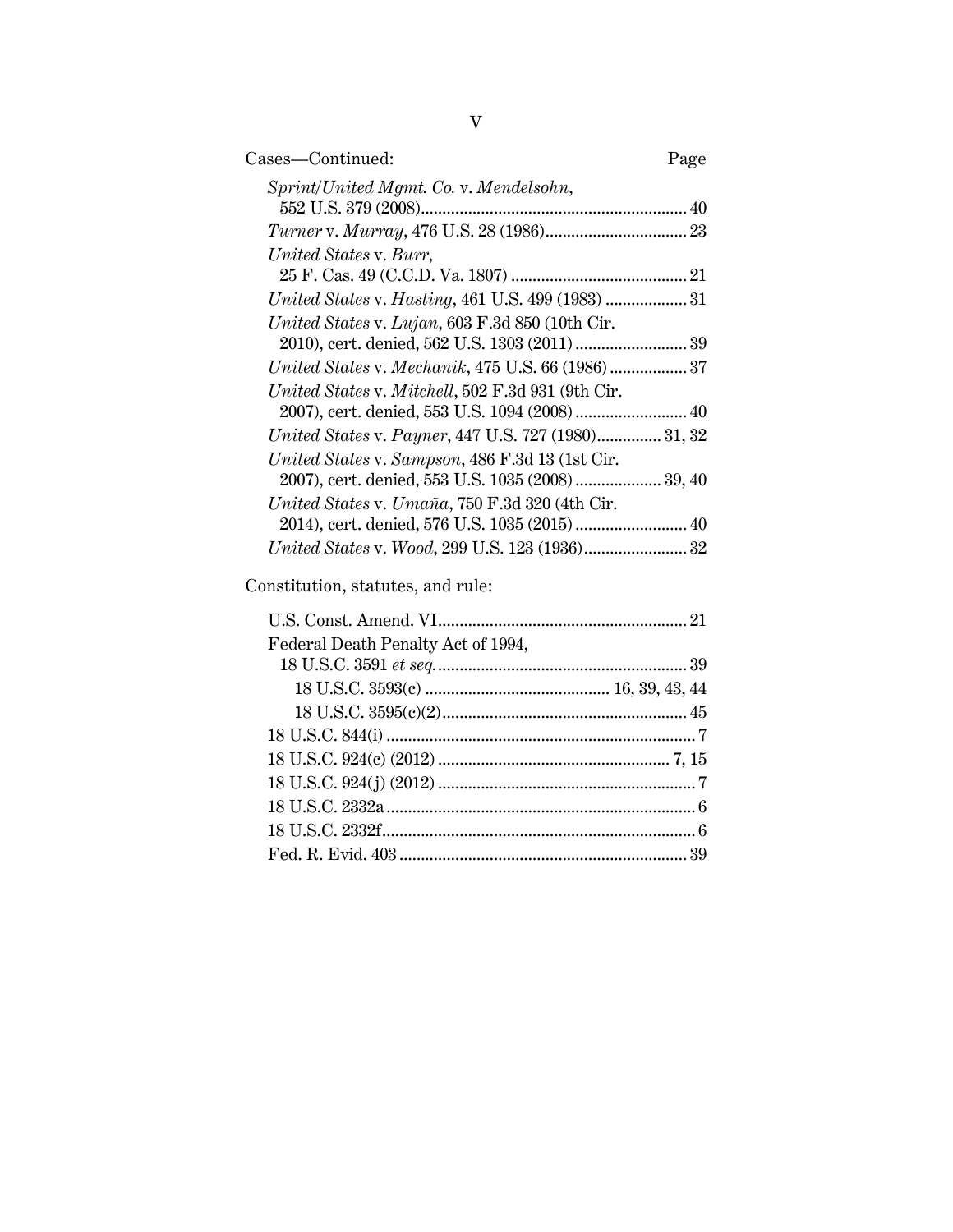Cases—Continued: Page

*Sprint/United Mgmt. Co.* v. *Mendelsohn*, 552 U.S. 379 (2008) ........ 40

*Turner* v. *Murray*, 476 U.S. 28 (1986) ........ 23

*United States* v. *Burr*, 25 F. Cas. 49 (C.C.D. Va. 1807) ........ 21

*United States* v. *Hasting*, 461 U.S. 499 (1983) ........ 31

*United States* v. *Lujan*, 603 F.3d 850 (10th Cir. 2010), cert. denied, 562 U.S. 1303 (2011) ........ 39

*United States* v. *Mechanik*, 475 U.S. 66 (1986) ........ 37

*United States* v. *Mitchell*, 502 F.3d 931 (9th Cir. 2007), cert. denied, 553 U.S. 1094 (2008) ........ 40

*United States* v. *Payner*, 447 U.S. 727 (1980) ........ 31, 32

*United States* v. *Sampson*, 486 F.3d 13 (1st Cir. 2007), cert. denied, 553 U.S. 1035 (2008) ........ 39, 40

*United States* v. *Umaña*, 750 F.3d 320 (4th Cir. 2014), cert. denied, 576 U.S. 1035 (2015) ........ 40

*United States* v. *Wood*, 299 U.S. 123 (1936) ........ 32

Constitution, statutes, and rule:

U.S. Const. Amend. VI ........ 21

Federal Death Penalty Act of 1994, 18 U.S.C. 3591 *et seq.* ........ 39

- 18 U.S.C. 3593(c) ........ 16, 39, 43, 44
- 18 U.S.C. 3595(c)(2) ........ 45

18 U.S.C. 844(i) ........ 7

18 U.S.C. 924(c) (2012) ........ 7, 15

18 U.S.C. 924(j) (2012) ........ 7

18 U.S.C. 2332a ........ 6

18 U.S.C. 2332f ........ 6

Fed. R. Evid. 403 ........ 39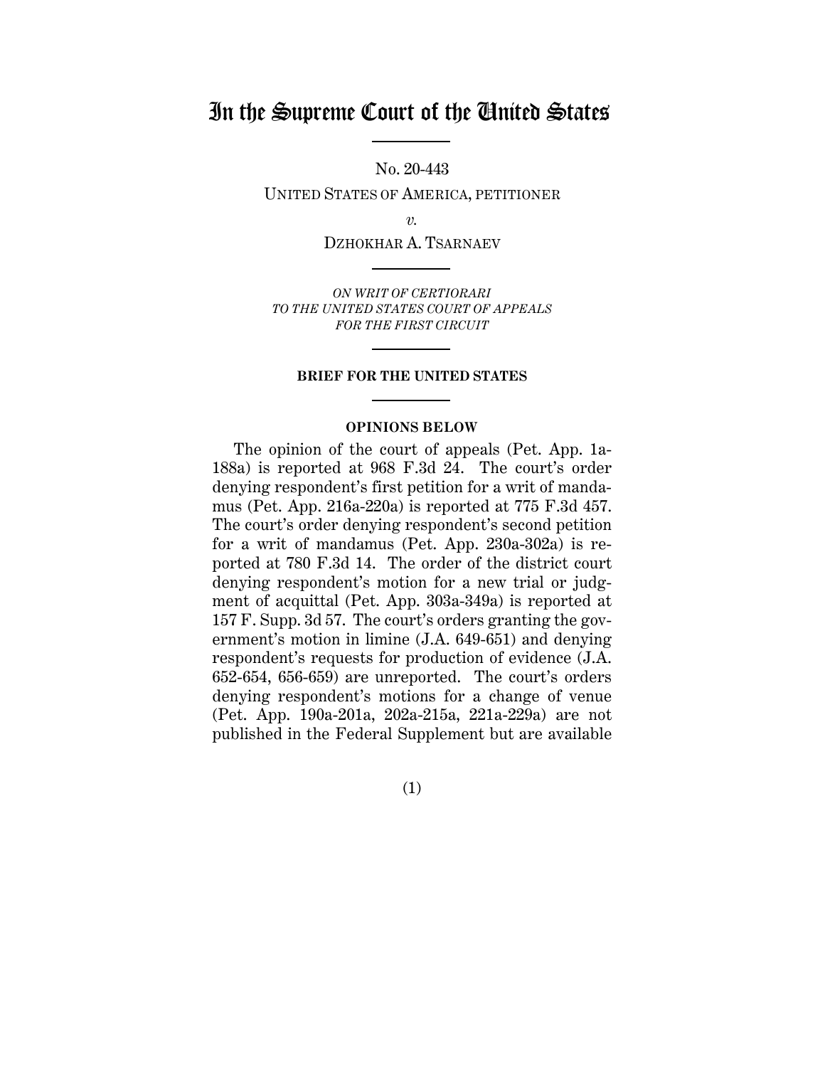# In the Supreme Court of the United States

No. 20-443

UNITED STATES OF AMERICA, PETITIONER

*v.*

DZHOKHAR A. TSARNAEV

*ON WRIT OF CERTIORARI*
*TO THE UNITED STATES COURT OF APPEALS*
*FOR THE FIRST CIRCUIT*

**BRIEF FOR THE UNITED STATES**

**OPINIONS BELOW**

The opinion of the court of appeals (Pet. App. 1a-188a) is reported at 968 F.3d 24. The court's order denying respondent's first petition for a writ of mandamus (Pet. App. 216a-220a) is reported at 775 F.3d 457. The court's order denying respondent's second petition for a writ of mandamus (Pet. App. 230a-302a) is reported at 780 F.3d 14. The order of the district court denying respondent's motion for a new trial or judgment of acquittal (Pet. App. 303a-349a) is reported at 157 F. Supp. 3d 57. The court's orders granting the government's motion in limine (J.A. 649-651) and denying respondent's requests for production of evidence (J.A. 652-654, 656-659) are unreported. The court's orders denying respondent's motions for a change of venue (Pet. App. 190a-201a, 202a-215a, 221a-229a) are not published in the Federal Supplement but are available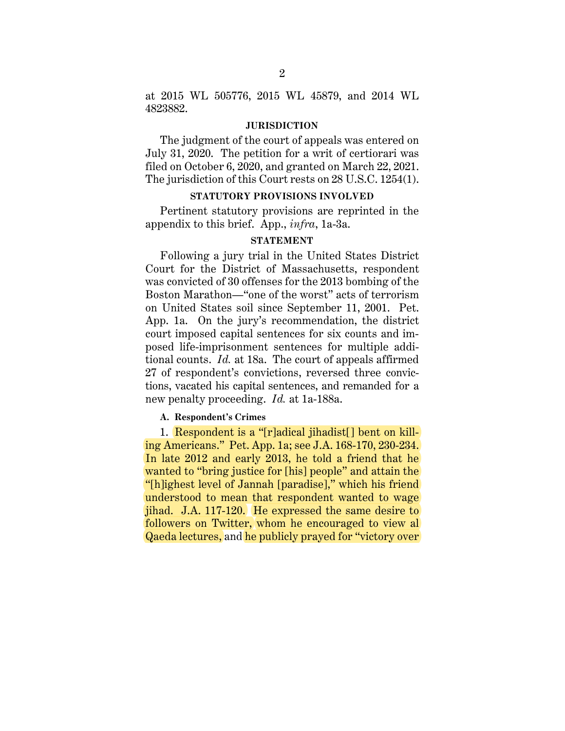at 2015 WL 505776, 2015 WL 45879, and 2014 WL 4823882.

## JURISDICTION

The judgment of the court of appeals was entered on July 31, 2020. The petition for a writ of certiorari was filed on October 6, 2020, and granted on March 22, 2021. The jurisdiction of this Court rests on 28 U.S.C. 1254(1).

## STATUTORY PROVISIONS INVOLVED

Pertinent statutory provisions are reprinted in the appendix to this brief. App., *infra*, 1a-3a.

## STATEMENT

Following a jury trial in the United States District Court for the District of Massachusetts, respondent was convicted of 30 offenses for the 2013 bombing of the Boston Marathon—"one of the worst" acts of terrorism on United States soil since September 11, 2001. Pet. App. 1a. On the jury's recommendation, the district court imposed capital sentences for six counts and imposed life-imprisonment sentences for multiple additional counts. *Id.* at 18a. The court of appeals affirmed 27 of respondent's convictions, reversed three convictions, vacated his capital sentences, and remanded for a new penalty proceeding. *Id.* at 1a-188a.

### A. Respondent's Crimes

1. Respondent is a "[r]adical jihadist[] bent on killing Americans." Pet. App. 1a; see J.A. 168-170, 230-234. In late 2012 and early 2013, he told a friend that he wanted to "bring justice for [his] people" and attain the "[h]ighest level of Jannah [paradise]," which his friend understood to mean that respondent wanted to wage jihad. J.A. 117-120. He expressed the same desire to followers on Twitter, whom he encouraged to view al Qaeda lectures, and he publicly prayed for "victory over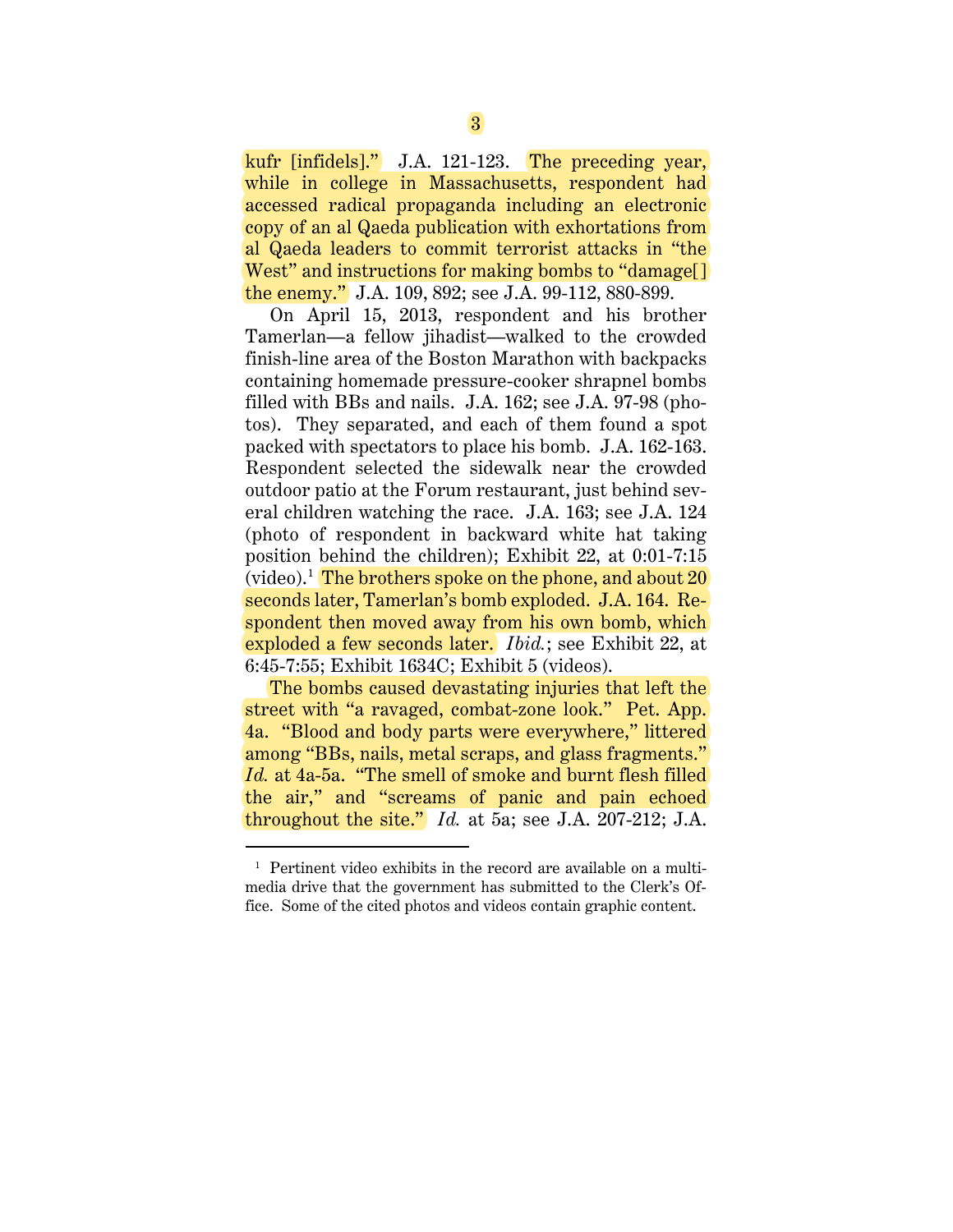kufr [infidels].” J.A. 121-123. The preceding year, while in college in Massachusetts, respondent had accessed radical propaganda including an electronic copy of an al Qaeda publication with exhortations from al Qaeda leaders to commit terrorist attacks in “the West” and instructions for making bombs to “damage[] the enemy.” J.A. 109, 892; see J.A. 99-112, 880-899.

On April 15, 2013, respondent and his brother Tamerlan—a fellow jihadist—walked to the crowded finish-line area of the Boston Marathon with backpacks containing homemade pressure-cooker shrapnel bombs filled with BBs and nails. J.A. 162; see J.A. 97-98 (photos). They separated, and each of them found a spot packed with spectators to place his bomb. J.A. 162-163. Respondent selected the sidewalk near the crowded outdoor patio at the Forum restaurant, just behind several children watching the race. J.A. 163; see J.A. 124 (photo of respondent in backward white hat taking position behind the children); Exhibit 22, at 0:01-7:15 (video).[1] The brothers spoke on the phone, and about 20 seconds later, Tamerlan’s bomb exploded. J.A. 164. Respondent then moved away from his own bomb, which exploded a few seconds later. *Ibid.*; see Exhibit 22, at 6:45-7:55; Exhibit 1634C; Exhibit 5 (videos).

The bombs caused devastating injuries that left the street with “a ravaged, combat-zone look.” Pet. App. 4a. “Blood and body parts were everywhere,” littered among “BBs, nails, metal scraps, and glass fragments.” *Id.* at 4a-5a. “The smell of smoke and burnt flesh filled the air,” and “screams of panic and pain echoed throughout the site.” *Id.* at 5a; see J.A. 207-212; J.A.

---

[1] Pertinent video exhibits in the record are available on a multimedia drive that the government has submitted to the Clerk’s Office. Some of the cited photos and videos contain graphic content.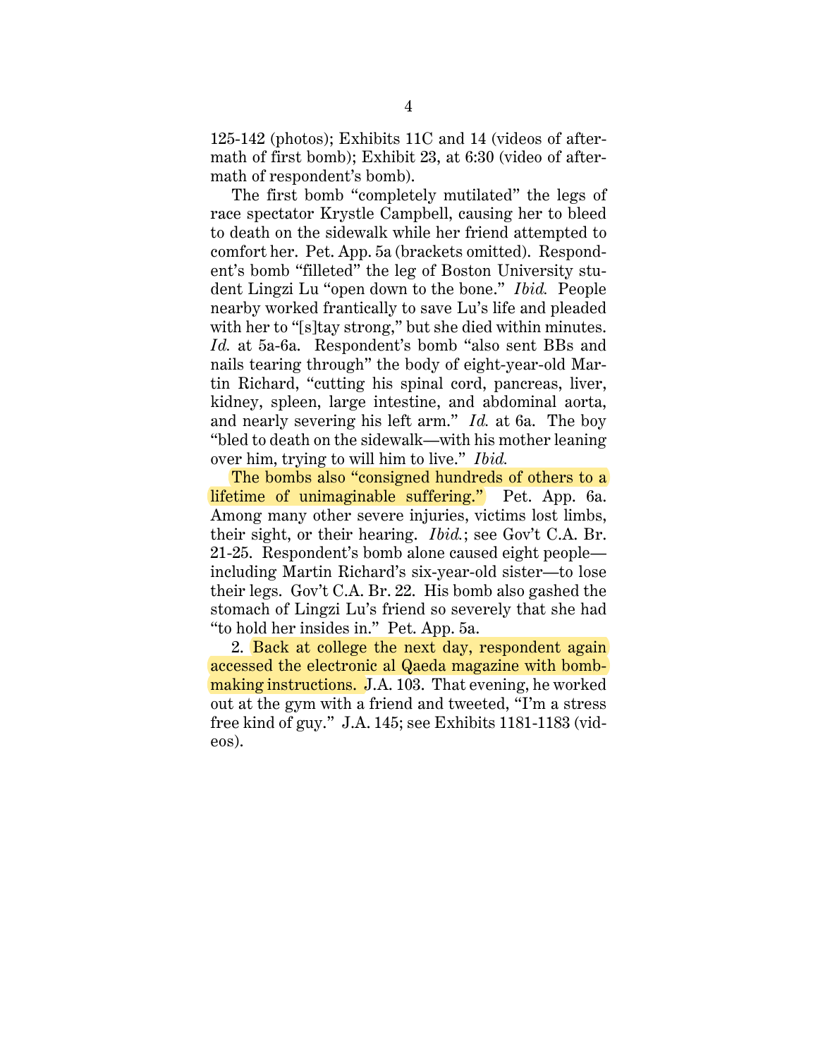125-142 (photos); Exhibits 11C and 14 (videos of aftermath of first bomb); Exhibit 23, at 6:30 (video of aftermath of respondent's bomb).

The first bomb "completely mutilated" the legs of race spectator Krystle Campbell, causing her to bleed to death on the sidewalk while her friend attempted to comfort her. Pet. App. 5a (brackets omitted). Respondent's bomb "filleted" the leg of Boston University student Lingzi Lu "open down to the bone." *Ibid.* People nearby worked frantically to save Lu's life and pleaded with her to "[s]tay strong," but she died within minutes. *Id.* at 5a-6a. Respondent's bomb "also sent BBs and nails tearing through" the body of eight-year-old Martin Richard, "cutting his spinal cord, pancreas, liver, kidney, spleen, large intestine, and abdominal aorta, and nearly severing his left arm." *Id.* at 6a. The boy "bled to death on the sidewalk—with his mother leaning over him, trying to will him to live." *Ibid.*

The bombs also "consigned hundreds of others to a lifetime of unimaginable suffering." Pet. App. 6a. Among many other severe injuries, victims lost limbs, their sight, or their hearing. *Ibid.*; see Gov't C.A. Br. 21-25. Respondent's bomb alone caused eight people—including Martin Richard's six-year-old sister—to lose their legs. Gov't C.A. Br. 22. His bomb also gashed the stomach of Lingzi Lu's friend so severely that she had "to hold her insides in." Pet. App. 5a.

2. Back at college the next day, respondent again accessed the electronic al Qaeda magazine with bomb-making instructions. J.A. 103. That evening, he worked out at the gym with a friend and tweeted, "I'm a stress free kind of guy." J.A. 145; see Exhibits 1181-1183 (videos).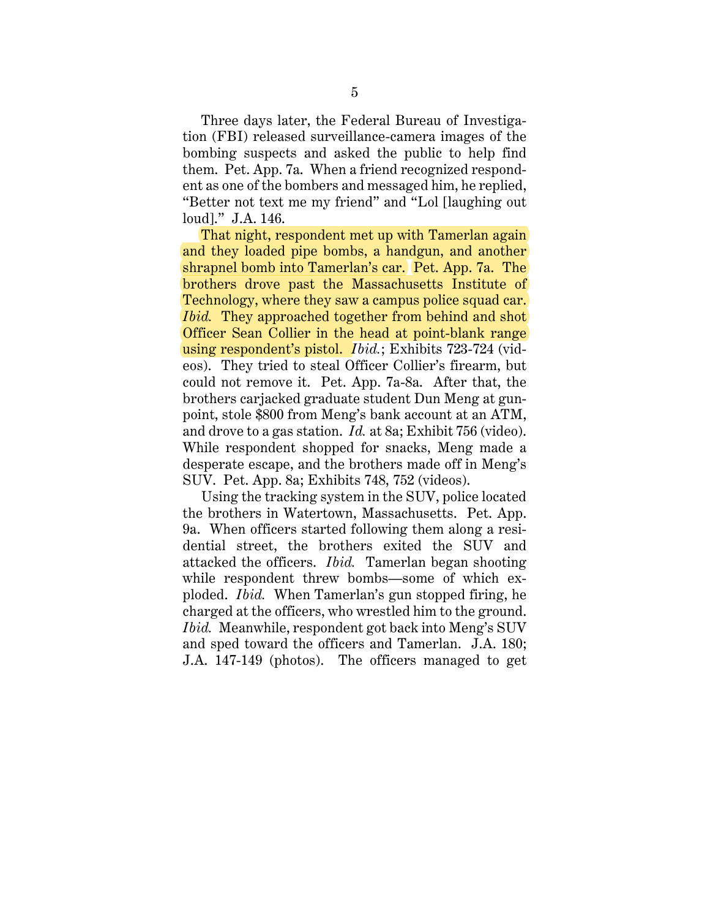Three days later, the Federal Bureau of Investigation (FBI) released surveillance-camera images of the bombing suspects and asked the public to help find them. Pet. App. 7a. When a friend recognized respondent as one of the bombers and messaged him, he replied, "Better not text me my friend" and "Lol [laughing out loud]." J.A. 146.

That night, respondent met up with Tamerlan again and they loaded pipe bombs, a handgun, and another shrapnel bomb into Tamerlan's car. Pet. App. 7a. The brothers drove past the Massachusetts Institute of Technology, where they saw a campus police squad car. *Ibid.* They approached together from behind and shot Officer Sean Collier in the head at point-blank range using respondent's pistol. *Ibid.*; Exhibits 723-724 (videos). They tried to steal Officer Collier's firearm, but could not remove it. Pet. App. 7a-8a. After that, the brothers carjacked graduate student Dun Meng at gunpoint, stole $800 from Meng's bank account at an ATM, and drove to a gas station. *Id.* at 8a; Exhibit 756 (video). While respondent shopped for snacks, Meng made a desperate escape, and the brothers made off in Meng's SUV. Pet. App. 8a; Exhibits 748, 752 (videos).

Using the tracking system in the SUV, police located the brothers in Watertown, Massachusetts. Pet. App. 9a. When officers started following them along a residential street, the brothers exited the SUV and attacked the officers. *Ibid.* Tamerlan began shooting while respondent threw bombs—some of which exploded. *Ibid.* When Tamerlan's gun stopped firing, he charged at the officers, who wrestled him to the ground. *Ibid.* Meanwhile, respondent got back into Meng's SUV and sped toward the officers and Tamerlan. J.A. 180; J.A. 147-149 (photos). The officers managed to get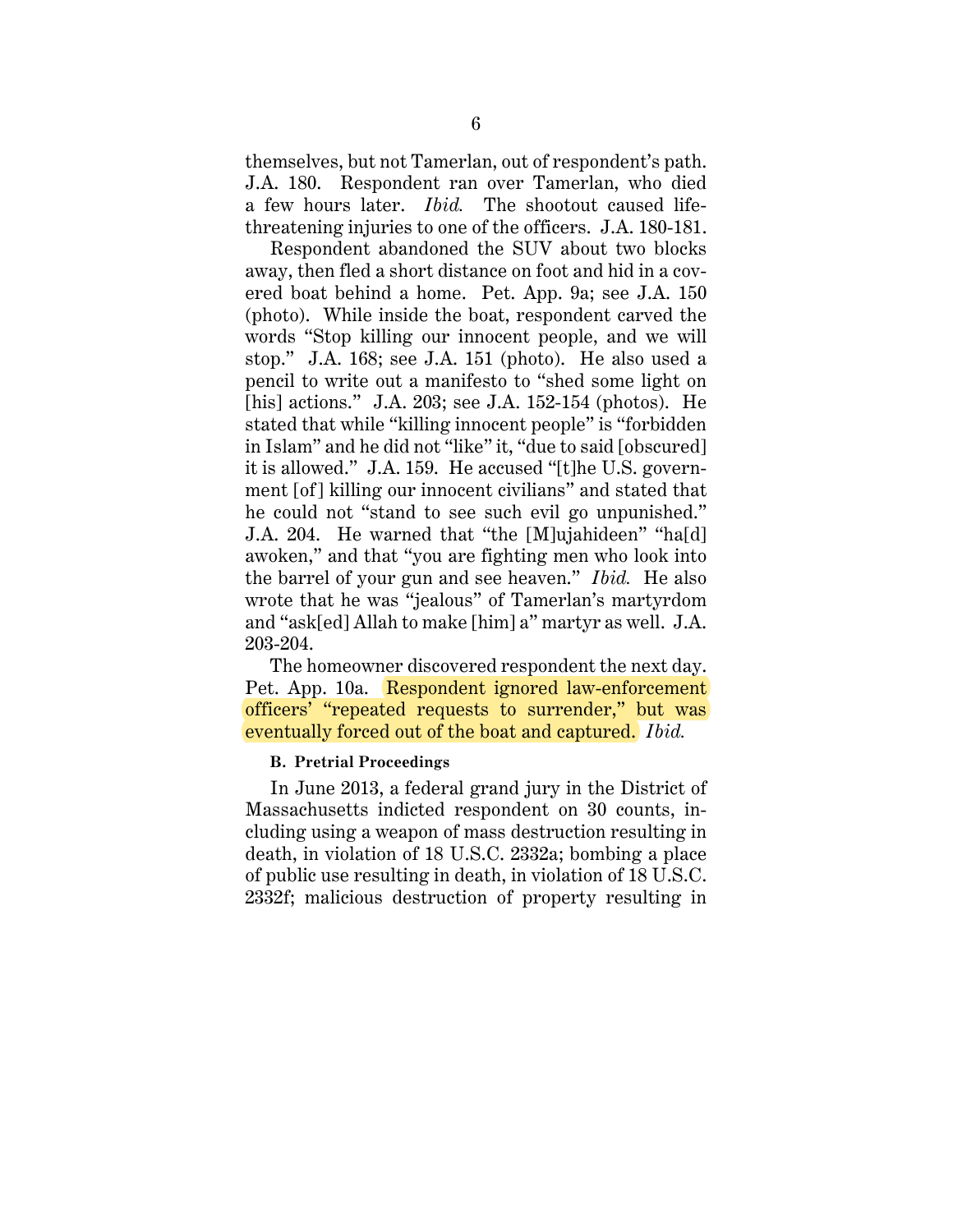themselves, but not Tamerlan, out of respondent's path. J.A. 180. Respondent ran over Tamerlan, who died a few hours later. *Ibid.* The shootout caused life-threatening injuries to one of the officers. J.A. 180-181.

Respondent abandoned the SUV about two blocks away, then fled a short distance on foot and hid in a covered boat behind a home. Pet. App. 9a; see J.A. 150 (photo). While inside the boat, respondent carved the words "Stop killing our innocent people, and we will stop." J.A. 168; see J.A. 151 (photo). He also used a pencil to write out a manifesto to "shed some light on [his] actions." J.A. 203; see J.A. 152-154 (photos). He stated that while "killing innocent people" is "forbidden in Islam" and he did not "like" it, "due to said [obscured] it is allowed." J.A. 159. He accused "[t]he U.S. government [of] killing our innocent civilians" and stated that he could not "stand to see such evil go unpunished." J.A. 204. He warned that "the [M]ujahideen" "ha[d] awoken," and that "you are fighting men who look into the barrel of your gun and see heaven." *Ibid.* He also wrote that he was "jealous" of Tamerlan's martyrdom and "ask[ed] Allah to make [him] a" martyr as well. J.A. 203-204.

The homeowner discovered respondent the next day. Pet. App. 10a. Respondent ignored law-enforcement officers' "repeated requests to surrender," but was eventually forced out of the boat and captured. *Ibid.*

### B. Pretrial Proceedings

In June 2013, a federal grand jury in the District of Massachusetts indicted respondent on 30 counts, including using a weapon of mass destruction resulting in death, in violation of 18 U.S.C. 2332a; bombing a place of public use resulting in death, in violation of 18 U.S.C. 2332f; malicious destruction of property resulting in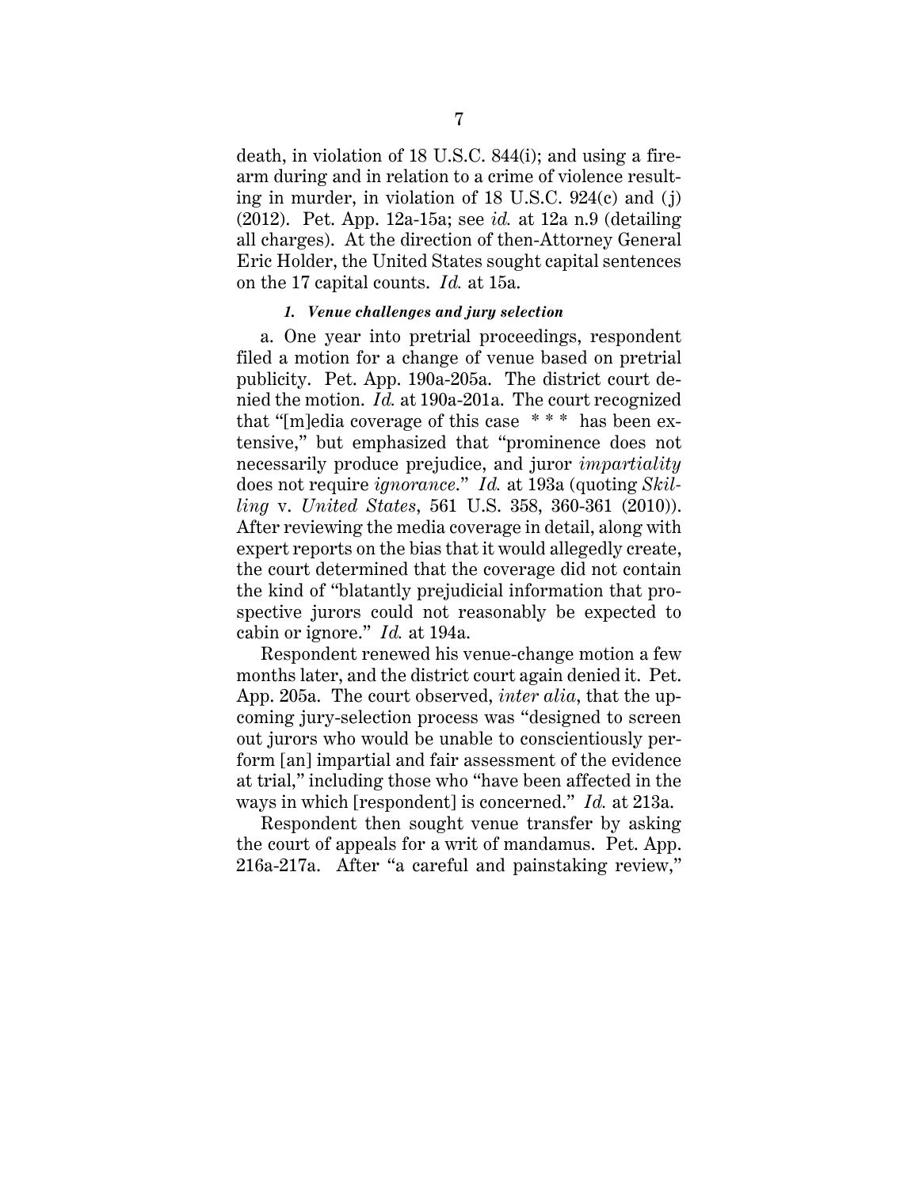death, in violation of 18 U.S.C. 844(i); and using a firearm during and in relation to a crime of violence resulting in murder, in violation of 18 U.S.C. 924(c) and (j) (2012). Pet. App. 12a-15a; see *id.* at 12a n.9 (detailing all charges). At the direction of then-Attorney General Eric Holder, the United States sought capital sentences on the 17 capital counts. *Id.* at 15a.

#### *1. Venue challenges and jury selection*

a. One year into pretrial proceedings, respondent filed a motion for a change of venue based on pretrial publicity. Pet. App. 190a-205a. The district court denied the motion. *Id.* at 190a-201a. The court recognized that "[m]edia coverage of this case * * * has been extensive," but emphasized that "prominence does not necessarily produce prejudice, and juror *impartiality* does not require *ignorance*." *Id.* at 193a (quoting *Skilling* v. *United States*, 561 U.S. 358, 360-361 (2010)). After reviewing the media coverage in detail, along with expert reports on the bias that it would allegedly create, the court determined that the coverage did not contain the kind of "blatantly prejudicial information that prospective jurors could not reasonably be expected to cabin or ignore." *Id.* at 194a.

Respondent renewed his venue-change motion a few months later, and the district court again denied it. Pet. App. 205a. The court observed, *inter alia*, that the upcoming jury-selection process was "designed to screen out jurors who would be unable to conscientiously perform [an] impartial and fair assessment of the evidence at trial," including those who "have been affected in the ways in which [respondent] is concerned." *Id.* at 213a.

Respondent then sought venue transfer by asking the court of appeals for a writ of mandamus. Pet. App. 216a-217a. After "a careful and painstaking review,"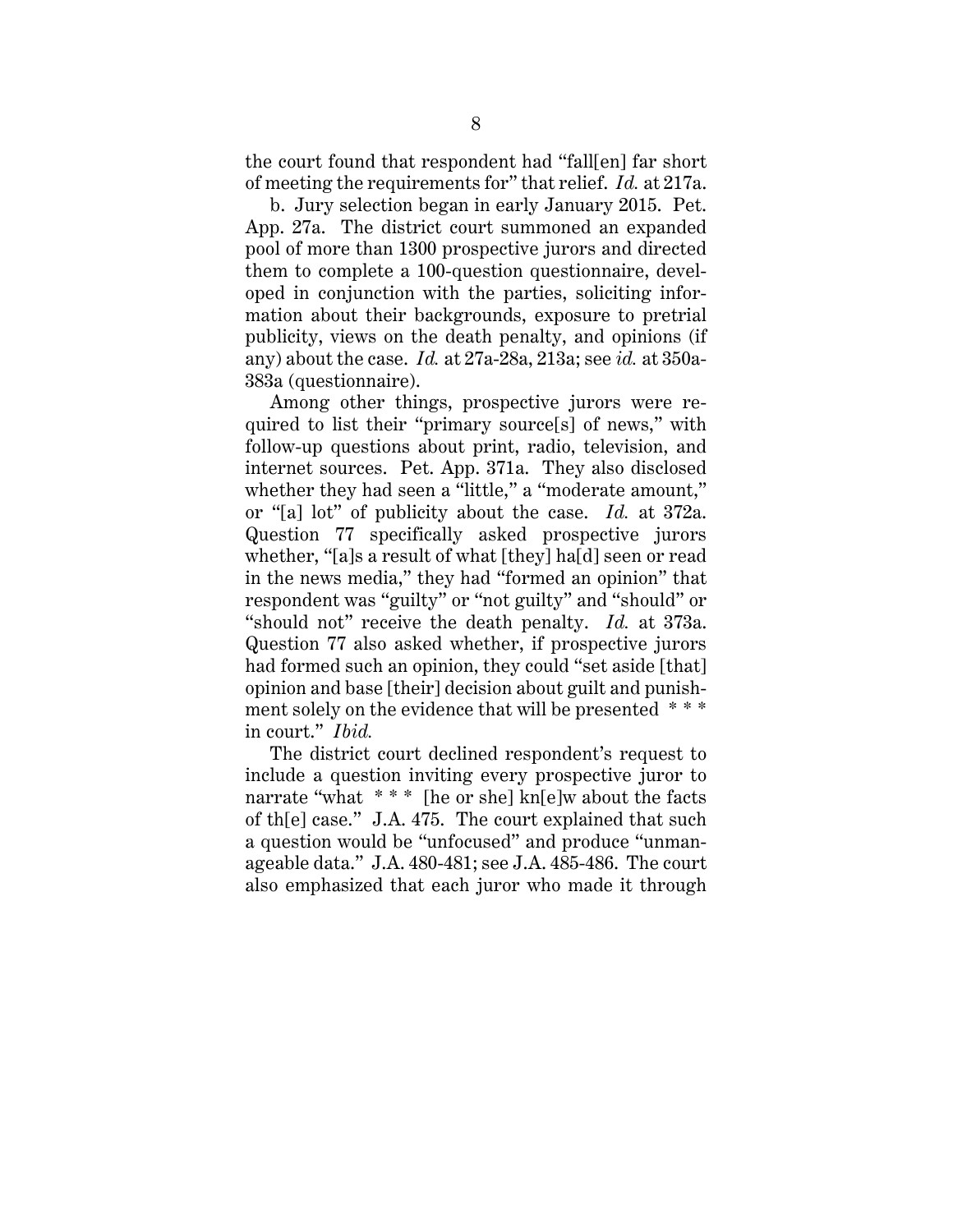the court found that respondent had "fall[en] far short of meeting the requirements for" that relief. *Id.* at 217a.

b. Jury selection began in early January 2015. Pet. App. 27a. The district court summoned an expanded pool of more than 1300 prospective jurors and directed them to complete a 100-question questionnaire, developed in conjunction with the parties, soliciting information about their backgrounds, exposure to pretrial publicity, views on the death penalty, and opinions (if any) about the case. *Id.* at 27a-28a, 213a; see *id.* at 350a-383a (questionnaire).

Among other things, prospective jurors were required to list their "primary source[s] of news," with follow-up questions about print, radio, television, and internet sources. Pet. App. 371a. They also disclosed whether they had seen a "little," a "moderate amount," or "[a] lot" of publicity about the case. *Id.* at 372a. Question 77 specifically asked prospective jurors whether, "[a]s a result of what [they] ha[d] seen or read in the news media," they had "formed an opinion" that respondent was "guilty" or "not guilty" and "should" or "should not" receive the death penalty. *Id.* at 373a. Question 77 also asked whether, if prospective jurors had formed such an opinion, they could "set aside [that] opinion and base [their] decision about guilt and punishment solely on the evidence that will be presented * * * in court." *Ibid.*

The district court declined respondent's request to include a question inviting every prospective juror to narrate "what * * * [he or she] kn[e]w about the facts of th[e] case." J.A. 475. The court explained that such a question would be "unfocused" and produce "unmanageable data." J.A. 480-481; see J.A. 485-486. The court also emphasized that each juror who made it through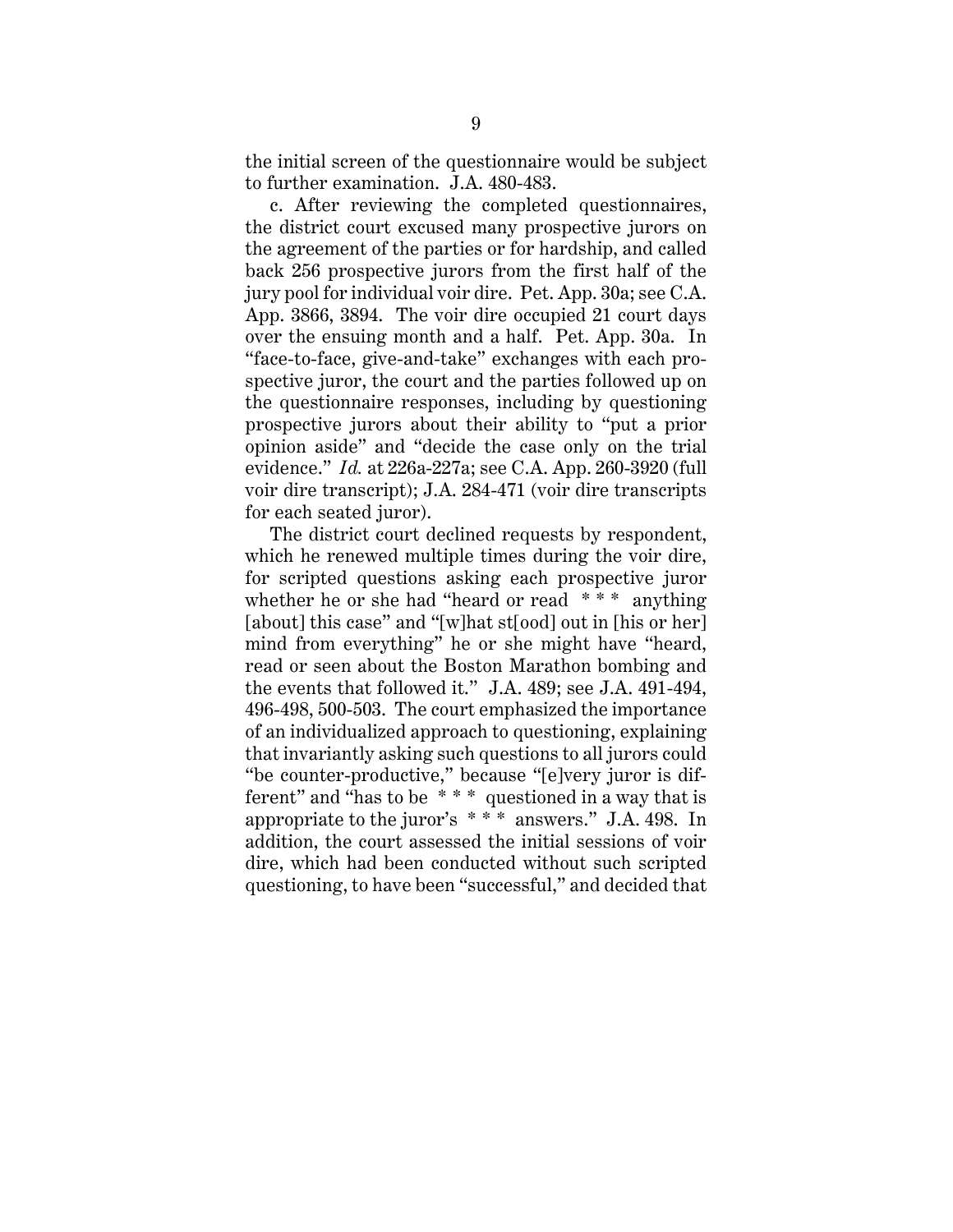the initial screen of the questionnaire would be subject to further examination. J.A. 480-483.

c. After reviewing the completed questionnaires, the district court excused many prospective jurors on the agreement of the parties or for hardship, and called back 256 prospective jurors from the first half of the jury pool for individual voir dire. Pet. App. 30a; see C.A. App. 3866, 3894. The voir dire occupied 21 court days over the ensuing month and a half. Pet. App. 30a. In "face-to-face, give-and-take" exchanges with each prospective juror, the court and the parties followed up on the questionnaire responses, including by questioning prospective jurors about their ability to "put a prior opinion aside" and "decide the case only on the trial evidence." *Id.* at 226a-227a; see C.A. App. 260-3920 (full voir dire transcript); J.A. 284-471 (voir dire transcripts for each seated juror).

The district court declined requests by respondent, which he renewed multiple times during the voir dire, for scripted questions asking each prospective juror whether he or she had "heard or read * * * anything [about] this case" and "[w]hat st[ood] out in [his or her] mind from everything" he or she might have "heard, read or seen about the Boston Marathon bombing and the events that followed it." J.A. 489; see J.A. 491-494, 496-498, 500-503. The court emphasized the importance of an individualized approach to questioning, explaining that invariantly asking such questions to all jurors could "be counter-productive," because "[e]very juror is different" and "has to be * * * questioned in a way that is appropriate to the juror's * * * answers." J.A. 498. In addition, the court assessed the initial sessions of voir dire, which had been conducted without such scripted questioning, to have been "successful," and decided that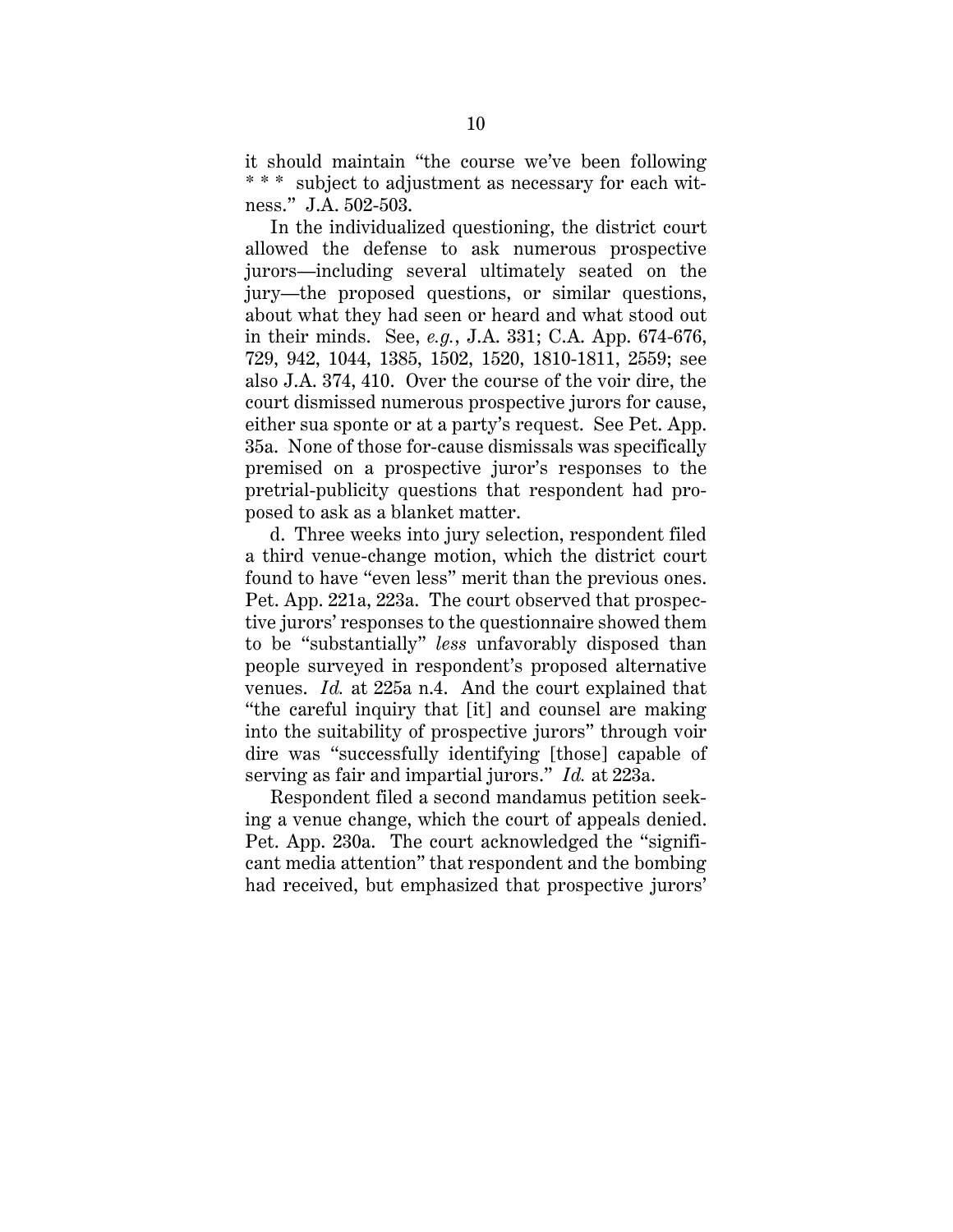it should maintain "the course we've been following * * * subject to adjustment as necessary for each witness." J.A. 502-503.

In the individualized questioning, the district court allowed the defense to ask numerous prospective jurors—including several ultimately seated on the jury—the proposed questions, or similar questions, about what they had seen or heard and what stood out in their minds. See, *e.g.*, J.A. 331; C.A. App. 674-676, 729, 942, 1044, 1385, 1502, 1520, 1810-1811, 2559; see also J.A. 374, 410. Over the course of the voir dire, the court dismissed numerous prospective jurors for cause, either sua sponte or at a party's request. See Pet. App. 35a. None of those for-cause dismissals was specifically premised on a prospective juror's responses to the pretrial-publicity questions that respondent had proposed to ask as a blanket matter.

d. Three weeks into jury selection, respondent filed a third venue-change motion, which the district court found to have "even less" merit than the previous ones. Pet. App. 221a, 223a. The court observed that prospective jurors' responses to the questionnaire showed them to be "substantially" *less* unfavorably disposed than people surveyed in respondent's proposed alternative venues. *Id.* at 225a n.4. And the court explained that "the careful inquiry that [it] and counsel are making into the suitability of prospective jurors" through voir dire was "successfully identifying [those] capable of serving as fair and impartial jurors." *Id.* at 223a.

Respondent filed a second mandamus petition seeking a venue change, which the court of appeals denied. Pet. App. 230a. The court acknowledged the "significant media attention" that respondent and the bombing had received, but emphasized that prospective jurors'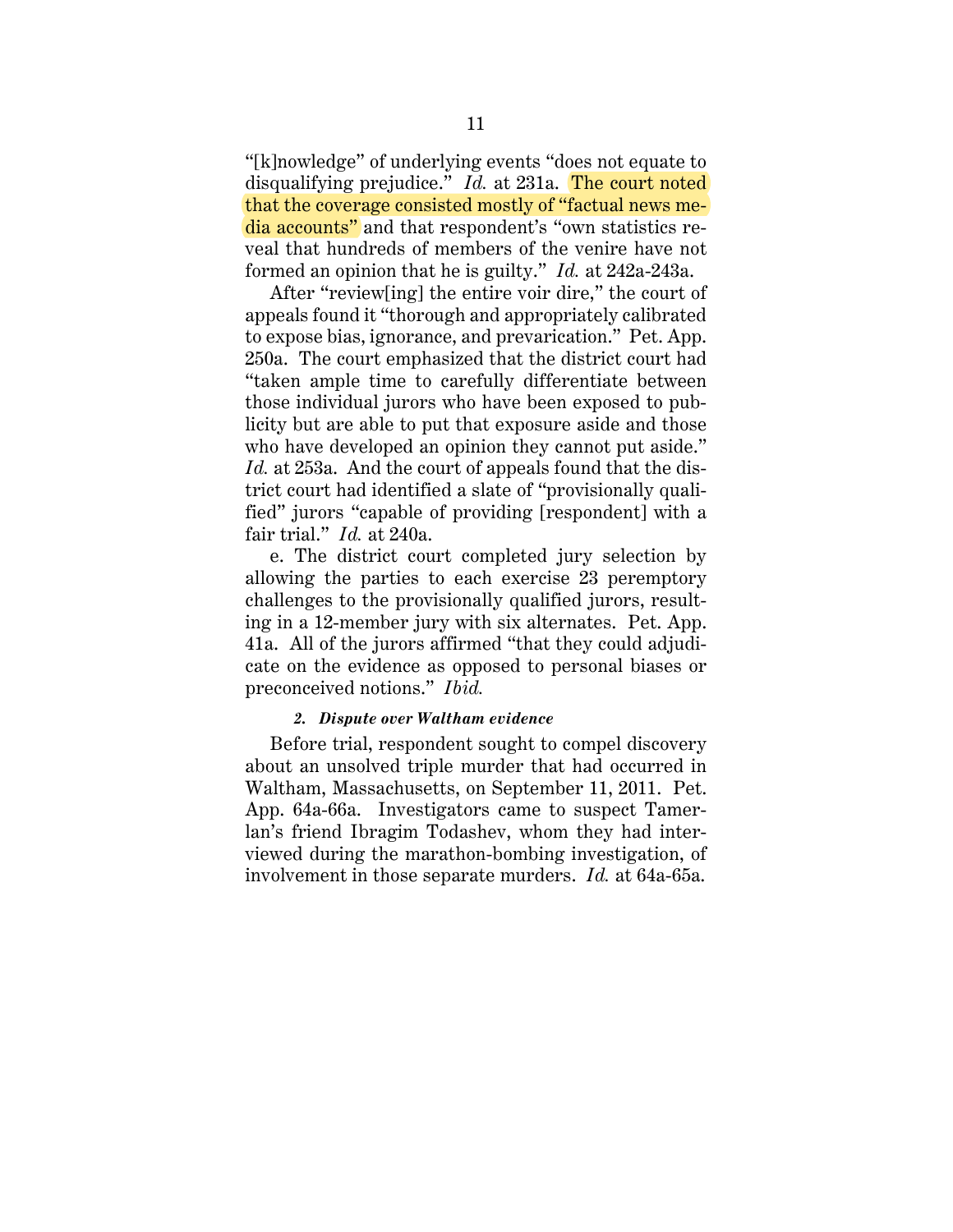"[k]nowledge" of underlying events "does not equate to disqualifying prejudice." *Id.* at 231a. The court noted that the coverage consisted mostly of "factual news media accounts" and that respondent's "own statistics reveal that hundreds of members of the venire have not formed an opinion that he is guilty." *Id.* at 242a-243a.

After "review[ing] the entire voir dire," the court of appeals found it "thorough and appropriately calibrated to expose bias, ignorance, and prevarication." Pet. App. 250a. The court emphasized that the district court had "taken ample time to carefully differentiate between those individual jurors who have been exposed to publicity but are able to put that exposure aside and those who have developed an opinion they cannot put aside." *Id.* at 253a. And the court of appeals found that the district court had identified a slate of "provisionally qualified" jurors "capable of providing [respondent] with a fair trial." *Id.* at 240a.

e. The district court completed jury selection by allowing the parties to each exercise 23 peremptory challenges to the provisionally qualified jurors, resulting in a 12-member jury with six alternates. Pet. App. 41a. All of the jurors affirmed "that they could adjudicate on the evidence as opposed to personal biases or preconceived notions." *Ibid.*

#### *2. Dispute over Waltham evidence*

Before trial, respondent sought to compel discovery about an unsolved triple murder that had occurred in Waltham, Massachusetts, on September 11, 2011. Pet. App. 64a-66a. Investigators came to suspect Tamerlan's friend Ibragim Todashev, whom they had interviewed during the marathon-bombing investigation, of involvement in those separate murders. *Id.* at 64a-65a.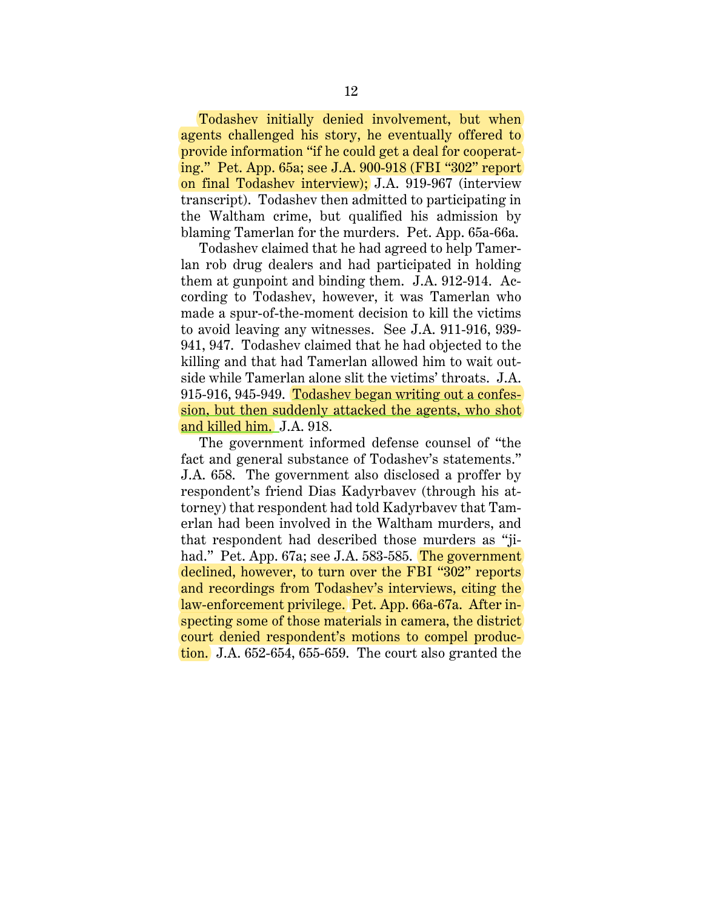Todashev initially denied involvement, but when agents challenged his story, he eventually offered to provide information "if he could get a deal for cooperating." Pet. App. 65a; see J.A. 900-918 (FBI "302" report on final Todashev interview); J.A. 919-967 (interview transcript). Todashev then admitted to participating in the Waltham crime, but qualified his admission by blaming Tamerlan for the murders. Pet. App. 65a-66a.

Todashev claimed that he had agreed to help Tamerlan rob drug dealers and had participated in holding them at gunpoint and binding them. J.A. 912-914. According to Todashev, however, it was Tamerlan who made a spur-of-the-moment decision to kill the victims to avoid leaving any witnesses. See J.A. 911-916, 939-941, 947. Todashev claimed that he had objected to the killing and that had Tamerlan allowed him to wait outside while Tamerlan alone slit the victims' throats. J.A. 915-916, 945-949. Todashev began writing out a confession, but then suddenly attacked the agents, who shot and killed him. J.A. 918.

The government informed defense counsel of "the fact and general substance of Todashev's statements." J.A. 658. The government also disclosed a proffer by respondent's friend Dias Kadyrbavev (through his attorney) that respondent had told Kadyrbavev that Tamerlan had been involved in the Waltham murders, and that respondent had described those murders as "jihad." Pet. App. 67a; see J.A. 583-585. The government declined, however, to turn over the FBI "302" reports and recordings from Todashev's interviews, citing the law-enforcement privilege. Pet. App. 66a-67a. After inspecting some of those materials in camera, the district court denied respondent's motions to compel production. J.A. 652-654, 655-659. The court also granted the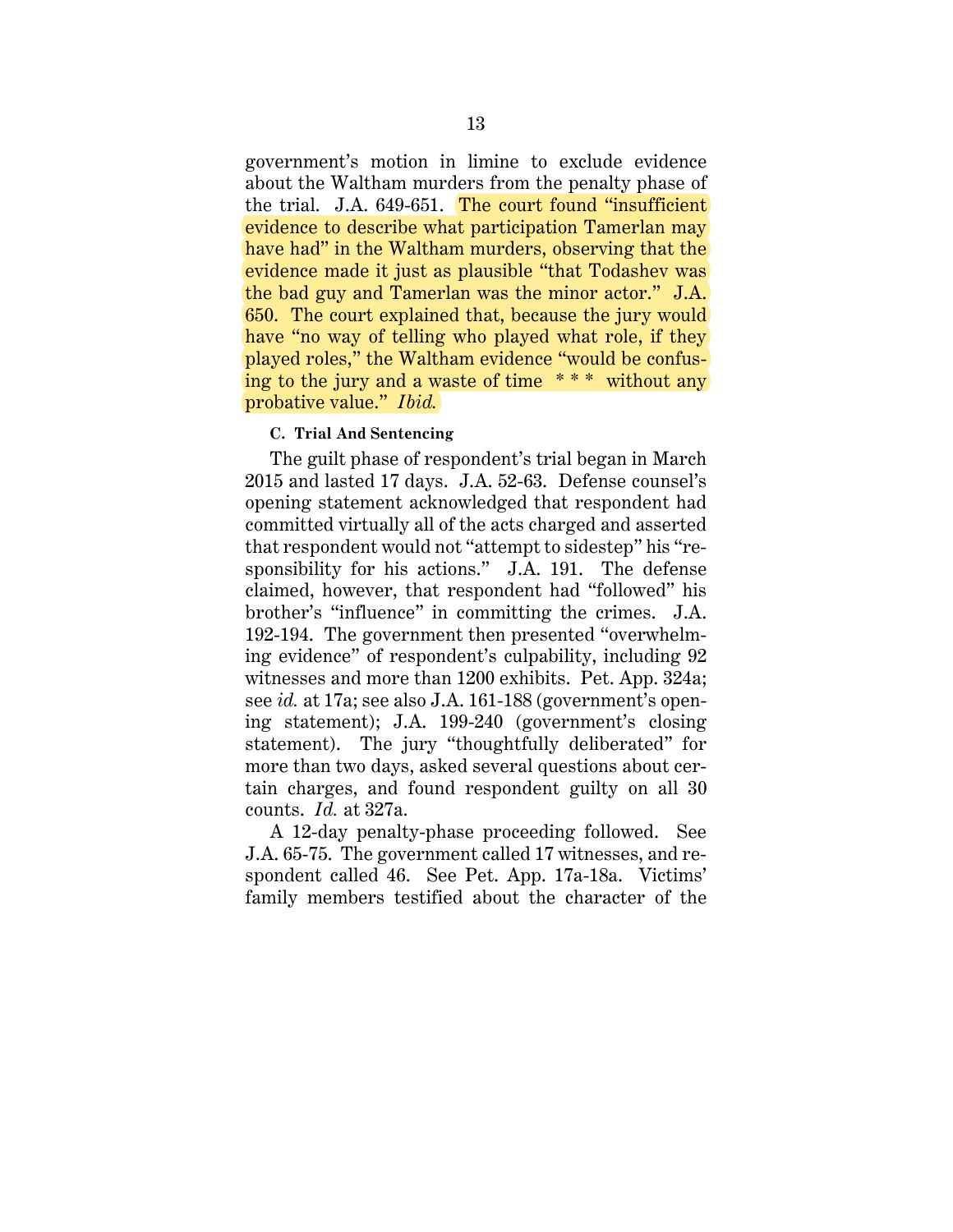government's motion in limine to exclude evidence about the Waltham murders from the penalty phase of the trial. J.A. 649-651. The court found "insufficient evidence to describe what participation Tamerlan may have had" in the Waltham murders, observing that the evidence made it just as plausible "that Todashev was the bad guy and Tamerlan was the minor actor." J.A. 650. The court explained that, because the jury would have "no way of telling who played what role, if they played roles," the Waltham evidence "would be confusing to the jury and a waste of time * * * without any probative value." *Ibid.*

#### C. Trial And Sentencing

The guilt phase of respondent's trial began in March 2015 and lasted 17 days. J.A. 52-63. Defense counsel's opening statement acknowledged that respondent had committed virtually all of the acts charged and asserted that respondent would not "attempt to sidestep" his "responsibility for his actions." J.A. 191. The defense claimed, however, that respondent had "followed" his brother's "influence" in committing the crimes. J.A. 192-194. The government then presented "overwhelming evidence" of respondent's culpability, including 92 witnesses and more than 1200 exhibits. Pet. App. 324a; see *id.* at 17a; see also J.A. 161-188 (government's opening statement); J.A. 199-240 (government's closing statement). The jury "thoughtfully deliberated" for more than two days, asked several questions about certain charges, and found respondent guilty on all 30 counts. *Id.* at 327a.

A 12-day penalty-phase proceeding followed. See J.A. 65-75. The government called 17 witnesses, and respondent called 46. See Pet. App. 17a-18a. Victims' family members testified about the character of the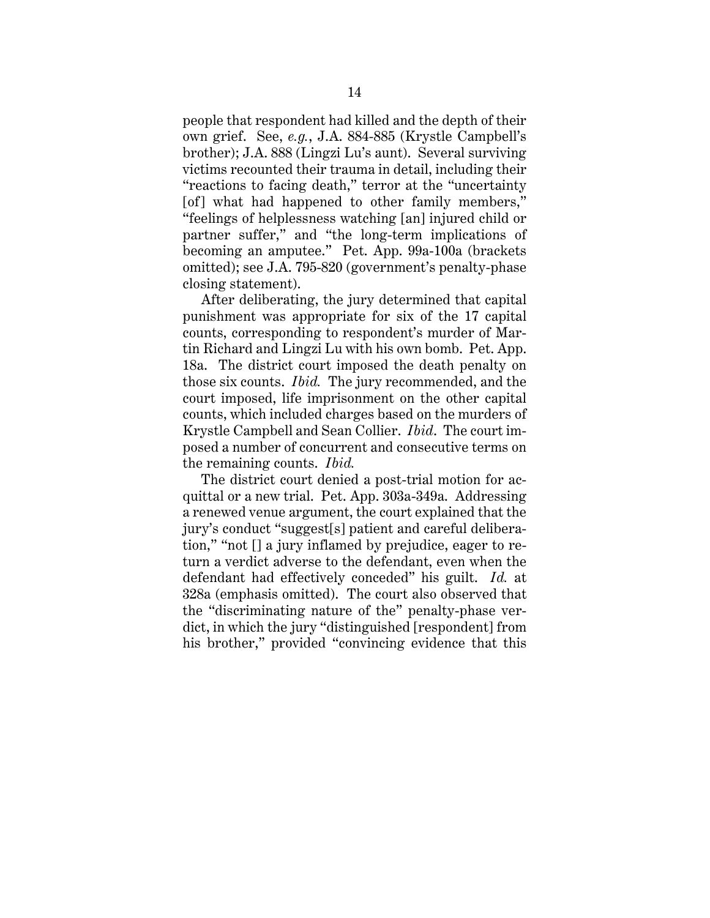people that respondent had killed and the depth of their own grief. See, *e.g.*, J.A. 884-885 (Krystle Campbell's brother); J.A. 888 (Lingzi Lu's aunt). Several surviving victims recounted their trauma in detail, including their "reactions to facing death," terror at the "uncertainty [of] what had happened to other family members," "feelings of helplessness watching [an] injured child or partner suffer," and "the long-term implications of becoming an amputee." Pet. App. 99a-100a (brackets omitted); see J.A. 795-820 (government's penalty-phase closing statement).

After deliberating, the jury determined that capital punishment was appropriate for six of the 17 capital counts, corresponding to respondent's murder of Martin Richard and Lingzi Lu with his own bomb. Pet. App. 18a. The district court imposed the death penalty on those six counts. *Ibid.* The jury recommended, and the court imposed, life imprisonment on the other capital counts, which included charges based on the murders of Krystle Campbell and Sean Collier. *Ibid*. The court imposed a number of concurrent and consecutive terms on the remaining counts. *Ibid.*

The district court denied a post-trial motion for acquittal or a new trial. Pet. App. 303a-349a. Addressing a renewed venue argument, the court explained that the jury's conduct "suggest[s] patient and careful deliberation," "not [] a jury inflamed by prejudice, eager to return a verdict adverse to the defendant, even when the defendant had effectively conceded" his guilt. *Id.* at 328a (emphasis omitted). The court also observed that the "discriminating nature of the" penalty-phase verdict, in which the jury "distinguished [respondent] from his brother," provided "convincing evidence that this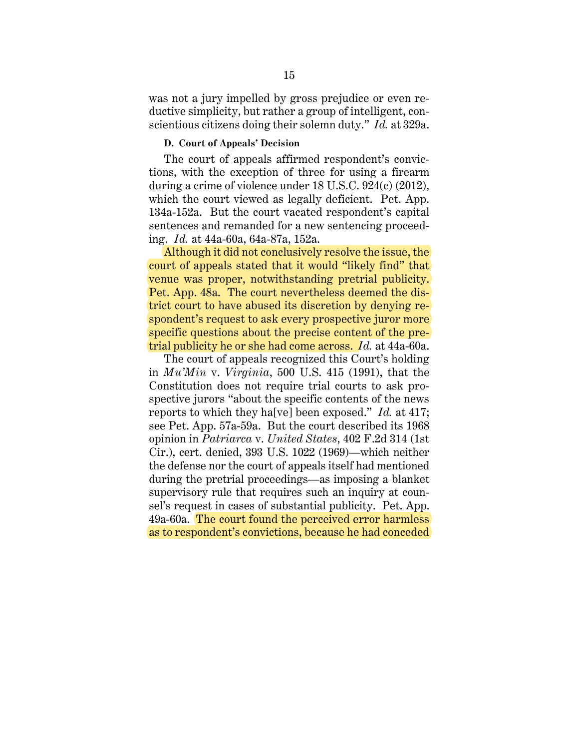was not a jury impelled by gross prejudice or even reductive simplicity, but rather a group of intelligent, conscientious citizens doing their solemn duty." *Id.* at 329a.

#### D. Court of Appeals' Decision

The court of appeals affirmed respondent's convictions, with the exception of three for using a firearm during a crime of violence under 18 U.S.C. 924(c) (2012), which the court viewed as legally deficient. Pet. App. 134a-152a. But the court vacated respondent's capital sentences and remanded for a new sentencing proceeding. *Id.* at 44a-60a, 64a-87a, 152a.

Although it did not conclusively resolve the issue, the court of appeals stated that it would "likely find" that venue was proper, notwithstanding pretrial publicity. Pet. App. 48a. The court nevertheless deemed the district court to have abused its discretion by denying respondent's request to ask every prospective juror more specific questions about the precise content of the pretrial publicity he or she had come across. *Id.* at 44a-60a.

The court of appeals recognized this Court's holding in *Mu'Min* v. *Virginia*, 500 U.S. 415 (1991), that the Constitution does not require trial courts to ask prospective jurors "about the specific contents of the news reports to which they ha[ve] been exposed." *Id.* at 417; see Pet. App. 57a-59a. But the court described its 1968 opinion in *Patriarca* v. *United States*, 402 F.2d 314 (1st Cir.), cert. denied, 393 U.S. 1022 (1969)—which neither the defense nor the court of appeals itself had mentioned during the pretrial proceedings—as imposing a blanket supervisory rule that requires such an inquiry at counsel's request in cases of substantial publicity. Pet. App. 49a-60a. The court found the perceived error harmless as to respondent's convictions, because he had conceded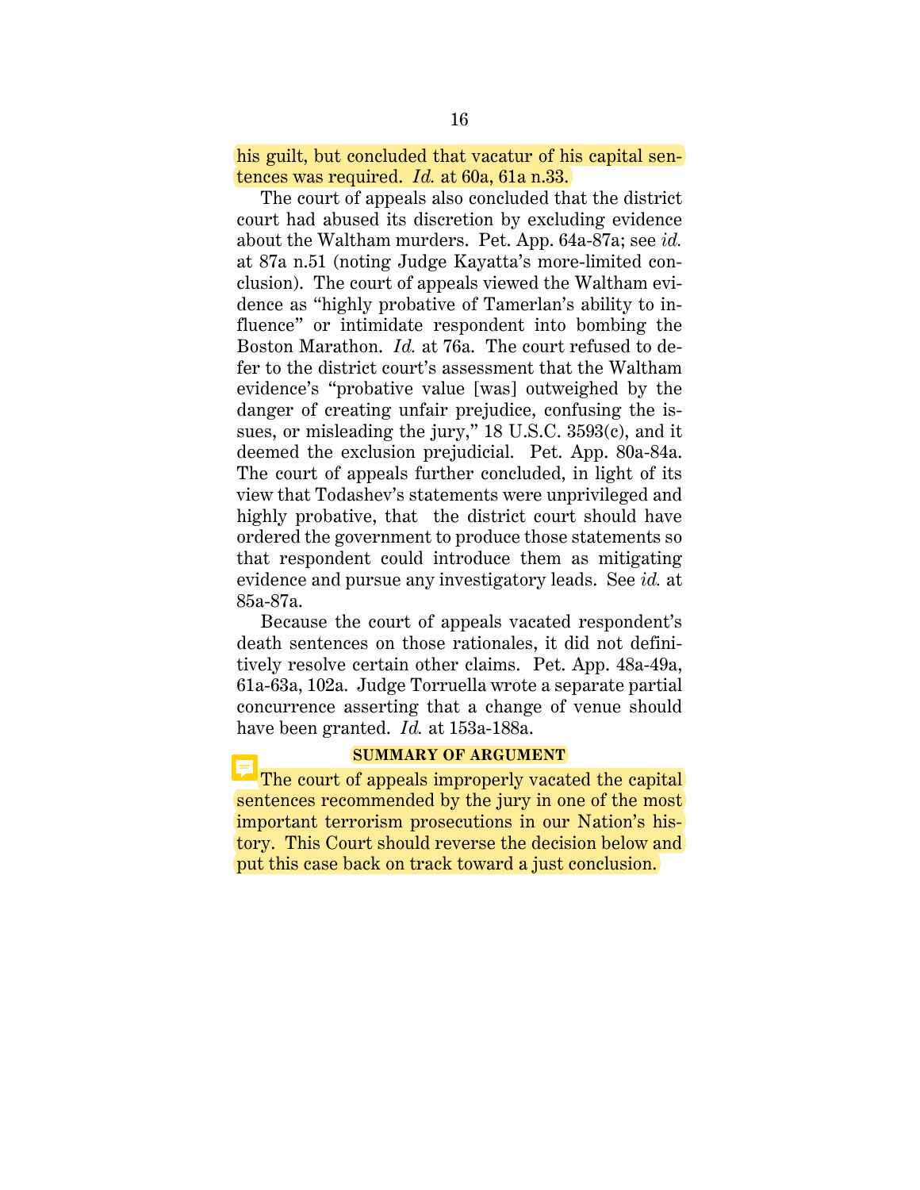his guilt, but concluded that vacatur of his capital sentences was required. *Id.* at 60a, 61a n.33.

The court of appeals also concluded that the district court had abused its discretion by excluding evidence about the Waltham murders. Pet. App. 64a-87a; see *id.* at 87a n.51 (noting Judge Kayatta's more-limited conclusion). The court of appeals viewed the Waltham evidence as "highly probative of Tamerlan's ability to influence" or intimidate respondent into bombing the Boston Marathon. *Id.* at 76a. The court refused to defer to the district court's assessment that the Waltham evidence's "probative value [was] outweighed by the danger of creating unfair prejudice, confusing the issues, or misleading the jury," 18 U.S.C. 3593(c), and it deemed the exclusion prejudicial. Pet. App. 80a-84a. The court of appeals further concluded, in light of its view that Todashev's statements were unprivileged and highly probative, that the district court should have ordered the government to produce those statements so that respondent could introduce them as mitigating evidence and pursue any investigatory leads. See *id.* at 85a-87a.

Because the court of appeals vacated respondent's death sentences on those rationales, it did not definitively resolve certain other claims. Pet. App. 48a-49a, 61a-63a, 102a. Judge Torruella wrote a separate partial concurrence asserting that a change of venue should have been granted. *Id.* at 153a-188a.

## SUMMARY OF ARGUMENT

The court of appeals improperly vacated the capital sentences recommended by the jury in one of the most important terrorism prosecutions in our Nation's history. This Court should reverse the decision below and put this case back on track toward a just conclusion.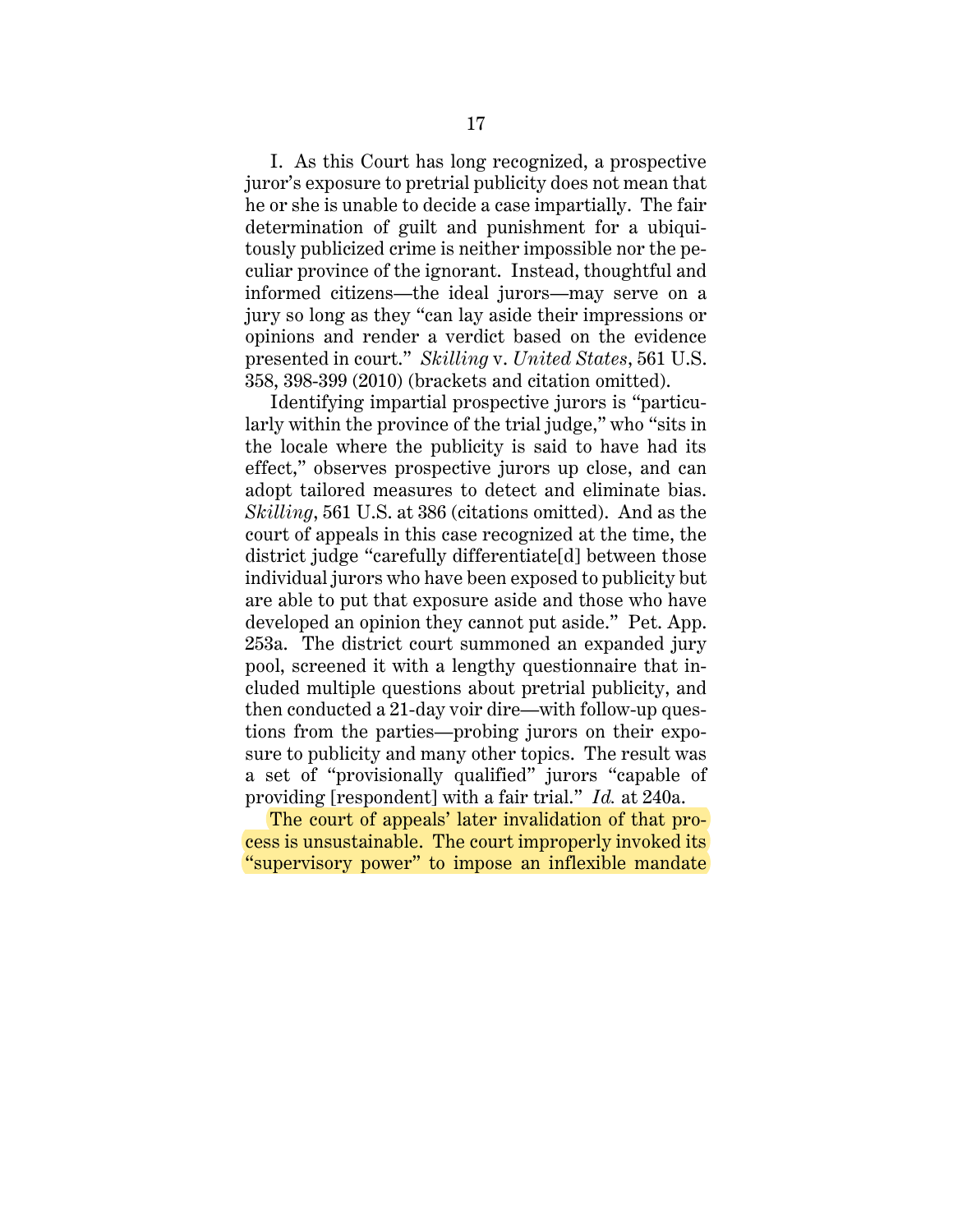I. As this Court has long recognized, a prospective juror's exposure to pretrial publicity does not mean that he or she is unable to decide a case impartially. The fair determination of guilt and punishment for a ubiquitously publicized crime is neither impossible nor the peculiar province of the ignorant. Instead, thoughtful and informed citizens—the ideal jurors—may serve on a jury so long as they "can lay aside their impressions or opinions and render a verdict based on the evidence presented in court." *Skilling* v. *United States*, 561 U.S. 358, 398-399 (2010) (brackets and citation omitted).

Identifying impartial prospective jurors is "particularly within the province of the trial judge," who "sits in the locale where the publicity is said to have had its effect," observes prospective jurors up close, and can adopt tailored measures to detect and eliminate bias. *Skilling*, 561 U.S. at 386 (citations omitted). And as the court of appeals in this case recognized at the time, the district judge "carefully differentiate[d] between those individual jurors who have been exposed to publicity but are able to put that exposure aside and those who have developed an opinion they cannot put aside." Pet. App. 253a. The district court summoned an expanded jury pool, screened it with a lengthy questionnaire that included multiple questions about pretrial publicity, and then conducted a 21-day voir dire—with follow-up questions from the parties—probing jurors on their exposure to publicity and many other topics. The result was a set of "provisionally qualified" jurors "capable of providing [respondent] with a fair trial." *Id.* at 240a.

The court of appeals' later invalidation of that process is unsustainable. The court improperly invoked its "supervisory power" to impose an inflexible mandate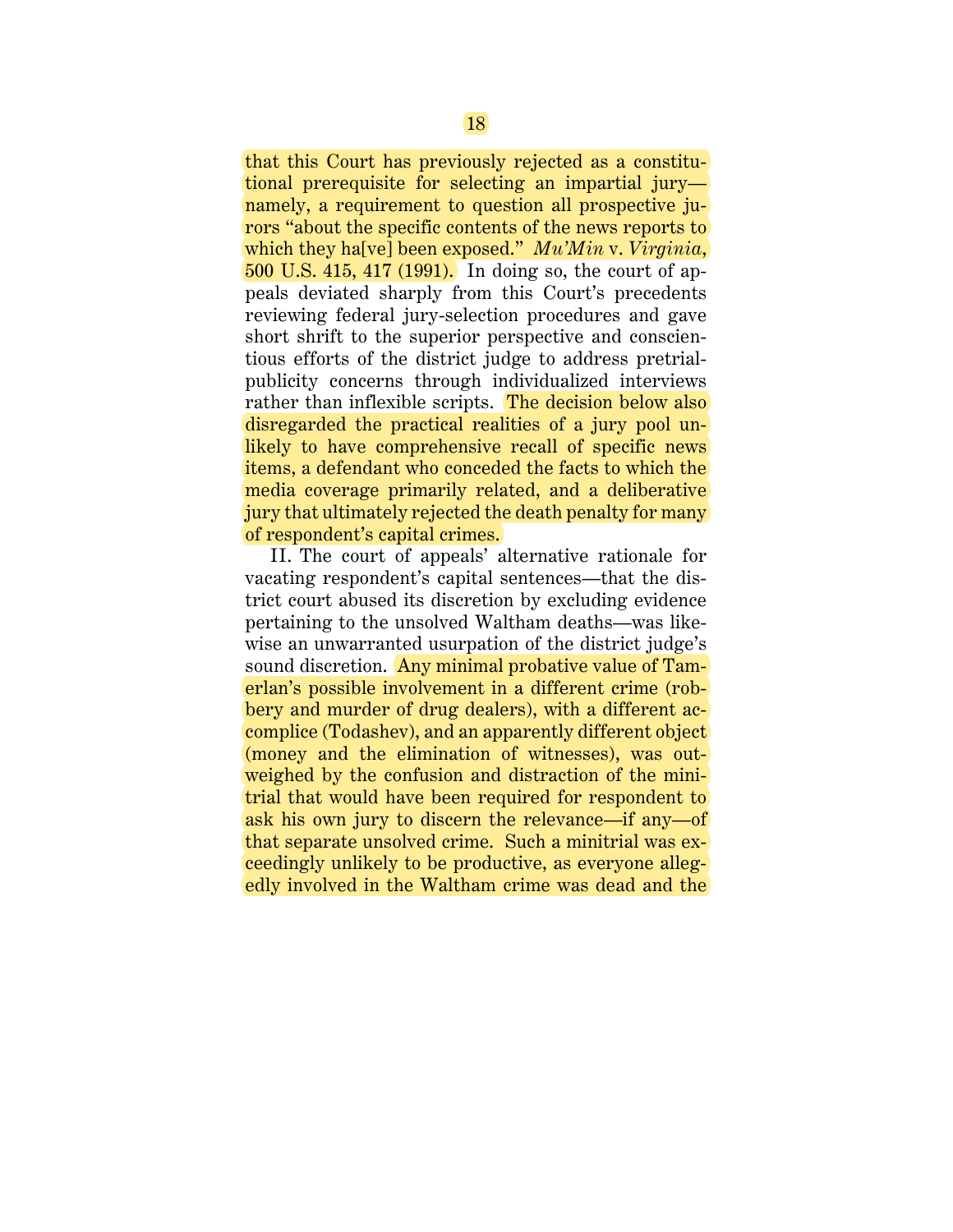that this Court has previously rejected as a constitutional prerequisite for selecting an impartial jury—namely, a requirement to question all prospective jurors "about the specific contents of the news reports to which they ha[ve] been exposed." *Mu'Min* v. *Virginia*, 500 U.S. 415, 417 (1991). In doing so, the court of appeals deviated sharply from this Court's precedents reviewing federal jury-selection procedures and gave short shrift to the superior perspective and conscientious efforts of the district judge to address pretrial-publicity concerns through individualized interviews rather than inflexible scripts. The decision below also disregarded the practical realities of a jury pool unlikely to have comprehensive recall of specific news items, a defendant who conceded the facts to which the media coverage primarily related, and a deliberative jury that ultimately rejected the death penalty for many of respondent's capital crimes.

II. The court of appeals' alternative rationale for vacating respondent's capital sentences—that the district court abused its discretion by excluding evidence pertaining to the unsolved Waltham deaths—was likewise an unwarranted usurpation of the district judge's sound discretion. Any minimal probative value of Tamerlan's possible involvement in a different crime (robbery and murder of drug dealers), with a different accomplice (Todashev), and an apparently different object (money and the elimination of witnesses), was outweighed by the confusion and distraction of the minitrial that would have been required for respondent to ask his own jury to discern the relevance—if any—of that separate unsolved crime. Such a minitrial was exceedingly unlikely to be productive, as everyone allegedly involved in the Waltham crime was dead and the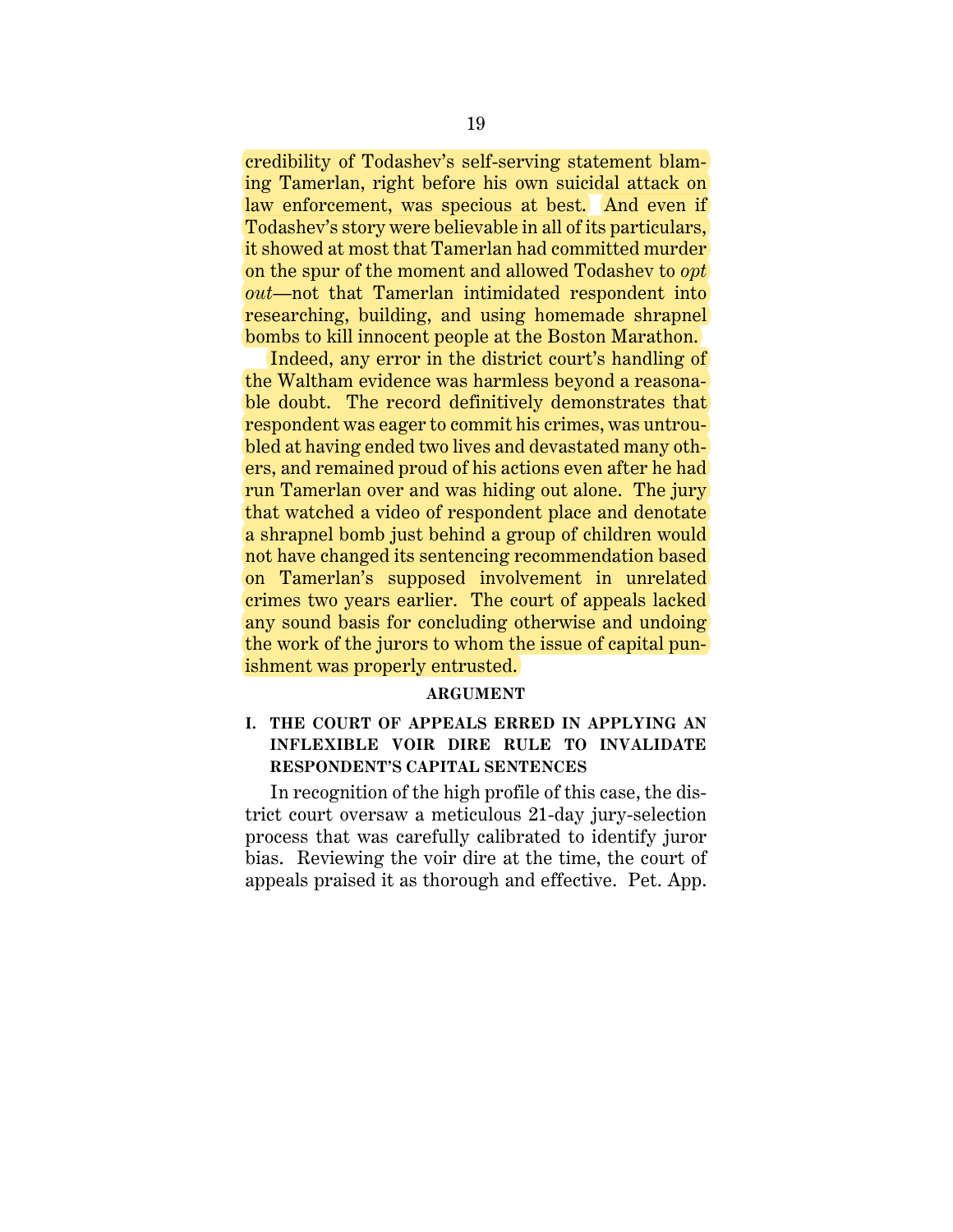credibility of Todashev's self-serving statement blaming Tamerlan, right before his own suicidal attack on law enforcement, was specious at best. And even if Todashev's story were believable in all of its particulars, it showed at most that Tamerlan had committed murder on the spur of the moment and allowed Todashev to *opt out*—not that Tamerlan intimidated respondent into researching, building, and using homemade shrapnel bombs to kill innocent people at the Boston Marathon.

Indeed, any error in the district court's handling of the Waltham evidence was harmless beyond a reasonable doubt. The record definitively demonstrates that respondent was eager to commit his crimes, was untroubled at having ended two lives and devastated many others, and remained proud of his actions even after he had run Tamerlan over and was hiding out alone. The jury that watched a video of respondent place and denotate a shrapnel bomb just behind a group of children would not have changed its sentencing recommendation based on Tamerlan's supposed involvement in unrelated crimes two years earlier. The court of appeals lacked any sound basis for concluding otherwise and undoing the work of the jurors to whom the issue of capital punishment was properly entrusted.

## ARGUMENT

### I. THE COURT OF APPEALS ERRED IN APPLYING AN INFLEXIBLE VOIR DIRE RULE TO INVALIDATE RESPONDENT'S CAPITAL SENTENCES

In recognition of the high profile of this case, the district court oversaw a meticulous 21-day jury-selection process that was carefully calibrated to identify juror bias. Reviewing the voir dire at the time, the court of appeals praised it as thorough and effective. Pet. App.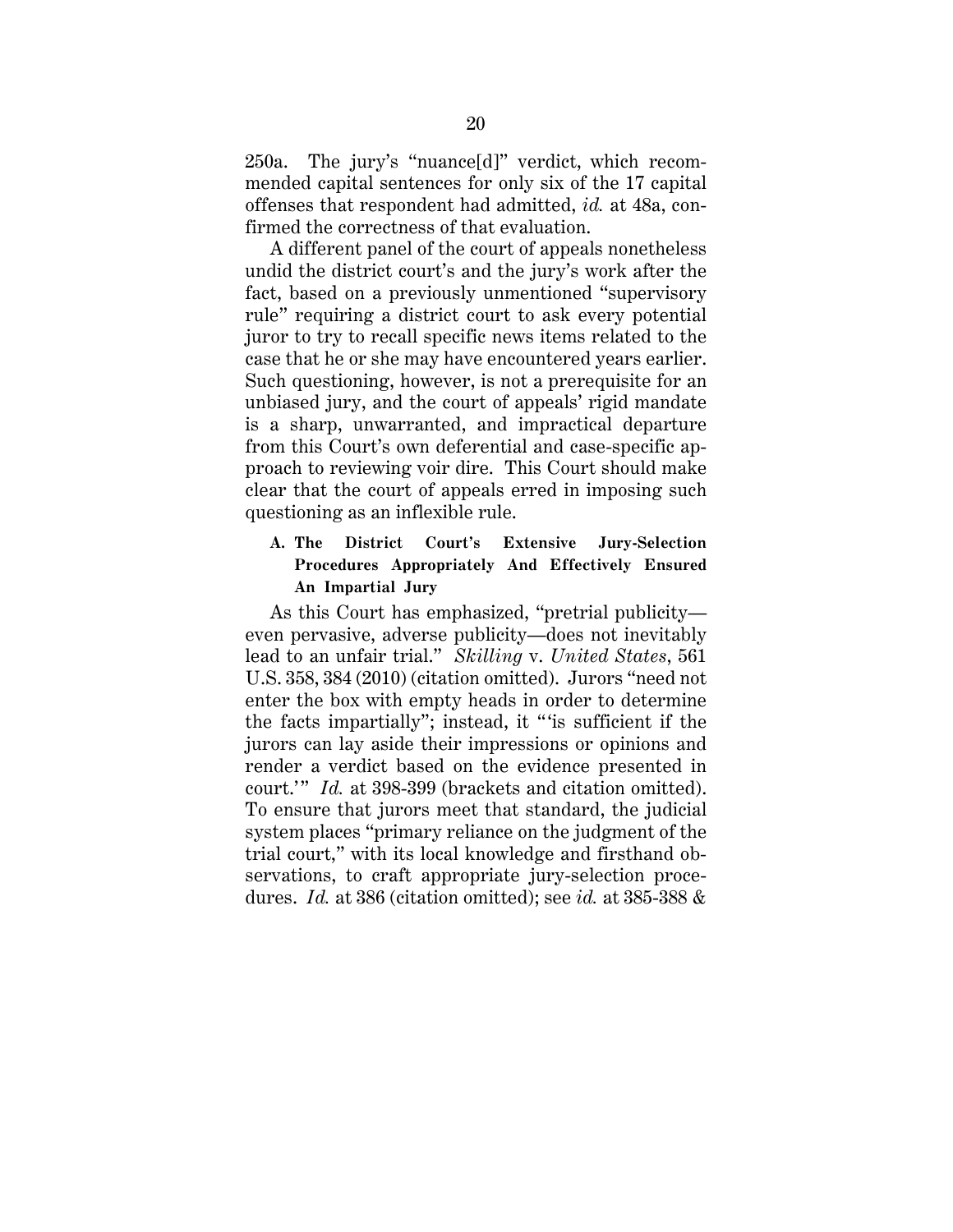250a. The jury's "nuance[d]" verdict, which recommended capital sentences for only six of the 17 capital offenses that respondent had admitted, *id.* at 48a, confirmed the correctness of that evaluation.

A different panel of the court of appeals nonetheless undid the district court's and the jury's work after the fact, based on a previously unmentioned "supervisory rule" requiring a district court to ask every potential juror to try to recall specific news items related to the case that he or she may have encountered years earlier. Such questioning, however, is not a prerequisite for an unbiased jury, and the court of appeals' rigid mandate is a sharp, unwarranted, and impractical departure from this Court's own deferential and case-specific approach to reviewing voir dire. This Court should make clear that the court of appeals erred in imposing such questioning as an inflexible rule.

### A. The District Court's Extensive Jury-Selection Procedures Appropriately And Effectively Ensured An Impartial Jury

As this Court has emphasized, "pretrial publicity—even pervasive, adverse publicity—does not inevitably lead to an unfair trial." *Skilling* v. *United States*, 561 U.S. 358, 384 (2010) (citation omitted). Jurors "need not enter the box with empty heads in order to determine the facts impartially"; instead, it "'is sufficient if the jurors can lay aside their impressions or opinions and render a verdict based on the evidence presented in court.'" *Id.* at 398-399 (brackets and citation omitted). To ensure that jurors meet that standard, the judicial system places "primary reliance on the judgment of the trial court," with its local knowledge and firsthand observations, to craft appropriate jury-selection procedures. *Id.* at 386 (citation omitted); see *id.* at 385-388 &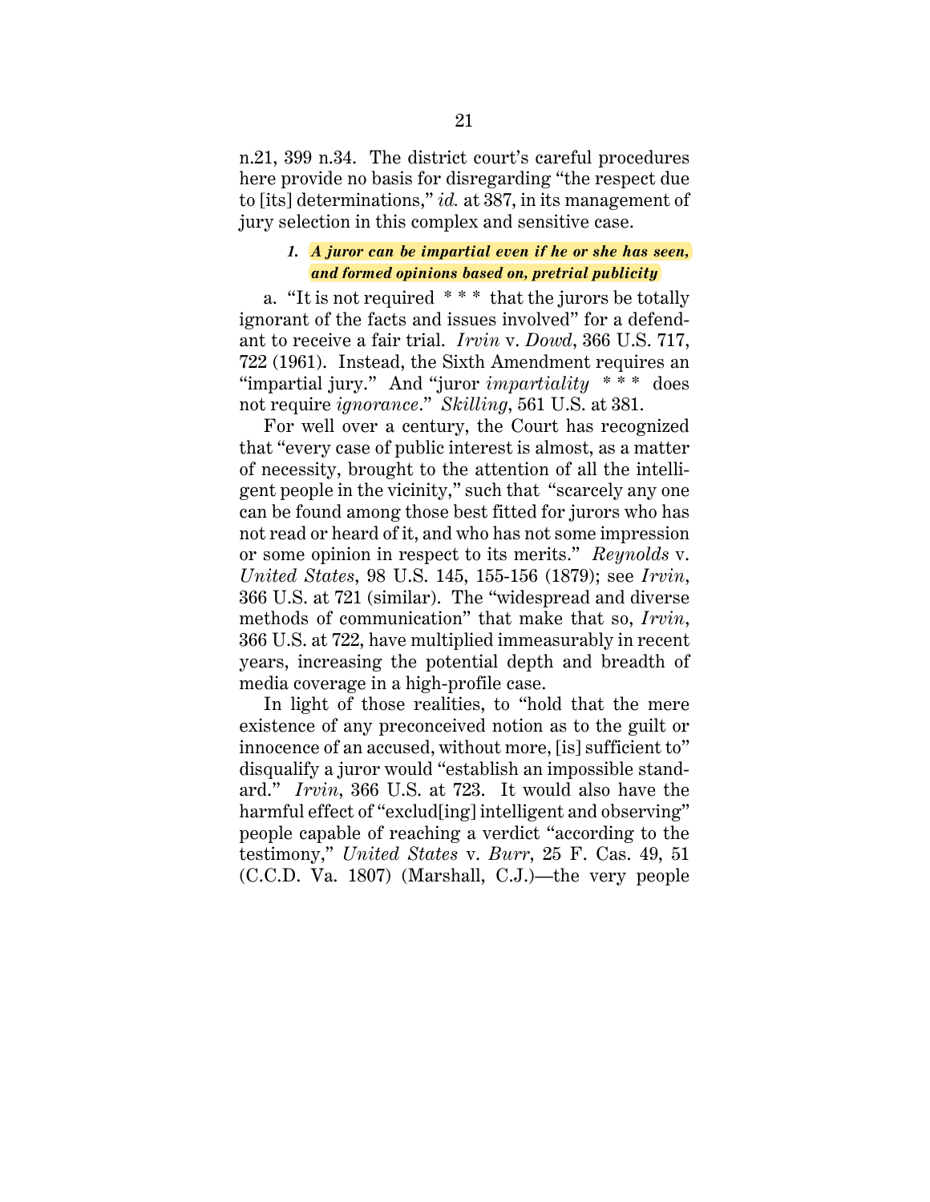n.21, 399 n.34. The district court's careful procedures here provide no basis for disregarding "the respect due to [its] determinations," *id.* at 387, in its management of jury selection in this complex and sensitive case.

#### *1. A juror can be impartial even if he or she has seen, and formed opinions based on, pretrial publicity*

a. "It is not required * * * that the jurors be totally ignorant of the facts and issues involved" for a defendant to receive a fair trial. *Irvin* v. *Dowd*, 366 U.S. 717, 722 (1961). Instead, the Sixth Amendment requires an "impartial jury." And "juror *impartiality* * * * does not require *ignorance*." *Skilling*, 561 U.S. at 381.

For well over a century, the Court has recognized that "every case of public interest is almost, as a matter of necessity, brought to the attention of all the intelligent people in the vicinity," such that "scarcely any one can be found among those best fitted for jurors who has not read or heard of it, and who has not some impression or some opinion in respect to its merits." *Reynolds* v. *United States*, 98 U.S. 145, 155-156 (1879); see *Irvin*, 366 U.S. at 721 (similar). The "widespread and diverse methods of communication" that make that so, *Irvin*, 366 U.S. at 722, have multiplied immeasurably in recent years, increasing the potential depth and breadth of media coverage in a high-profile case.

In light of those realities, to "hold that the mere existence of any preconceived notion as to the guilt or innocence of an accused, without more, [is] sufficient to" disqualify a juror would "establish an impossible standard." *Irvin*, 366 U.S. at 723. It would also have the harmful effect of "exclud[ing] intelligent and observing" people capable of reaching a verdict "according to the testimony," *United States* v. *Burr*, 25 F. Cas. 49, 51 (C.C.D. Va. 1807) (Marshall, C.J.)—the very people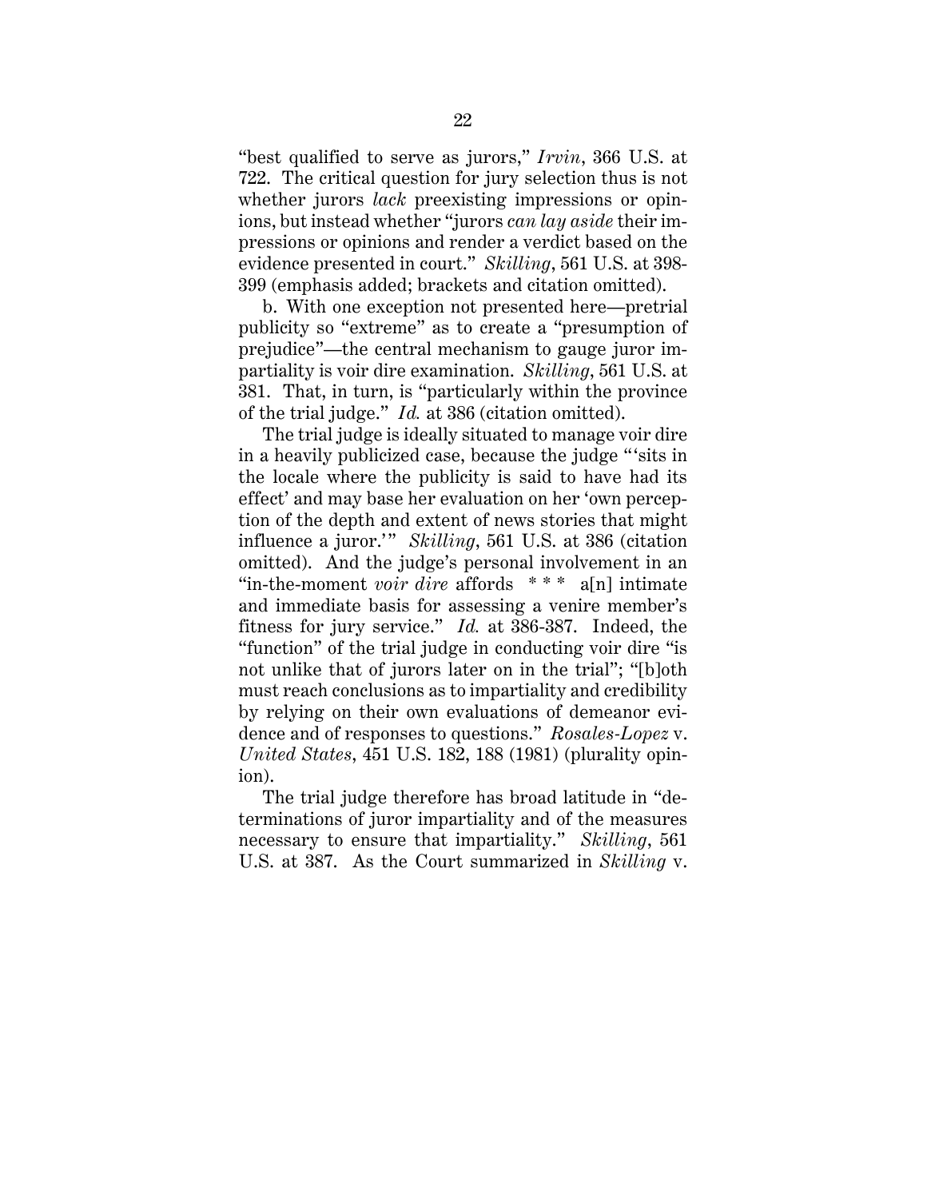"best qualified to serve as jurors," *Irvin*, 366 U.S. at 722. The critical question for jury selection thus is not whether jurors *lack* preexisting impressions or opinions, but instead whether "jurors *can lay aside* their impressions or opinions and render a verdict based on the evidence presented in court." *Skilling*, 561 U.S. at 398-399 (emphasis added; brackets and citation omitted).

b. With one exception not presented here—pretrial publicity so "extreme" as to create a "presumption of prejudice"—the central mechanism to gauge juror impartiality is voir dire examination. *Skilling*, 561 U.S. at 381. That, in turn, is "particularly within the province of the trial judge." *Id.* at 386 (citation omitted).

The trial judge is ideally situated to manage voir dire in a heavily publicized case, because the judge " 'sits in the locale where the publicity is said to have had its effect' and may base her evaluation on her 'own perception of the depth and extent of news stories that might influence a juror.' " *Skilling*, 561 U.S. at 386 (citation omitted). And the judge's personal involvement in an "in-the-moment *voir dire* affords * * * a[n] intimate and immediate basis for assessing a venire member's fitness for jury service." *Id.* at 386-387. Indeed, the "function" of the trial judge in conducting voir dire "is not unlike that of jurors later on in the trial"; "[b]oth must reach conclusions as to impartiality and credibility by relying on their own evaluations of demeanor evidence and of responses to questions." *Rosales-Lopez* v. *United States*, 451 U.S. 182, 188 (1981) (plurality opinion).

The trial judge therefore has broad latitude in "determinations of juror impartiality and of the measures necessary to ensure that impartiality." *Skilling*, 561 U.S. at 387. As the Court summarized in *Skilling* v.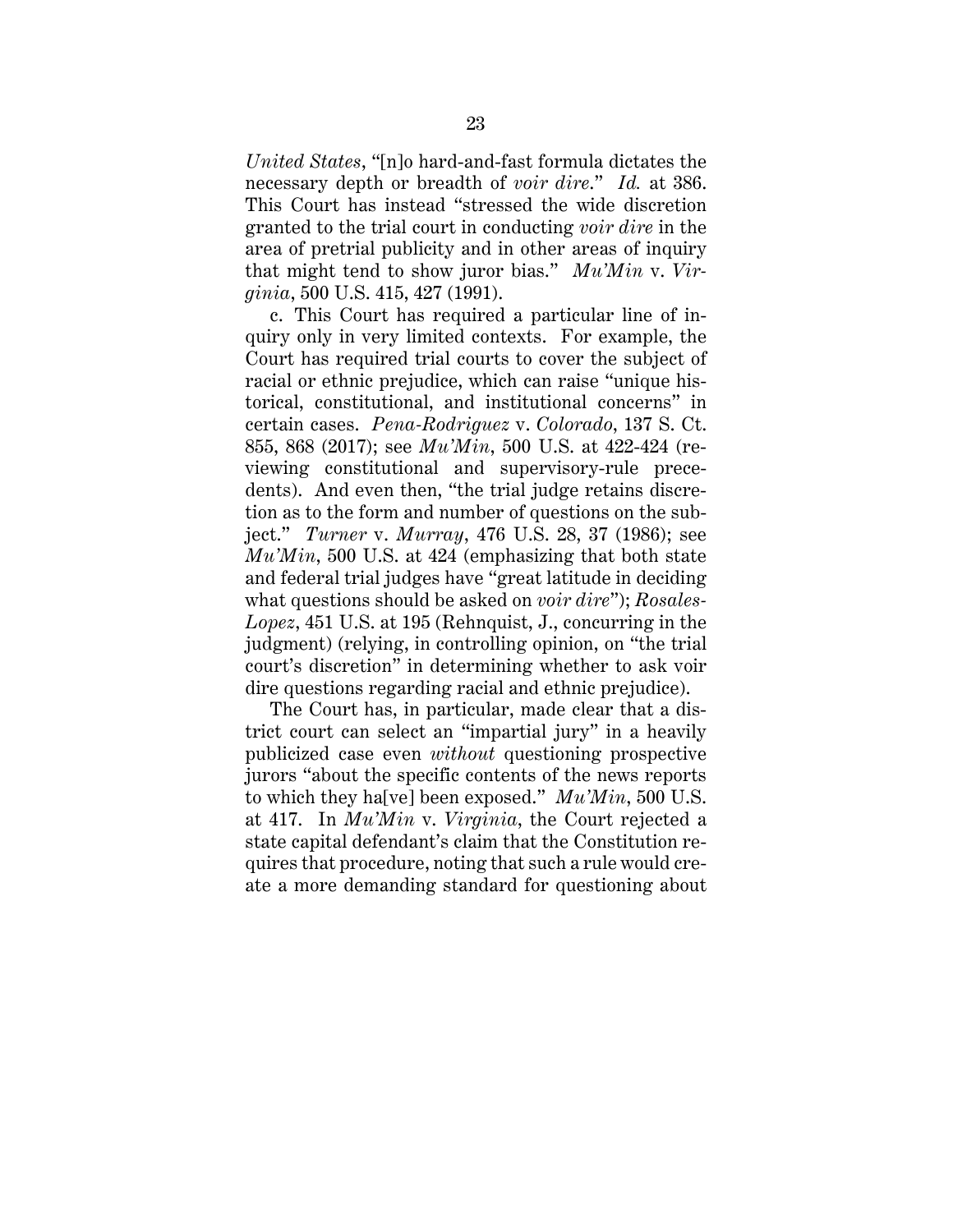*United States*, "[n]o hard-and-fast formula dictates the necessary depth or breadth of *voir dire*." *Id.* at 386. This Court has instead "stressed the wide discretion granted to the trial court in conducting *voir dire* in the area of pretrial publicity and in other areas of inquiry that might tend to show juror bias." *Mu'Min* v. *Virginia*, 500 U.S. 415, 427 (1991).

c. This Court has required a particular line of inquiry only in very limited contexts. For example, the Court has required trial courts to cover the subject of racial or ethnic prejudice, which can raise "unique historical, constitutional, and institutional concerns" in certain cases. *Pena-Rodriguez* v. *Colorado*, 137 S. Ct. 855, 868 (2017); see *Mu'Min*, 500 U.S. at 422-424 (reviewing constitutional and supervisory-rule precedents). And even then, "the trial judge retains discretion as to the form and number of questions on the subject." *Turner* v. *Murray*, 476 U.S. 28, 37 (1986); see *Mu'Min*, 500 U.S. at 424 (emphasizing that both state and federal trial judges have "great latitude in deciding what questions should be asked on *voir dire*"); *Rosales-Lopez*, 451 U.S. at 195 (Rehnquist, J., concurring in the judgment) (relying, in controlling opinion, on "the trial court's discretion" in determining whether to ask voir dire questions regarding racial and ethnic prejudice).

The Court has, in particular, made clear that a district court can select an "impartial jury" in a heavily publicized case even *without* questioning prospective jurors "about the specific contents of the news reports to which they ha[ve] been exposed." *Mu'Min*, 500 U.S. at 417. In *Mu'Min* v. *Virginia*, the Court rejected a state capital defendant's claim that the Constitution requires that procedure, noting that such a rule would create a more demanding standard for questioning about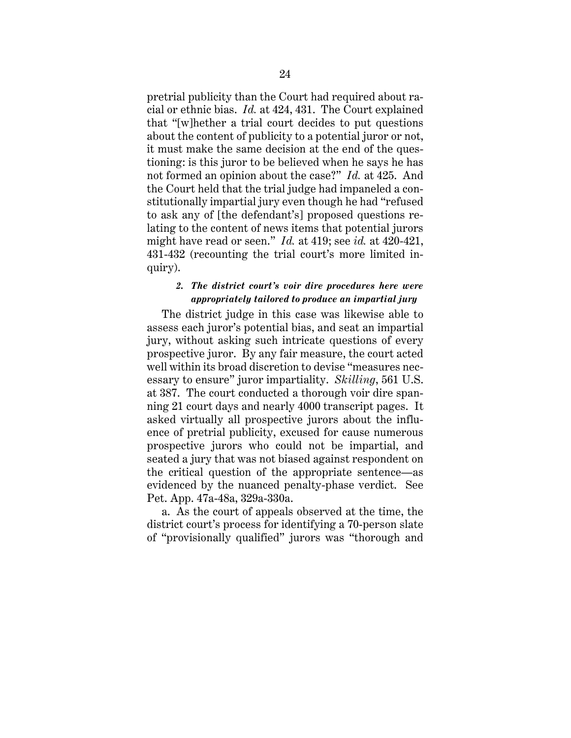pretrial publicity than the Court had required about racial or ethnic bias. *Id.* at 424, 431. The Court explained that "[w]hether a trial court decides to put questions about the content of publicity to a potential juror or not, it must make the same decision at the end of the questioning: is this juror to be believed when he says he has not formed an opinion about the case?" *Id.* at 425. And the Court held that the trial judge had impaneled a constitutionally impartial jury even though he had "refused to ask any of [the defendant's] proposed questions relating to the content of news items that potential jurors might have read or seen." *Id.* at 419; see *id.* at 420-421, 431-432 (recounting the trial court's more limited inquiry).

#### *2. The district court's voir dire procedures here were appropriately tailored to produce an impartial jury*

The district judge in this case was likewise able to assess each juror's potential bias, and seat an impartial jury, without asking such intricate questions of every prospective juror. By any fair measure, the court acted well within its broad discretion to devise "measures necessary to ensure" juror impartiality. *Skilling*, 561 U.S. at 387. The court conducted a thorough voir dire spanning 21 court days and nearly 4000 transcript pages. It asked virtually all prospective jurors about the influence of pretrial publicity, excused for cause numerous prospective jurors who could not be impartial, and seated a jury that was not biased against respondent on the critical question of the appropriate sentence—as evidenced by the nuanced penalty-phase verdict. See Pet. App. 47a-48a, 329a-330a.

a. As the court of appeals observed at the time, the district court's process for identifying a 70-person slate of "provisionally qualified" jurors was "thorough and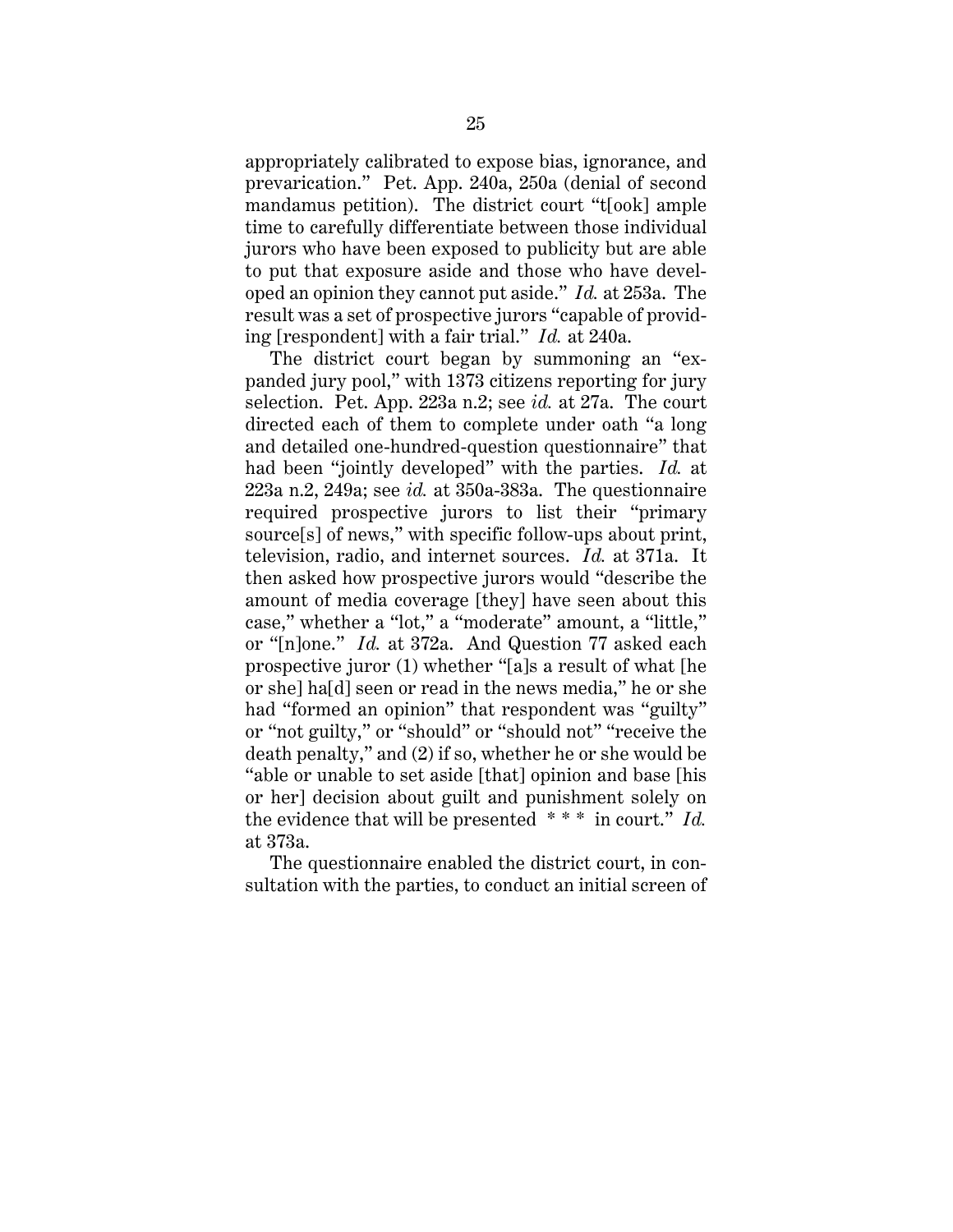appropriately calibrated to expose bias, ignorance, and prevarication." Pet. App. 240a, 250a (denial of second mandamus petition). The district court "t[ook] ample time to carefully differentiate between those individual jurors who have been exposed to publicity but are able to put that exposure aside and those who have developed an opinion they cannot put aside." *Id.* at 253a. The result was a set of prospective jurors "capable of providing [respondent] with a fair trial." *Id.* at 240a.

The district court began by summoning an "expanded jury pool," with 1373 citizens reporting for jury selection. Pet. App. 223a n.2; see *id.* at 27a. The court directed each of them to complete under oath "a long and detailed one-hundred-question questionnaire" that had been "jointly developed" with the parties. *Id.* at 223a n.2, 249a; see *id.* at 350a-383a. The questionnaire required prospective jurors to list their "primary source[s] of news," with specific follow-ups about print, television, radio, and internet sources. *Id.* at 371a. It then asked how prospective jurors would "describe the amount of media coverage [they] have seen about this case," whether a "lot," a "moderate" amount, a "little," or "[n]one." *Id.* at 372a. And Question 77 asked each prospective juror (1) whether "[a]s a result of what [he or she] ha[d] seen or read in the news media," he or she had "formed an opinion" that respondent was "guilty" or "not guilty," or "should" or "should not" "receive the death penalty," and (2) if so, whether he or she would be "able or unable to set aside [that] opinion and base [his or her] decision about guilt and punishment solely on the evidence that will be presented * * * in court." *Id.* at 373a.

The questionnaire enabled the district court, in consultation with the parties, to conduct an initial screen of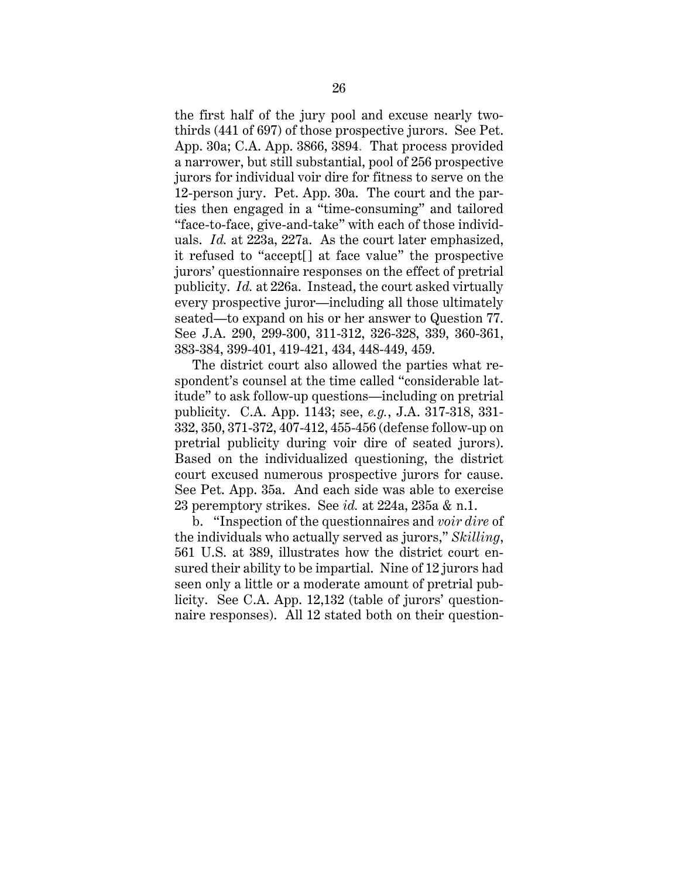the first half of the jury pool and excuse nearly two-thirds (441 of 697) of those prospective jurors. See Pet. App. 30a; C.A. App. 3866, 3894. That process provided a narrower, but still substantial, pool of 256 prospective jurors for individual voir dire for fitness to serve on the 12-person jury. Pet. App. 30a. The court and the parties then engaged in a "time-consuming" and tailored "face-to-face, give-and-take" with each of those individuals. *Id.* at 223a, 227a. As the court later emphasized, it refused to "accept[] at face value" the prospective jurors' questionnaire responses on the effect of pretrial publicity. *Id.* at 226a. Instead, the court asked virtually every prospective juror—including all those ultimately seated—to expand on his or her answer to Question 77. See J.A. 290, 299-300, 311-312, 326-328, 339, 360-361, 383-384, 399-401, 419-421, 434, 448-449, 459.

The district court also allowed the parties what respondent's counsel at the time called "considerable latitude" to ask follow-up questions—including on pretrial publicity. C.A. App. 1143; see, *e.g.*, J.A. 317-318, 331-332, 350, 371-372, 407-412, 455-456 (defense follow-up on pretrial publicity during voir dire of seated jurors). Based on the individualized questioning, the district court excused numerous prospective jurors for cause. See Pet. App. 35a. And each side was able to exercise 23 peremptory strikes. See *id.* at 224a, 235a & n.1.

b. "Inspection of the questionnaires and *voir dire* of the individuals who actually served as jurors," *Skilling*, 561 U.S. at 389, illustrates how the district court ensured their ability to be impartial. Nine of 12 jurors had seen only a little or a moderate amount of pretrial publicity. See C.A. App. 12,132 (table of jurors' questionnaire responses). All 12 stated both on their question-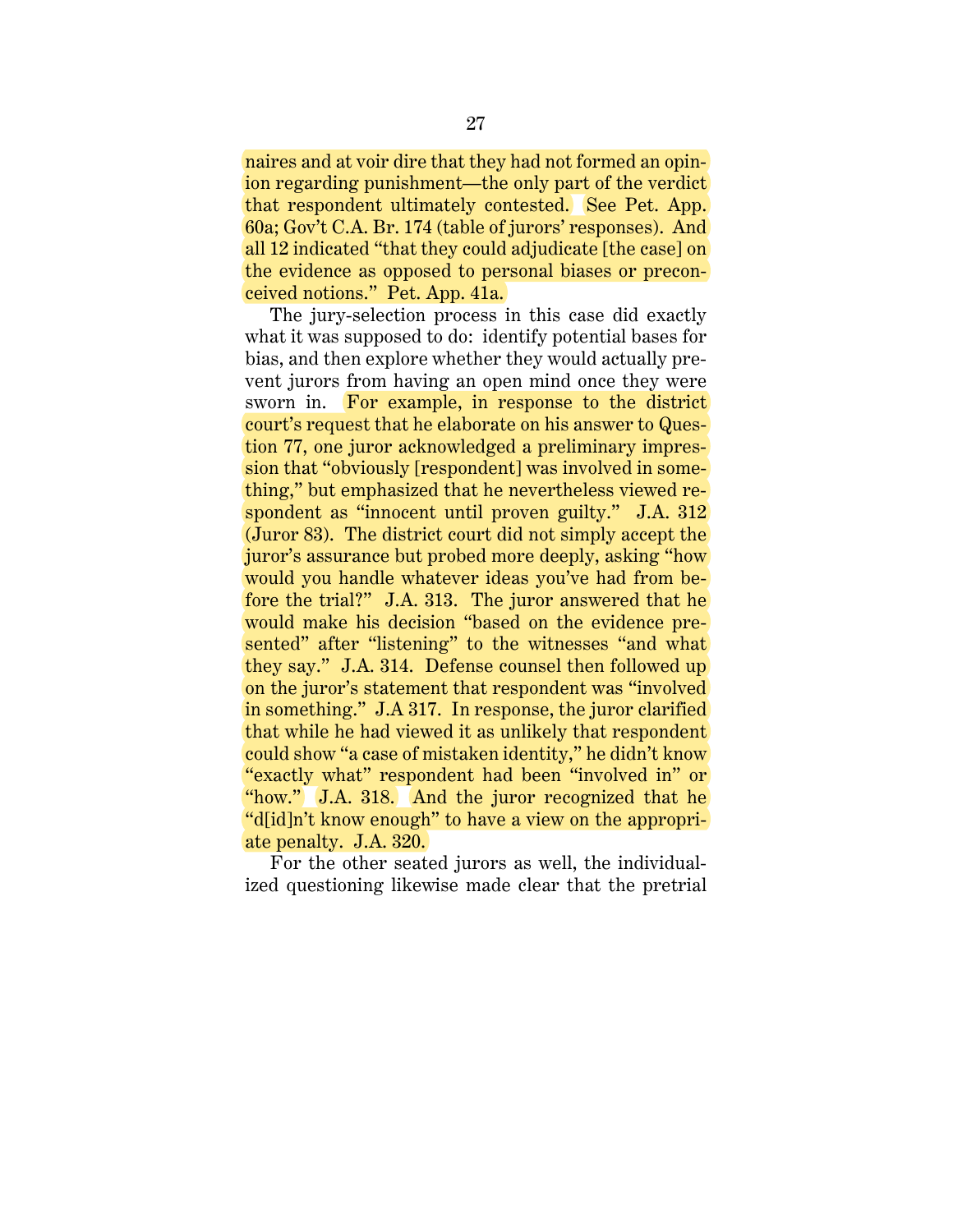naires and at voir dire that they had not formed an opinion regarding punishment—the only part of the verdict that respondent ultimately contested. See Pet. App. 60a; Gov't C.A. Br. 174 (table of jurors' responses). And all 12 indicated "that they could adjudicate [the case] on the evidence as opposed to personal biases or preconceived notions." Pet. App. 41a.

The jury-selection process in this case did exactly what it was supposed to do: identify potential bases for bias, and then explore whether they would actually prevent jurors from having an open mind once they were sworn in. For example, in response to the district court's request that he elaborate on his answer to Question 77, one juror acknowledged a preliminary impression that "obviously [respondent] was involved in something," but emphasized that he nevertheless viewed respondent as "innocent until proven guilty." J.A. 312 (Juror 83). The district court did not simply accept the juror's assurance but probed more deeply, asking "how would you handle whatever ideas you've had from before the trial?" J.A. 313. The juror answered that he would make his decision "based on the evidence presented" after "listening" to the witnesses "and what they say." J.A. 314. Defense counsel then followed up on the juror's statement that respondent was "involved in something." J.A 317. In response, the juror clarified that while he had viewed it as unlikely that respondent could show "a case of mistaken identity," he didn't know "exactly what" respondent had been "involved in" or "how." J.A. 318. And the juror recognized that he "d[id]n't know enough" to have a view on the appropriate penalty. J.A. 320.

For the other seated jurors as well, the individualized questioning likewise made clear that the pretrial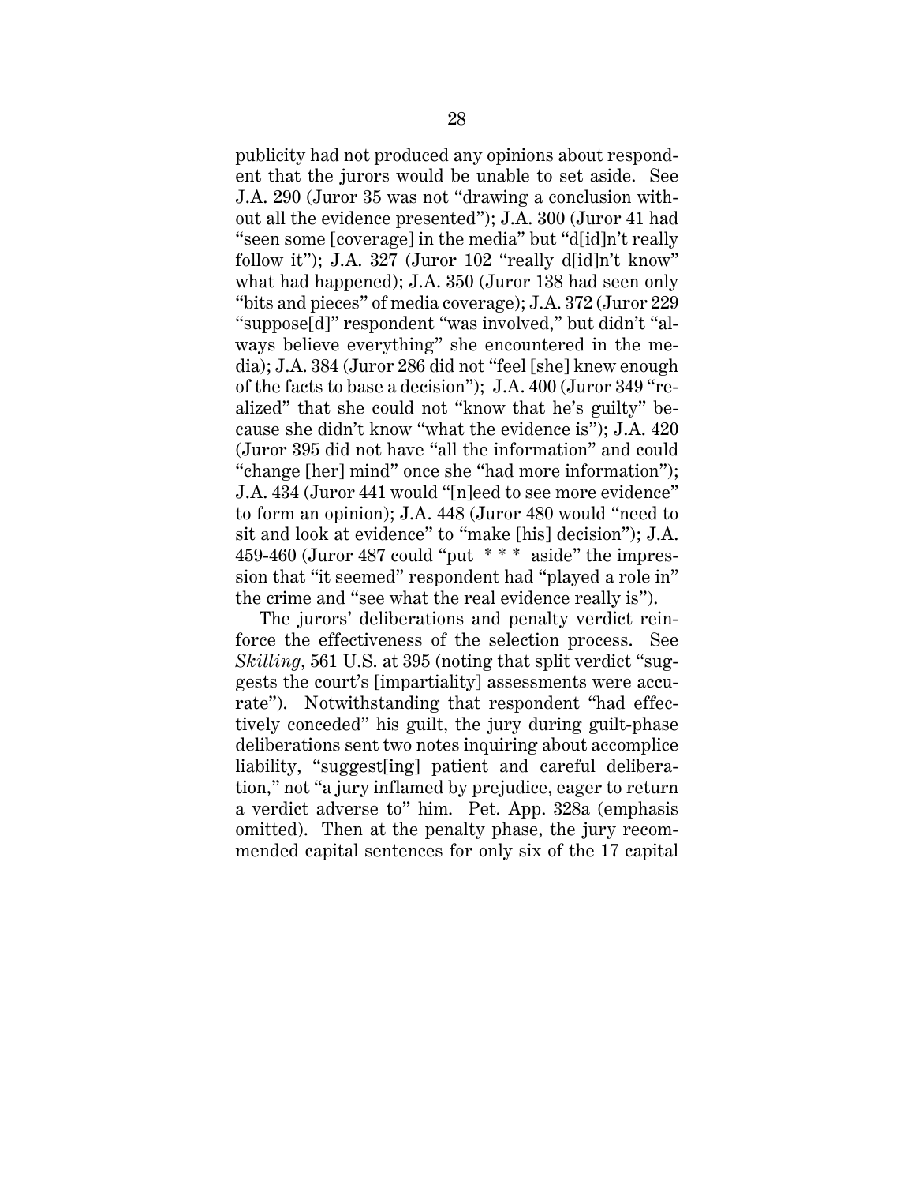publicity had not produced any opinions about respondent that the jurors would be unable to set aside. See J.A. 290 (Juror 35 was not "drawing a conclusion without all the evidence presented"); J.A. 300 (Juror 41 had "seen some [coverage] in the media" but "d[id]n't really follow it"); J.A. 327 (Juror 102 "really d[id]n't know" what had happened); J.A. 350 (Juror 138 had seen only "bits and pieces" of media coverage); J.A. 372 (Juror 229 "suppose[d]" respondent "was involved," but didn't "always believe everything" she encountered in the media); J.A. 384 (Juror 286 did not "feel [she] knew enough of the facts to base a decision"); J.A. 400 (Juror 349 "realized" that she could not "know that he's guilty" because she didn't know "what the evidence is"); J.A. 420 (Juror 395 did not have "all the information" and could "change [her] mind" once she "had more information"); J.A. 434 (Juror 441 would "[n]eed to see more evidence" to form an opinion); J.A. 448 (Juror 480 would "need to sit and look at evidence" to "make [his] decision"); J.A. 459-460 (Juror 487 could "put * * * aside" the impression that "it seemed" respondent had "played a role in" the crime and "see what the real evidence really is").

The jurors' deliberations and penalty verdict reinforce the effectiveness of the selection process. See *Skilling*, 561 U.S. at 395 (noting that split verdict "suggests the court's [impartiality] assessments were accurate"). Notwithstanding that respondent "had effectively conceded" his guilt, the jury during guilt-phase deliberations sent two notes inquiring about accomplice liability, "suggest[ing] patient and careful deliberation," not "a jury inflamed by prejudice, eager to return a verdict adverse to" him. Pet. App. 328a (emphasis omitted). Then at the penalty phase, the jury recommended capital sentences for only six of the 17 capital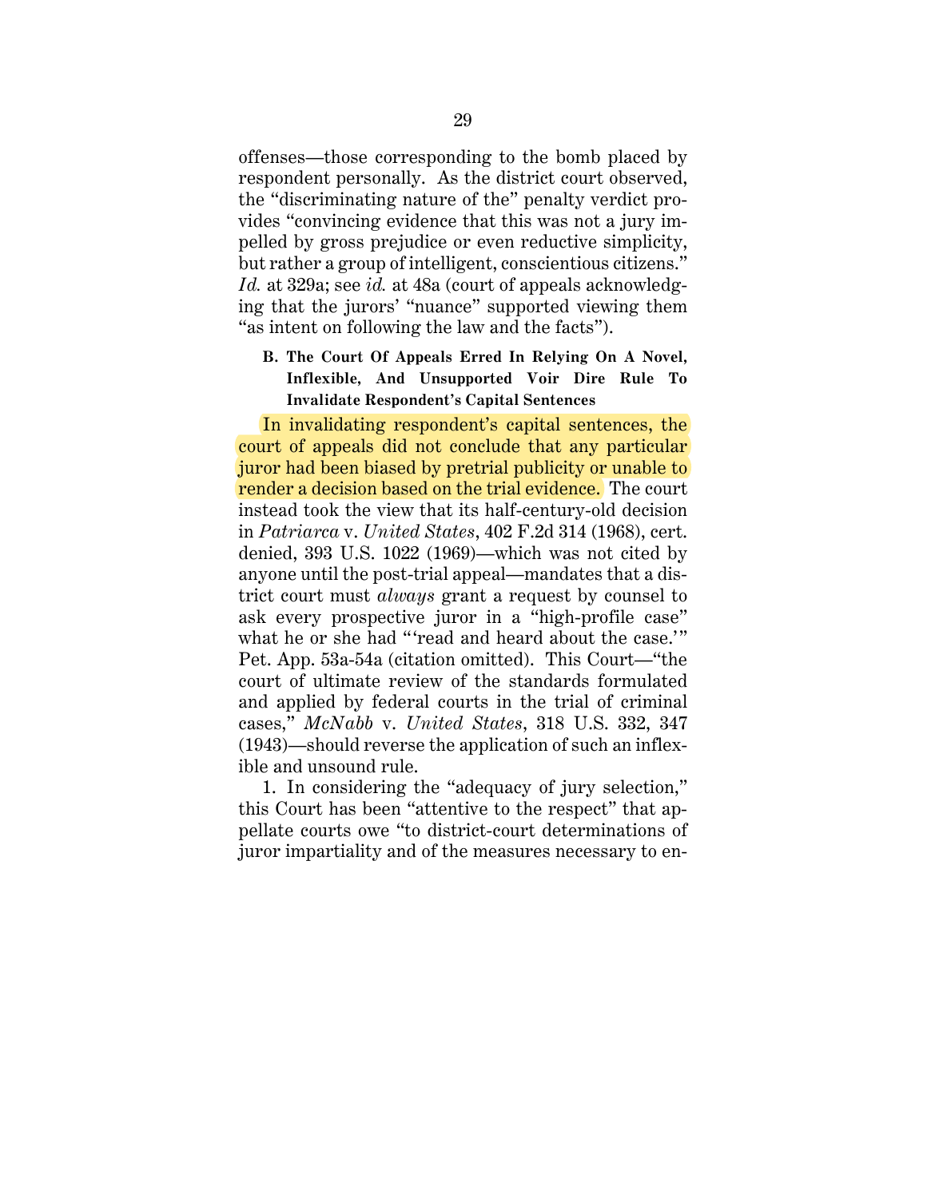offenses—those corresponding to the bomb placed by respondent personally. As the district court observed, the "discriminating nature of the" penalty verdict provides "convincing evidence that this was not a jury impelled by gross prejudice or even reductive simplicity, but rather a group of intelligent, conscientious citizens." *Id.* at 329a; see *id.* at 48a (court of appeals acknowledging that the jurors' "nuance" supported viewing them "as intent on following the law and the facts").

### B. The Court Of Appeals Erred In Relying On A Novel, Inflexible, And Unsupported Voir Dire Rule To Invalidate Respondent's Capital Sentences

In invalidating respondent's capital sentences, the court of appeals did not conclude that any particular juror had been biased by pretrial publicity or unable to render a decision based on the trial evidence. The court instead took the view that its half-century-old decision in *Patriarca* v. *United States*, 402 F.2d 314 (1968), cert. denied, 393 U.S. 1022 (1969)—which was not cited by anyone until the post-trial appeal—mandates that a district court must *always* grant a request by counsel to ask every prospective juror in a "high-profile case" what he or she had "'read and heard about the case.'" Pet. App. 53a-54a (citation omitted). This Court—"the court of ultimate review of the standards formulated and applied by federal courts in the trial of criminal cases," *McNabb* v. *United States*, 318 U.S. 332, 347 (1943)—should reverse the application of such an inflexible and unsound rule.

1. In considering the "adequacy of jury selection," this Court has been "attentive to the respect" that appellate courts owe "to district-court determinations of juror impartiality and of the measures necessary to en-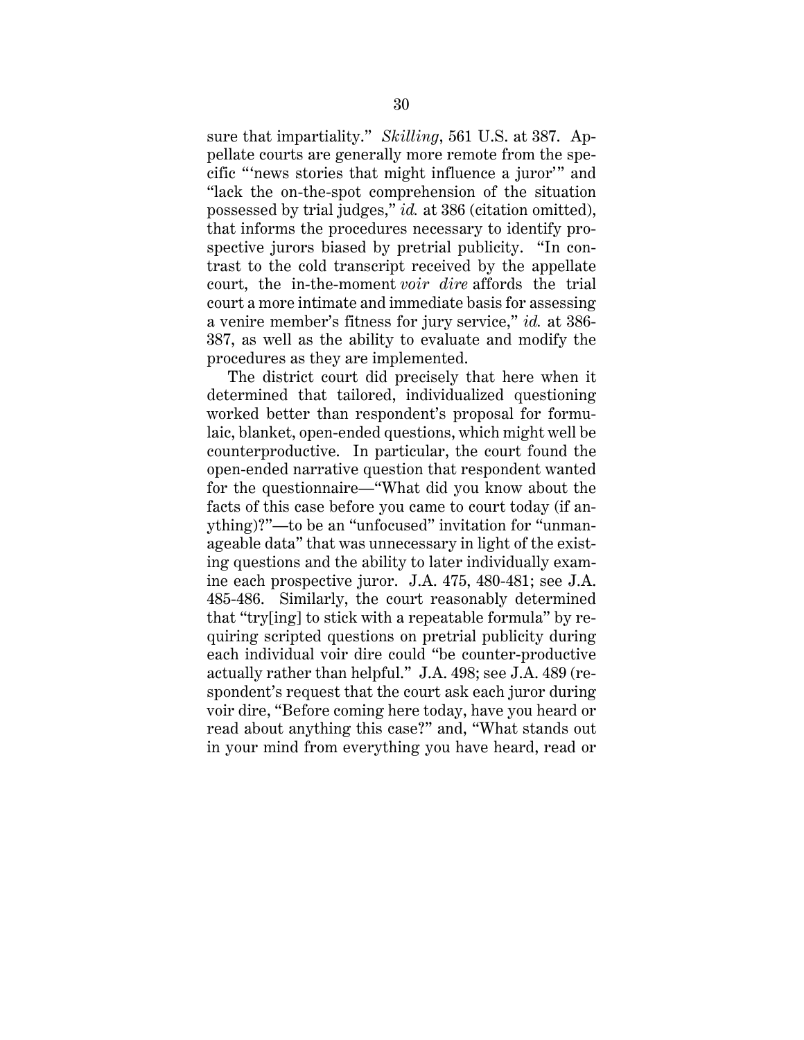sure that impartiality." *Skilling*, 561 U.S. at 387. Appellate courts are generally more remote from the specific "'news stories that might influence a juror'" and "lack the on-the-spot comprehension of the situation possessed by trial judges," *id.* at 386 (citation omitted), that informs the procedures necessary to identify prospective jurors biased by pretrial publicity. "In contrast to the cold transcript received by the appellate court, the in-the-moment *voir dire* affords the trial court a more intimate and immediate basis for assessing a venire member's fitness for jury service," *id.* at 386-387, as well as the ability to evaluate and modify the procedures as they are implemented.

The district court did precisely that here when it determined that tailored, individualized questioning worked better than respondent's proposal for formulaic, blanket, open-ended questions, which might well be counterproductive. In particular, the court found the open-ended narrative question that respondent wanted for the questionnaire—"What did you know about the facts of this case before you came to court today (if anything)?"—to be an "unfocused" invitation for "unmanageable data" that was unnecessary in light of the existing questions and the ability to later individually examine each prospective juror. J.A. 475, 480-481; see J.A. 485-486. Similarly, the court reasonably determined that "try[ing] to stick with a repeatable formula" by requiring scripted questions on pretrial publicity during each individual voir dire could "be counter-productive actually rather than helpful." J.A. 498; see J.A. 489 (respondent's request that the court ask each juror during voir dire, "Before coming here today, have you heard or read about anything this case?" and, "What stands out in your mind from everything you have heard, read or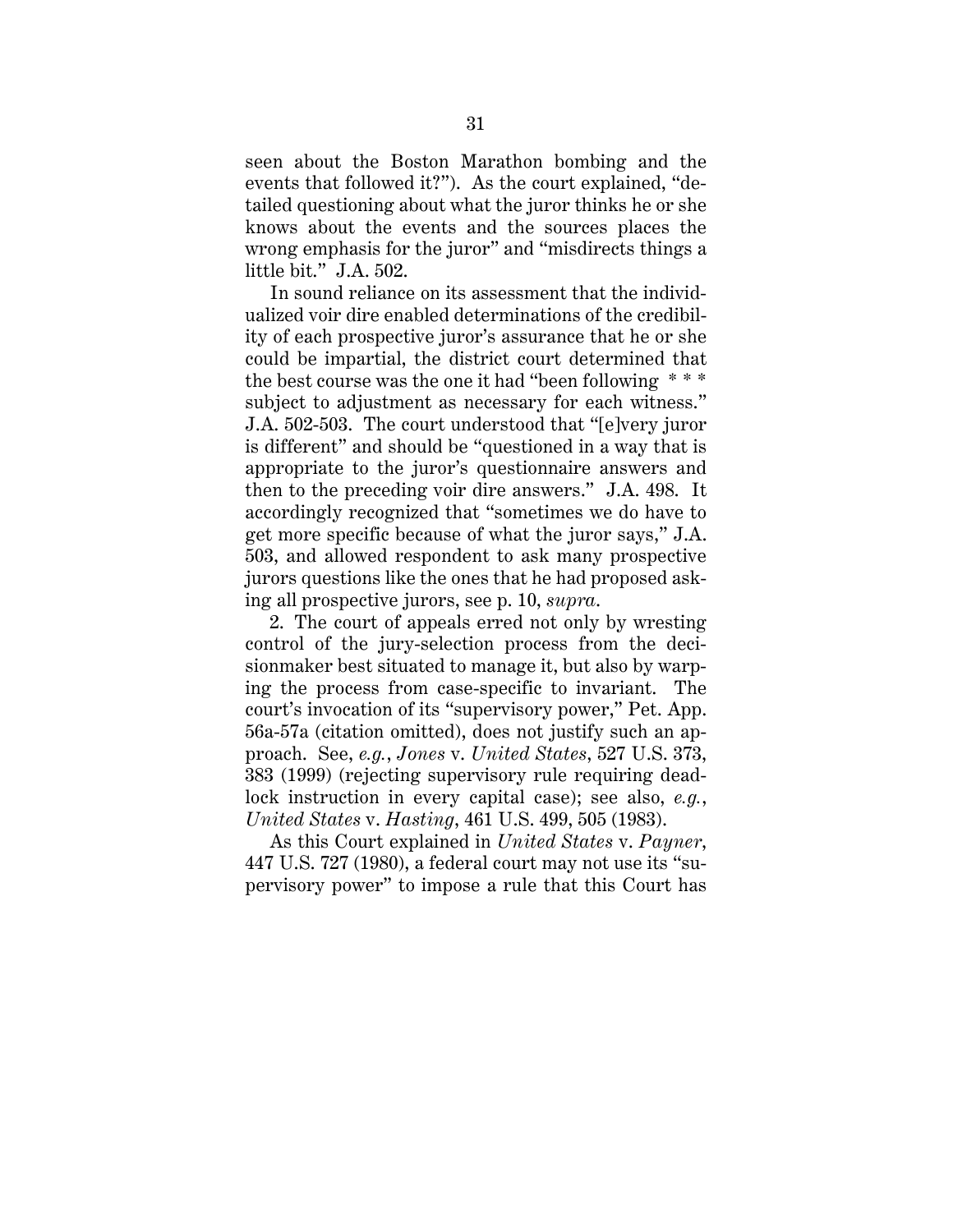seen about the Boston Marathon bombing and the events that followed it?"). As the court explained, "detailed questioning about what the juror thinks he or she knows about the events and the sources places the wrong emphasis for the juror" and "misdirects things a little bit." J.A. 502.

In sound reliance on its assessment that the individualized voir dire enabled determinations of the credibility of each prospective juror's assurance that he or she could be impartial, the district court determined that the best course was the one it had "been following * * * subject to adjustment as necessary for each witness." J.A. 502-503. The court understood that "[e]very juror is different" and should be "questioned in a way that is appropriate to the juror's questionnaire answers and then to the preceding voir dire answers." J.A. 498. It accordingly recognized that "sometimes we do have to get more specific because of what the juror says," J.A. 503, and allowed respondent to ask many prospective jurors questions like the ones that he had proposed asking all prospective jurors, see p. 10, *supra*.

2. The court of appeals erred not only by wresting control of the jury-selection process from the decisionmaker best situated to manage it, but also by warping the process from case-specific to invariant. The court's invocation of its "supervisory power," Pet. App. 56a-57a (citation omitted), does not justify such an approach. See, *e.g.*, *Jones* v. *United States*, 527 U.S. 373, 383 (1999) (rejecting supervisory rule requiring deadlock instruction in every capital case); see also, *e.g.*, *United States* v. *Hasting*, 461 U.S. 499, 505 (1983).

As this Court explained in *United States* v. *Payner*, 447 U.S. 727 (1980), a federal court may not use its "supervisory power" to impose a rule that this Court has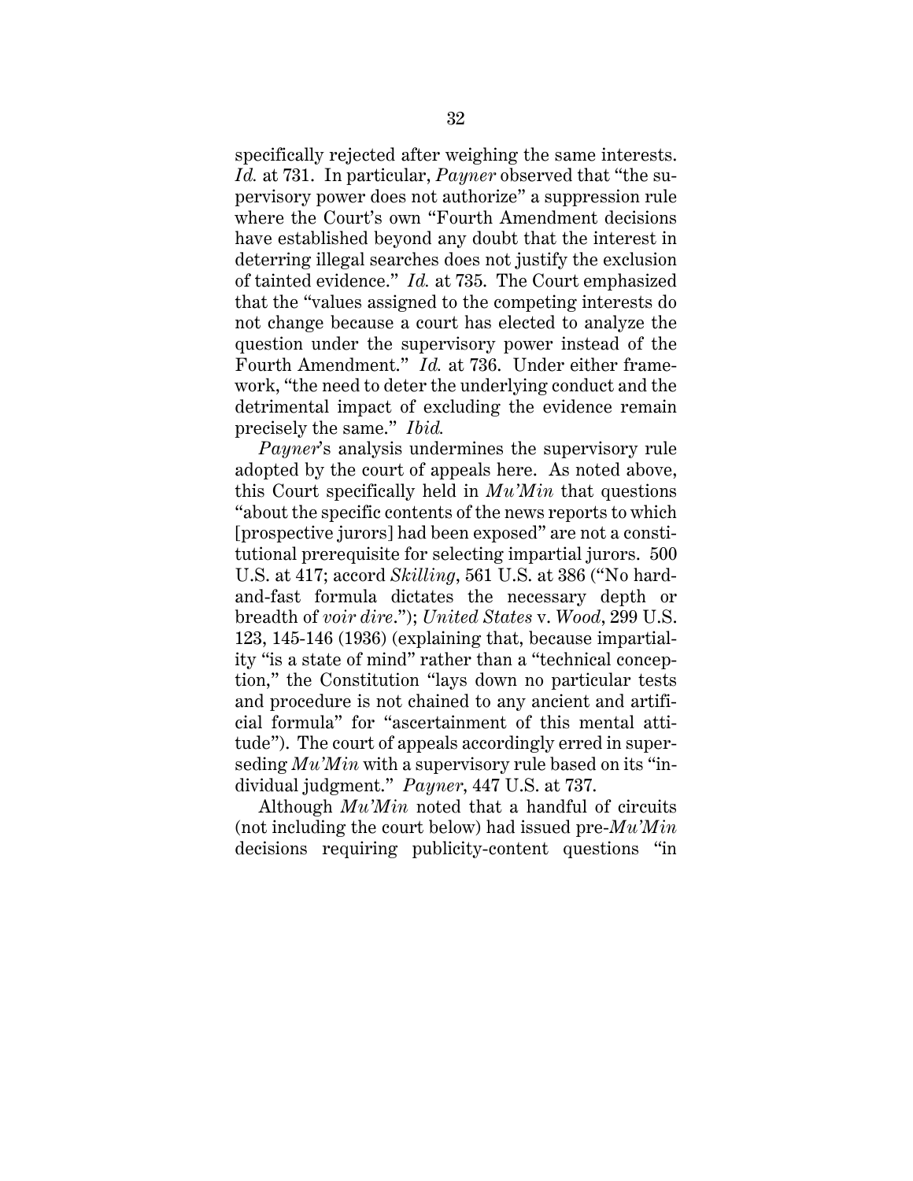specifically rejected after weighing the same interests. *Id.* at 731. In particular, *Payner* observed that "the supervisory power does not authorize" a suppression rule where the Court's own "Fourth Amendment decisions have established beyond any doubt that the interest in deterring illegal searches does not justify the exclusion of tainted evidence." *Id.* at 735. The Court emphasized that the "values assigned to the competing interests do not change because a court has elected to analyze the question under the supervisory power instead of the Fourth Amendment." *Id.* at 736. Under either framework, "the need to deter the underlying conduct and the detrimental impact of excluding the evidence remain precisely the same." *Ibid.*

*Payner*'s analysis undermines the supervisory rule adopted by the court of appeals here. As noted above, this Court specifically held in *Mu'Min* that questions "about the specific contents of the news reports to which [prospective jurors] had been exposed" are not a constitutional prerequisite for selecting impartial jurors. 500 U.S. at 417; accord *Skilling*, 561 U.S. at 386 ("No hard-and-fast formula dictates the necessary depth or breadth of *voir dire*."); *United States* v. *Wood*, 299 U.S. 123, 145-146 (1936) (explaining that, because impartiality "is a state of mind" rather than a "technical conception," the Constitution "lays down no particular tests and procedure is not chained to any ancient and artificial formula" for "ascertainment of this mental attitude"). The court of appeals accordingly erred in superseding *Mu'Min* with a supervisory rule based on its "individual judgment." *Payner*, 447 U.S. at 737.

Although *Mu'Min* noted that a handful of circuits (not including the court below) had issued pre-*Mu'Min* decisions requiring publicity-content questions "in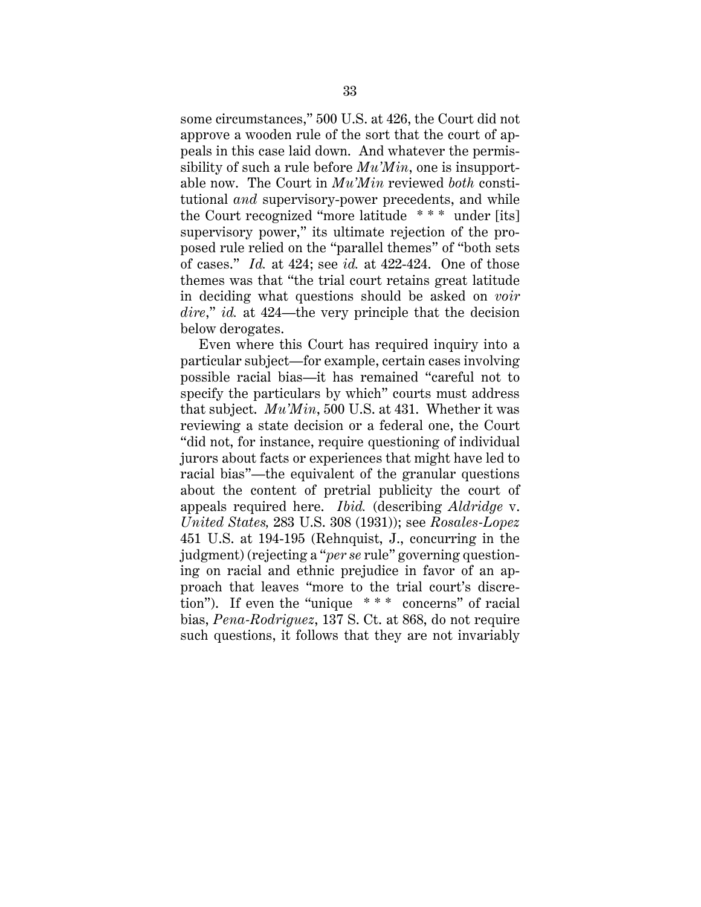some circumstances," 500 U.S. at 426, the Court did not approve a wooden rule of the sort that the court of appeals in this case laid down. And whatever the permissibility of such a rule before *Mu'Min*, one is insupportable now. The Court in *Mu'Min* reviewed *both* constitutional *and* supervisory-power precedents, and while the Court recognized "more latitude * * * under [its] supervisory power," its ultimate rejection of the proposed rule relied on the "parallel themes" of "both sets of cases." *Id.* at 424; see *id.* at 422-424. One of those themes was that "the trial court retains great latitude in deciding what questions should be asked on *voir dire*," *id.* at 424—the very principle that the decision below derogates.

Even where this Court has required inquiry into a particular subject—for example, certain cases involving possible racial bias—it has remained "careful not to specify the particulars by which" courts must address that subject. *Mu'Min*, 500 U.S. at 431. Whether it was reviewing a state decision or a federal one, the Court "did not, for instance, require questioning of individual jurors about facts or experiences that might have led to racial bias"—the equivalent of the granular questions about the content of pretrial publicity the court of appeals required here. *Ibid.* (describing *Aldridge* v. *United States*, 283 U.S. 308 (1931)); see *Rosales-Lopez* 451 U.S. at 194-195 (Rehnquist, J., concurring in the judgment) (rejecting a "*per se* rule" governing questioning on racial and ethnic prejudice in favor of an approach that leaves "more to the trial court's discretion"). If even the "unique * * * concerns" of racial bias, *Pena-Rodriguez*, 137 S. Ct. at 868, do not require such questions, it follows that they are not invariably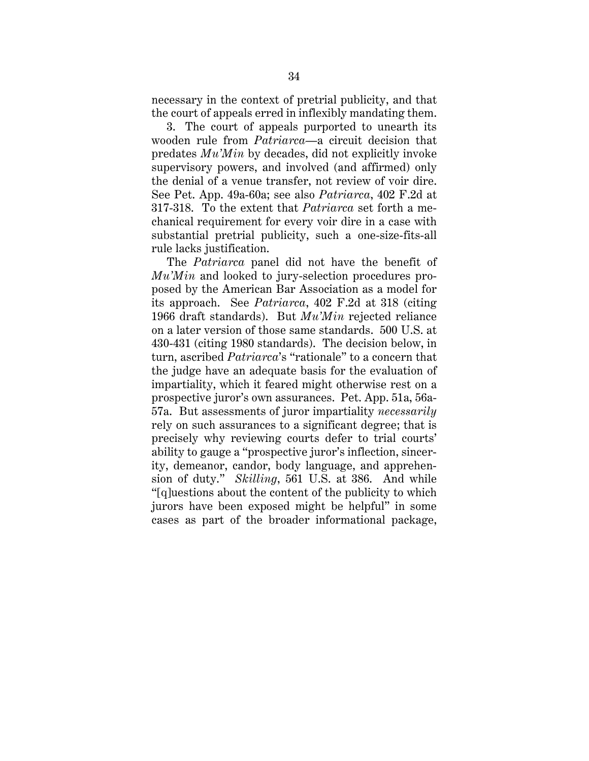necessary in the context of pretrial publicity, and that the court of appeals erred in inflexibly mandating them.

3. The court of appeals purported to unearth its wooden rule from *Patriarca*—a circuit decision that predates *Mu'Min* by decades, did not explicitly invoke supervisory powers, and involved (and affirmed) only the denial of a venue transfer, not review of voir dire. See Pet. App. 49a-60a; see also *Patriarca*, 402 F.2d at 317-318. To the extent that *Patriarca* set forth a mechanical requirement for every voir dire in a case with substantial pretrial publicity, such a one-size-fits-all rule lacks justification.

The *Patriarca* panel did not have the benefit of *Mu'Min* and looked to jury-selection procedures proposed by the American Bar Association as a model for its approach. See *Patriarca*, 402 F.2d at 318 (citing 1966 draft standards). But *Mu'Min* rejected reliance on a later version of those same standards. 500 U.S. at 430-431 (citing 1980 standards). The decision below, in turn, ascribed *Patriarca*'s "rationale" to a concern that the judge have an adequate basis for the evaluation of impartiality, which it feared might otherwise rest on a prospective juror's own assurances. Pet. App. 51a, 56a-57a. But assessments of juror impartiality *necessarily* rely on such assurances to a significant degree; that is precisely why reviewing courts defer to trial courts' ability to gauge a "prospective juror's inflection, sincerity, demeanor, candor, body language, and apprehension of duty." *Skilling*, 561 U.S. at 386. And while "[q]uestions about the content of the publicity to which jurors have been exposed might be helpful" in some cases as part of the broader informational package,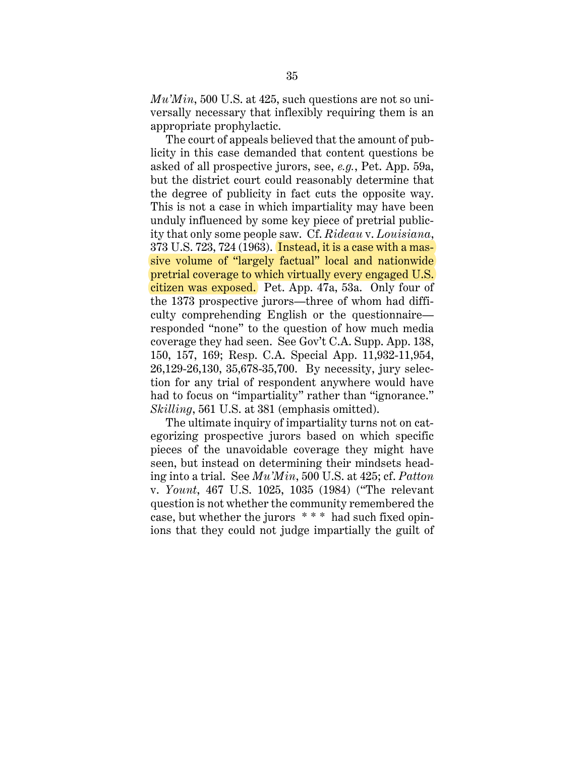*Mu'Min*, 500 U.S. at 425, such questions are not so universally necessary that inflexibly requiring them is an appropriate prophylactic.

The court of appeals believed that the amount of publicity in this case demanded that content questions be asked of all prospective jurors, see, *e.g.*, Pet. App. 59a, but the district court could reasonably determine that the degree of publicity in fact cuts the opposite way. This is not a case in which impartiality may have been unduly influenced by some key piece of pretrial publicity that only some people saw. Cf. *Rideau* v. *Louisiana*, 373 U.S. 723, 724 (1963). Instead, it is a case with a massive volume of "largely factual" local and nationwide pretrial coverage to which virtually every engaged U.S. citizen was exposed. Pet. App. 47a, 53a. Only four of the 1373 prospective jurors—three of whom had difficulty comprehending English or the questionnaire—responded "none" to the question of how much media coverage they had seen. See Gov't C.A. Supp. App. 138, 150, 157, 169; Resp. C.A. Special App. 11,932-11,954, 26,129-26,130, 35,678-35,700. By necessity, jury selection for any trial of respondent anywhere would have had to focus on "impartiality" rather than "ignorance." *Skilling*, 561 U.S. at 381 (emphasis omitted).

The ultimate inquiry of impartiality turns not on categorizing prospective jurors based on which specific pieces of the unavoidable coverage they might have seen, but instead on determining their mindsets heading into a trial. See *Mu'Min*, 500 U.S. at 425; cf. *Patton* v. *Yount*, 467 U.S. 1025, 1035 (1984) ("The relevant question is not whether the community remembered the case, but whether the jurors * * * had such fixed opinions that they could not judge impartially the guilt of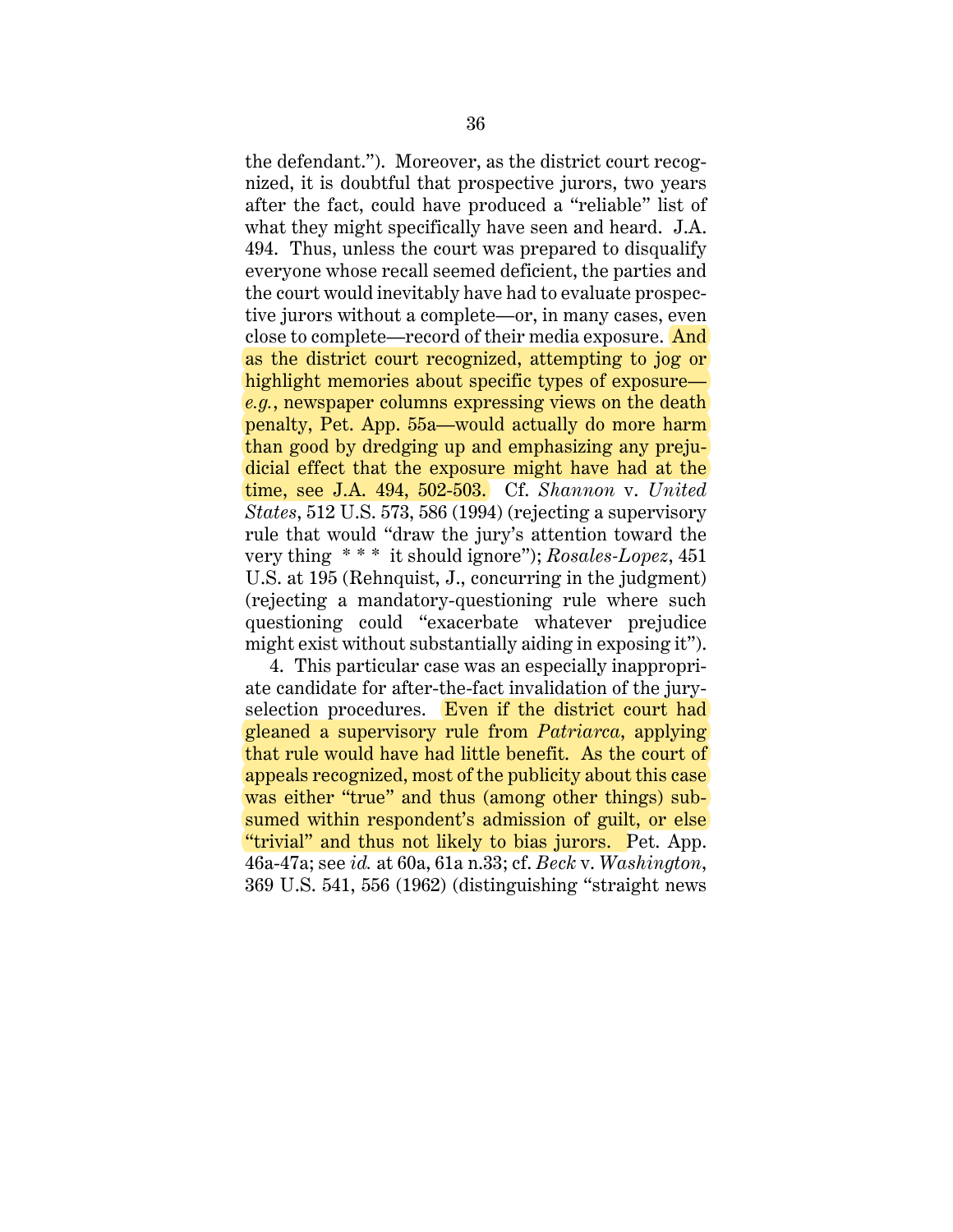the defendant."). Moreover, as the district court recognized, it is doubtful that prospective jurors, two years after the fact, could have produced a "reliable" list of what they might specifically have seen and heard. J.A. 494. Thus, unless the court was prepared to disqualify everyone whose recall seemed deficient, the parties and the court would inevitably have had to evaluate prospective jurors without a complete—or, in many cases, even close to complete—record of their media exposure. And as the district court recognized, attempting to jog or highlight memories about specific types of exposure—*e.g.*, newspaper columns expressing views on the death penalty, Pet. App. 55a—would actually do more harm than good by dredging up and emphasizing any prejudicial effect that the exposure might have had at the time, see J.A. 494, 502-503. Cf. *Shannon* v. *United States*, 512 U.S. 573, 586 (1994) (rejecting a supervisory rule that would "draw the jury's attention toward the very thing * * * it should ignore"); *Rosales-Lopez*, 451 U.S. at 195 (Rehnquist, J., concurring in the judgment) (rejecting a mandatory-questioning rule where such questioning could "exacerbate whatever prejudice might exist without substantially aiding in exposing it").

4. This particular case was an especially inappropriate candidate for after-the-fact invalidation of the jury-selection procedures. Even if the district court had gleaned a supervisory rule from *Patriarca*, applying that rule would have had little benefit. As the court of appeals recognized, most of the publicity about this case was either "true" and thus (among other things) subsumed within respondent's admission of guilt, or else "trivial" and thus not likely to bias jurors. Pet. App. 46a-47a; see *id.* at 60a, 61a n.33; cf. *Beck* v. *Washington*, 369 U.S. 541, 556 (1962) (distinguishing "straight news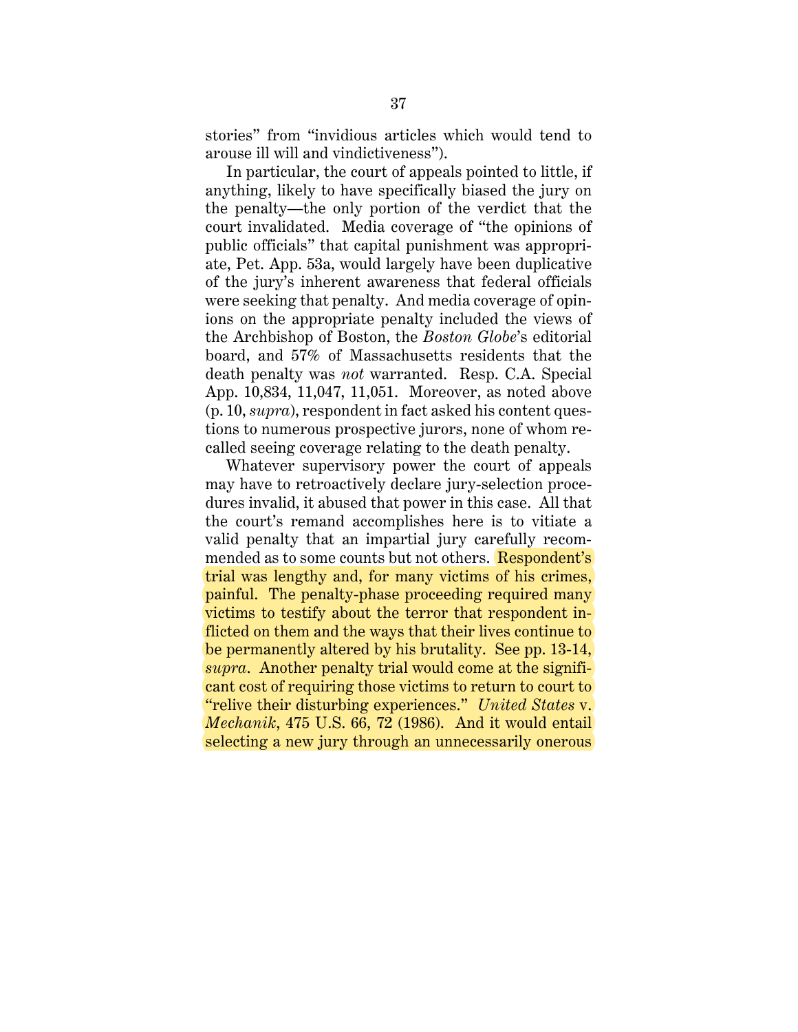stories" from "invidious articles which would tend to arouse ill will and vindictiveness").

In particular, the court of appeals pointed to little, if anything, likely to have specifically biased the jury on the penalty—the only portion of the verdict that the court invalidated. Media coverage of "the opinions of public officials" that capital punishment was appropriate, Pet. App. 53a, would largely have been duplicative of the jury's inherent awareness that federal officials were seeking that penalty. And media coverage of opinions on the appropriate penalty included the views of the Archbishop of Boston, the *Boston Globe*'s editorial board, and 57% of Massachusetts residents that the death penalty was *not* warranted. Resp. C.A. Special App. 10,834, 11,047, 11,051. Moreover, as noted above (p. 10, *supra*), respondent in fact asked his content questions to numerous prospective jurors, none of whom recalled seeing coverage relating to the death penalty.

Whatever supervisory power the court of appeals may have to retroactively declare jury-selection procedures invalid, it abused that power in this case. All that the court's remand accomplishes here is to vitiate a valid penalty that an impartial jury carefully recommended as to some counts but not others. Respondent's trial was lengthy and, for many victims of his crimes, painful. The penalty-phase proceeding required many victims to testify about the terror that respondent inflicted on them and the ways that their lives continue to be permanently altered by his brutality. See pp. 13-14, *supra*. Another penalty trial would come at the significant cost of requiring those victims to return to court to "relive their disturbing experiences." *United States* v. *Mechanik*, 475 U.S. 66, 72 (1986). And it would entail selecting a new jury through an unnecessarily onerous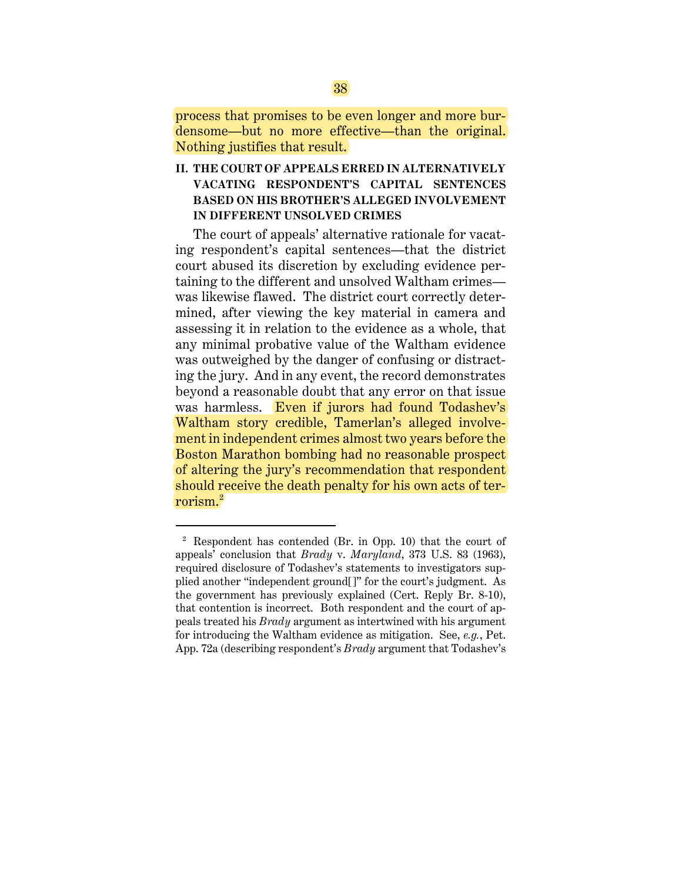process that promises to be even longer and more burdensome—but no more effective—than the original. Nothing justifies that result.

## II. THE COURT OF APPEALS ERRED IN ALTERNATIVELY VACATING RESPONDENT'S CAPITAL SENTENCES BASED ON HIS BROTHER'S ALLEGED INVOLVEMENT IN DIFFERENT UNSOLVED CRIMES

The court of appeals' alternative rationale for vacating respondent's capital sentences—that the district court abused its discretion by excluding evidence pertaining to the different and unsolved Waltham crimes—was likewise flawed. The district court correctly determined, after viewing the key material in camera and assessing it in relation to the evidence as a whole, that any minimal probative value of the Waltham evidence was outweighed by the danger of confusing or distracting the jury. And in any event, the record demonstrates beyond a reasonable doubt that any error on that issue was harmless. Even if jurors had found Todashev's Waltham story credible, Tamerlan's alleged involvement in independent crimes almost two years before the Boston Marathon bombing had no reasonable prospect of altering the jury's recommendation that respondent should receive the death penalty for his own acts of terrorism.[2]

---

[2] Respondent has contended (Br. in Opp. 10) that the court of appeals' conclusion that *Brady* v. *Maryland*, 373 U.S. 83 (1963), required disclosure of Todashev's statements to investigators supplied another "independent ground[ ]" for the court's judgment. As the government has previously explained (Cert. Reply Br. 8-10), that contention is incorrect. Both respondent and the court of appeals treated his *Brady* argument as intertwined with his argument for introducing the Waltham evidence as mitigation. See, *e.g.*, Pet. App. 72a (describing respondent's *Brady* argument that Todashev's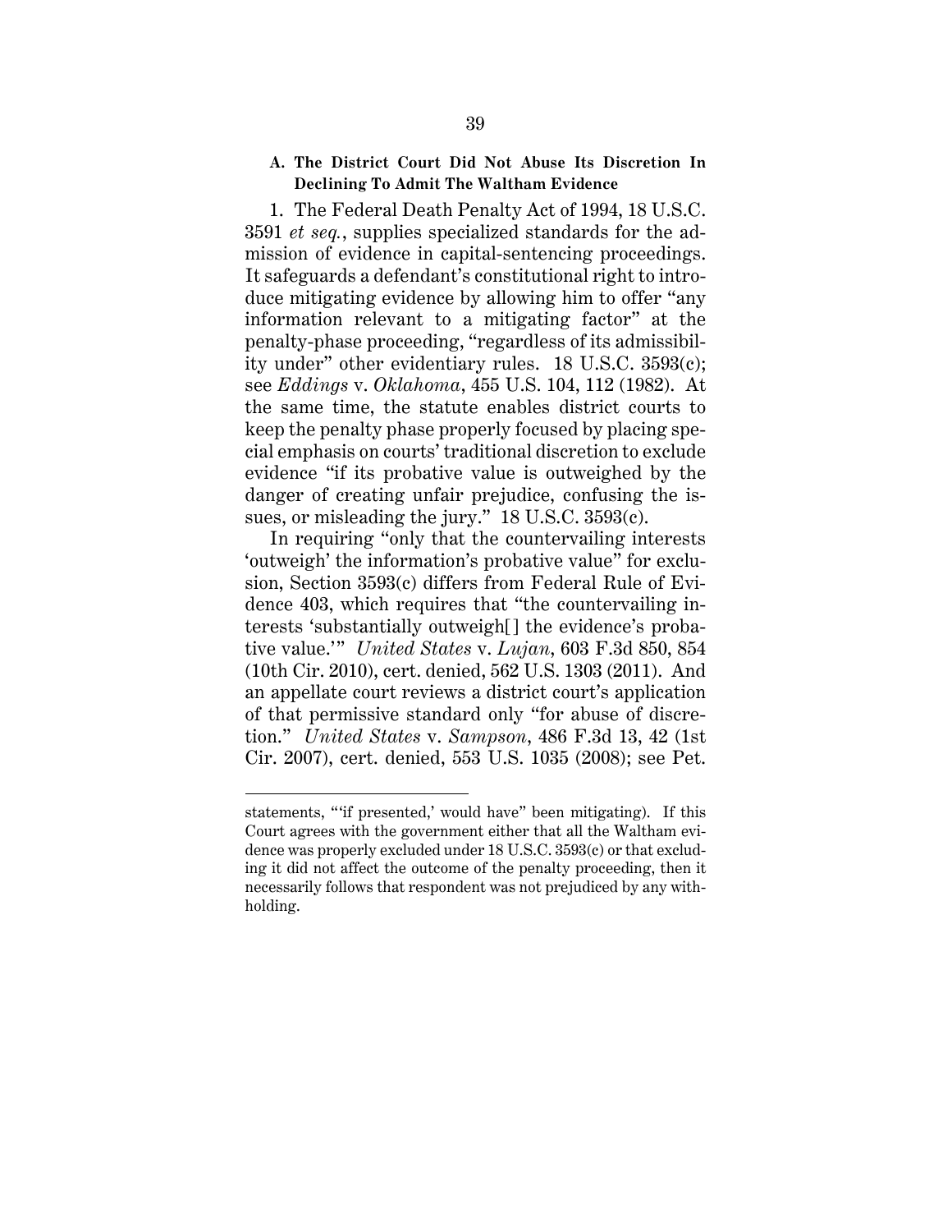### A. The District Court Did Not Abuse Its Discretion In Declining To Admit The Waltham Evidence

1. The Federal Death Penalty Act of 1994, 18 U.S.C. 3591 *et seq.*, supplies specialized standards for the admission of evidence in capital-sentencing proceedings. It safeguards a defendant's constitutional right to introduce mitigating evidence by allowing him to offer "any information relevant to a mitigating factor" at the penalty-phase proceeding, "regardless of its admissibility under" other evidentiary rules. 18 U.S.C. 3593(c); see *Eddings* v. *Oklahoma*, 455 U.S. 104, 112 (1982). At the same time, the statute enables district courts to keep the penalty phase properly focused by placing special emphasis on courts' traditional discretion to exclude evidence "if its probative value is outweighed by the danger of creating unfair prejudice, confusing the issues, or misleading the jury." 18 U.S.C. 3593(c).

In requiring "only that the countervailing interests 'outweigh' the information's probative value" for exclusion, Section 3593(c) differs from Federal Rule of Evidence 403, which requires that "the countervailing interests 'substantially outweigh[] the evidence's probative value.'" *United States* v. *Lujan*, 603 F.3d 850, 854 (10th Cir. 2010), cert. denied, 562 U.S. 1303 (2011). And an appellate court reviews a district court's application of that permissive standard only "for abuse of discretion." *United States* v. *Sampson*, 486 F.3d 13, 42 (1st Cir. 2007), cert. denied, 553 U.S. 1035 (2008); see Pet.

---

statements, "'if presented,' would have" been mitigating). If this Court agrees with the government either that all the Waltham evidence was properly excluded under 18 U.S.C. 3593(c) or that excluding it did not affect the outcome of the penalty proceeding, then it necessarily follows that respondent was not prejudiced by any withholding.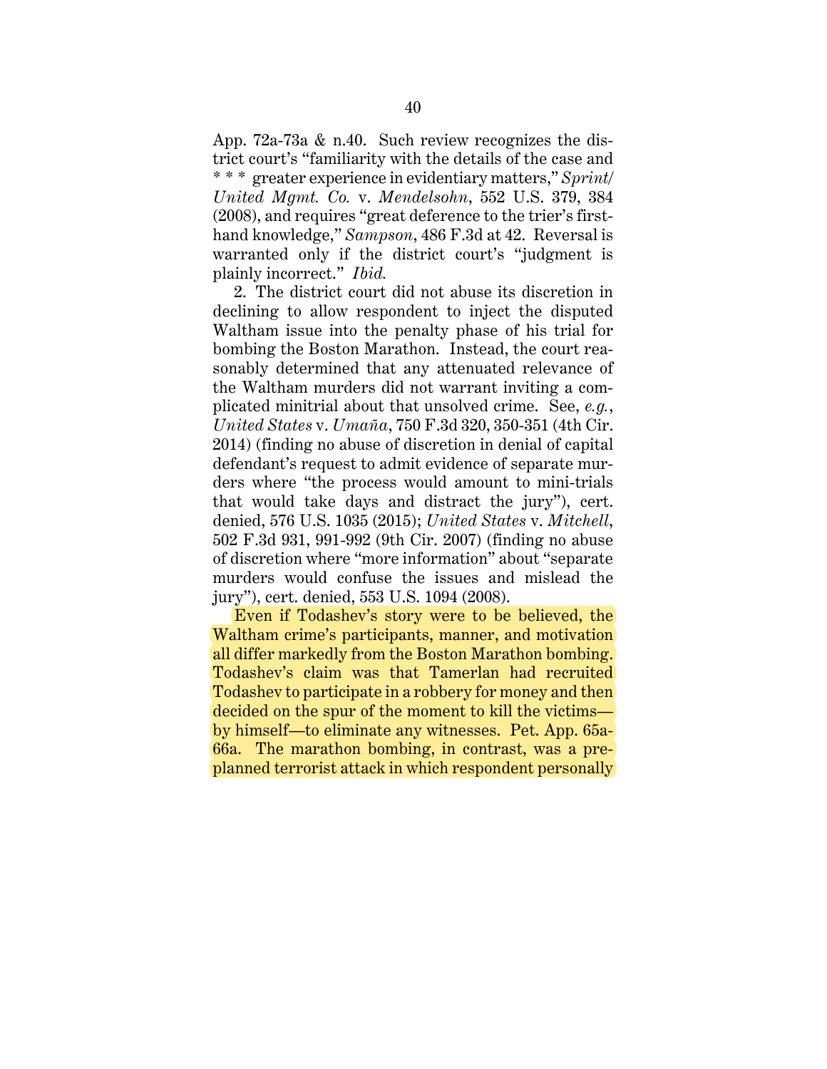App. 72a-73a & n.40. Such review recognizes the district court's "familiarity with the details of the case and * * * greater experience in evidentiary matters," *Sprint/United Mgmt. Co.* v. *Mendelsohn*, 552 U.S. 379, 384 (2008), and requires "great deference to the trier's first-hand knowledge," *Sampson*, 486 F.3d at 42. Reversal is warranted only if the district court's "judgment is plainly incorrect." *Ibid.*

2. The district court did not abuse its discretion in declining to allow respondent to inject the disputed Waltham issue into the penalty phase of his trial for bombing the Boston Marathon. Instead, the court reasonably determined that any attenuated relevance of the Waltham murders did not warrant inviting a complicated minitrial about that unsolved crime. See, *e.g.*, *United States* v. *Umaña*, 750 F.3d 320, 350-351 (4th Cir. 2014) (finding no abuse of discretion in denial of capital defendant's request to admit evidence of separate murders where "the process would amount to mini-trials that would take days and distract the jury"), cert. denied, 576 U.S. 1035 (2015); *United States* v. *Mitchell*, 502 F.3d 931, 991-992 (9th Cir. 2007) (finding no abuse of discretion where "more information" about "separate murders would confuse the issues and mislead the jury"), cert. denied, 553 U.S. 1094 (2008).

Even if Todashev's story were to be believed, the Waltham crime's participants, manner, and motivation all differ markedly from the Boston Marathon bombing. Todashev's claim was that Tamerlan had recruited Todashev to participate in a robbery for money and then decided on the spur of the moment to kill the victims—by himself—to eliminate any witnesses. Pet. App. 65a-66a. The marathon bombing, in contrast, was a pre-planned terrorist attack in which respondent personally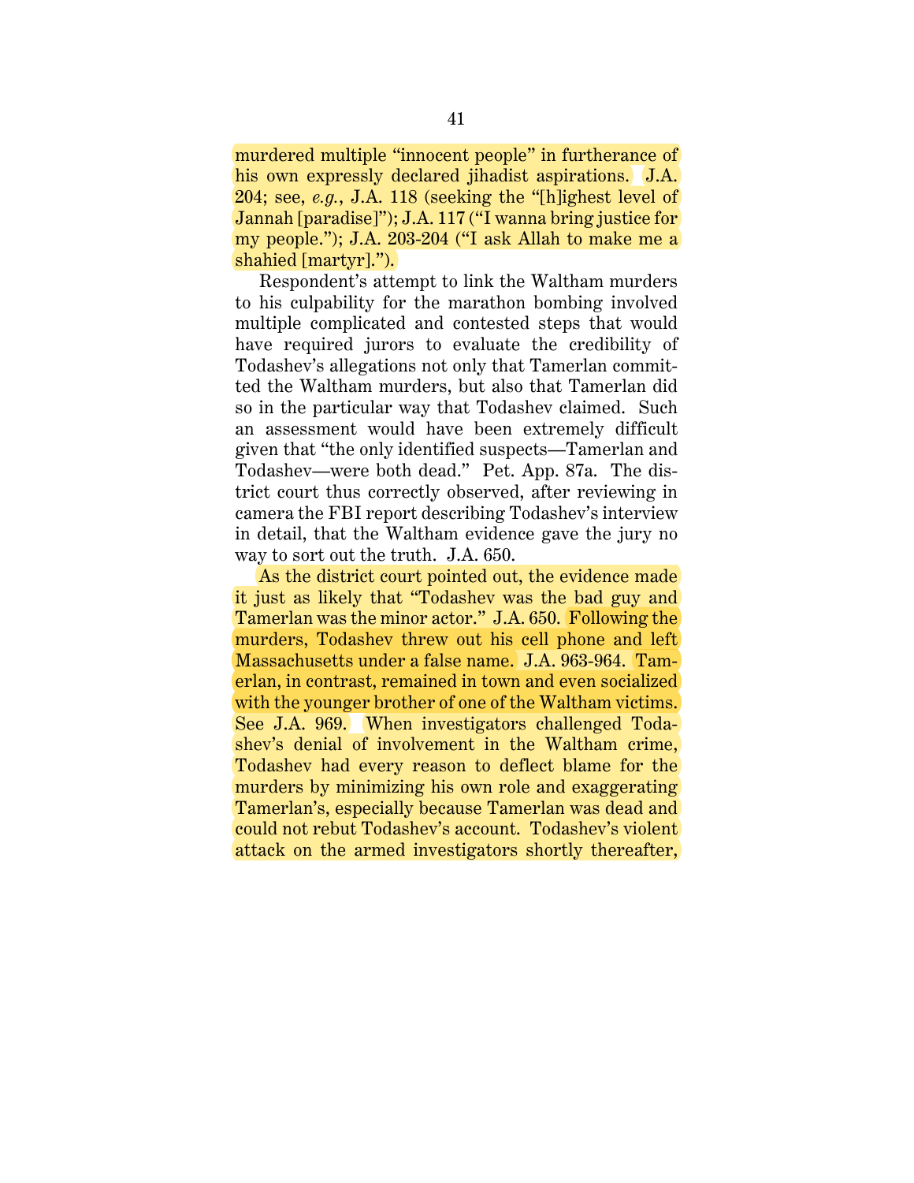murdered multiple "innocent people" in furtherance of his own expressly declared jihadist aspirations. J.A. 204; see, *e.g.*, J.A. 118 (seeking the "[h]ighest level of Jannah [paradise]"); J.A. 117 ("I wanna bring justice for my people."); J.A. 203-204 ("I ask Allah to make me a shahied [martyr].").

Respondent's attempt to link the Waltham murders to his culpability for the marathon bombing involved multiple complicated and contested steps that would have required jurors to evaluate the credibility of Todashev's allegations not only that Tamerlan committed the Waltham murders, but also that Tamerlan did so in the particular way that Todashev claimed. Such an assessment would have been extremely difficult given that "the only identified suspects—Tamerlan and Todashev—were both dead." Pet. App. 87a. The district court thus correctly observed, after reviewing in camera the FBI report describing Todashev's interview in detail, that the Waltham evidence gave the jury no way to sort out the truth. J.A. 650.

As the district court pointed out, the evidence made it just as likely that "Todashev was the bad guy and Tamerlan was the minor actor." J.A. 650. Following the murders, Todashev threw out his cell phone and left Massachusetts under a false name. J.A. 963-964. Tamerlan, in contrast, remained in town and even socialized with the younger brother of one of the Waltham victims. See J.A. 969. When investigators challenged Todashev's denial of involvement in the Waltham crime, Todashev had every reason to deflect blame for the murders by minimizing his own role and exaggerating Tamerlan's, especially because Tamerlan was dead and could not rebut Todashev's account. Todashev's violent attack on the armed investigators shortly thereafter,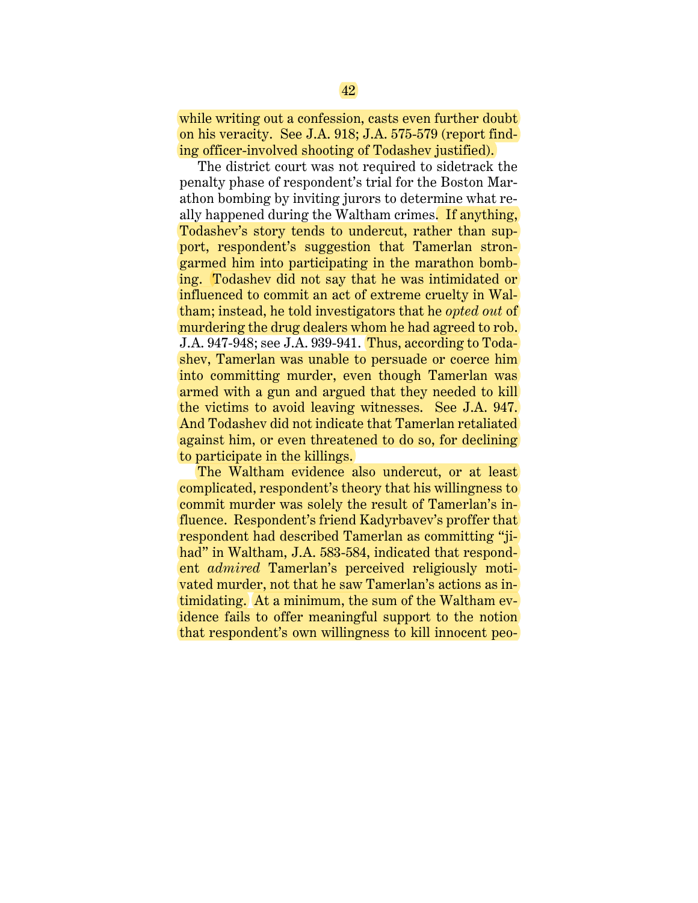while writing out a confession, casts even further doubt on his veracity. See J.A. 918; J.A. 575-579 (report finding officer-involved shooting of Todashev justified).

The district court was not required to sidetrack the penalty phase of respondent's trial for the Boston Marathon bombing by inviting jurors to determine what really happened during the Waltham crimes. If anything, Todashev's story tends to undercut, rather than support, respondent's suggestion that Tamerlan strongarmed him into participating in the marathon bombing. Todashev did not say that he was intimidated or influenced to commit an act of extreme cruelty in Waltham; instead, he told investigators that he *opted out* of murdering the drug dealers whom he had agreed to rob. J.A. 947-948; see J.A. 939-941. Thus, according to Todashev, Tamerlan was unable to persuade or coerce him into committing murder, even though Tamerlan was armed with a gun and argued that they needed to kill the victims to avoid leaving witnesses. See J.A. 947. And Todashev did not indicate that Tamerlan retaliated against him, or even threatened to do so, for declining to participate in the killings.

The Waltham evidence also undercut, or at least complicated, respondent's theory that his willingness to commit murder was solely the result of Tamerlan's influence. Respondent's friend Kadyrbavev's proffer that respondent had described Tamerlan as committing "jihad" in Waltham, J.A. 583-584, indicated that respondent *admired* Tamerlan's perceived religiously motivated murder, not that he saw Tamerlan's actions as intimidating. At a minimum, the sum of the Waltham evidence fails to offer meaningful support to the notion that respondent's own willingness to kill innocent peo-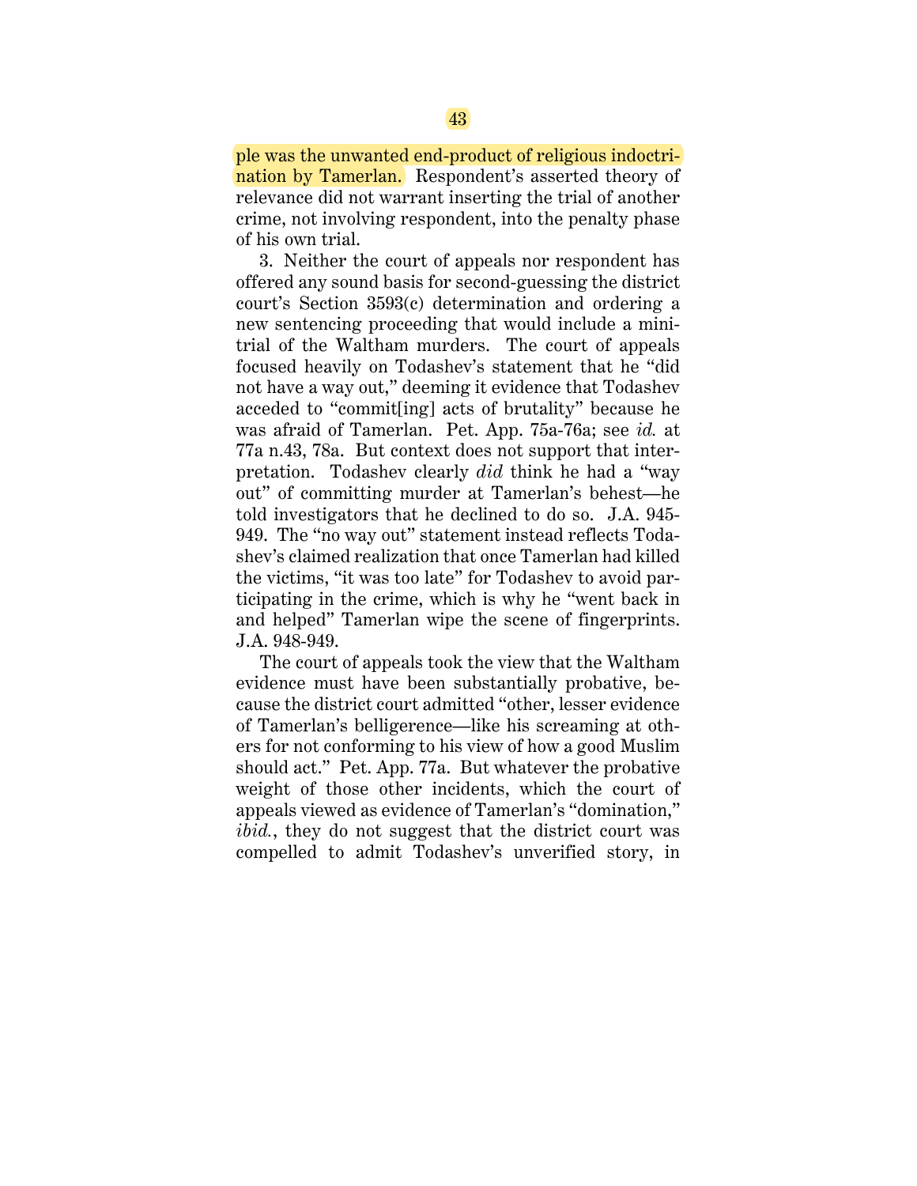ple was the unwanted end-product of religious indoctrination by Tamerlan. Respondent's asserted theory of relevance did not warrant inserting the trial of another crime, not involving respondent, into the penalty phase of his own trial.

3. Neither the court of appeals nor respondent has offered any sound basis for second-guessing the district court's Section 3593(c) determination and ordering a new sentencing proceeding that would include a mini-trial of the Waltham murders. The court of appeals focused heavily on Todashev's statement that he "did not have a way out," deeming it evidence that Todashev acceded to "commit[ing] acts of brutality" because he was afraid of Tamerlan. Pet. App. 75a-76a; see *id.* at 77a n.43, 78a. But context does not support that interpretation. Todashev clearly *did* think he had a "way out" of committing murder at Tamerlan's behest—he told investigators that he declined to do so. J.A. 945-949. The "no way out" statement instead reflects Todashev's claimed realization that once Tamerlan had killed the victims, "it was too late" for Todashev to avoid participating in the crime, which is why he "went back in and helped" Tamerlan wipe the scene of fingerprints. J.A. 948-949.

The court of appeals took the view that the Waltham evidence must have been substantially probative, because the district court admitted "other, lesser evidence of Tamerlan's belligerence—like his screaming at others for not conforming to his view of how a good Muslim should act." Pet. App. 77a. But whatever the probative weight of those other incidents, which the court of appeals viewed as evidence of Tamerlan's "domination," *ibid.*, they do not suggest that the district court was compelled to admit Todashev's unverified story, in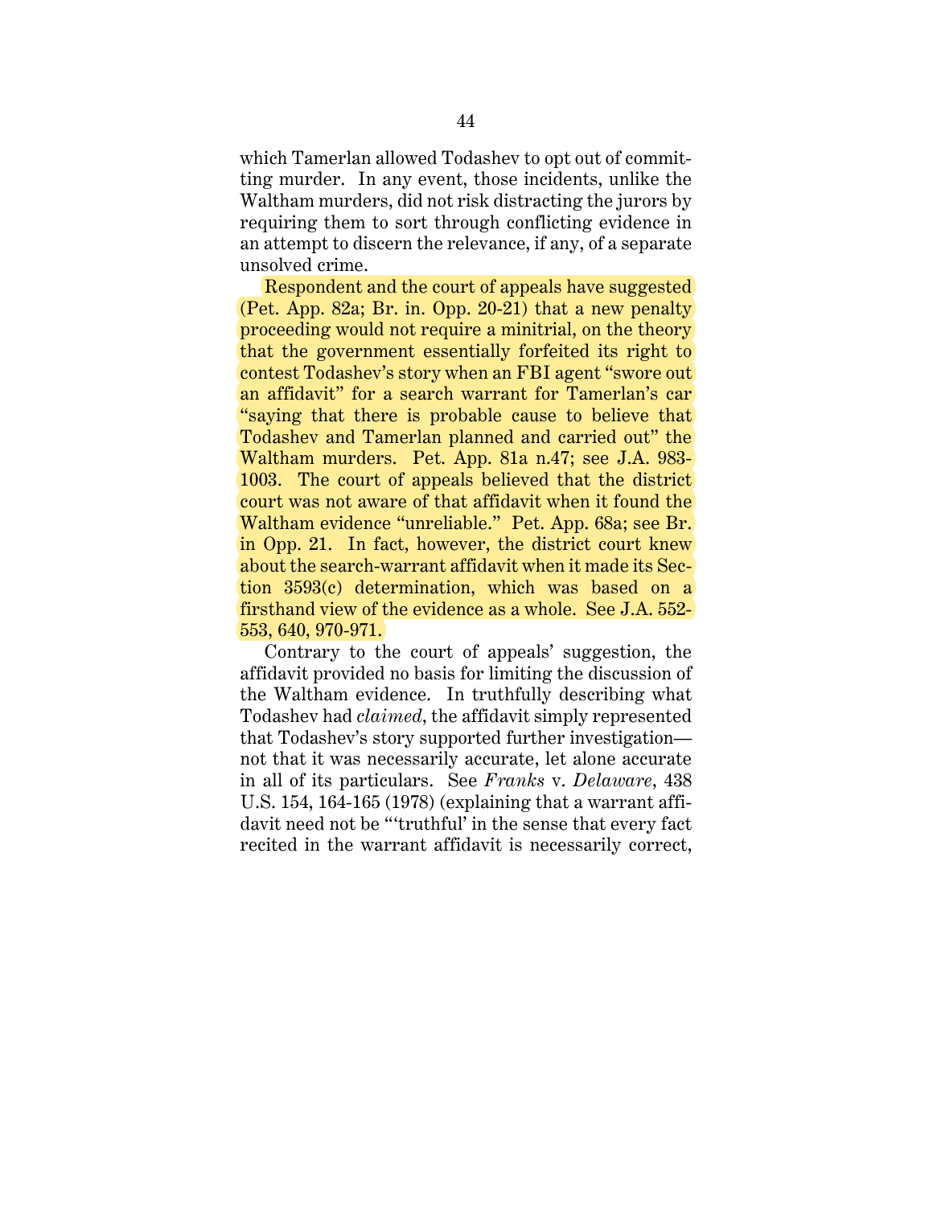which Tamerlan allowed Todashev to opt out of committing murder. In any event, those incidents, unlike the Waltham murders, did not risk distracting the jurors by requiring them to sort through conflicting evidence in an attempt to discern the relevance, if any, of a separate unsolved crime.

Respondent and the court of appeals have suggested (Pet. App. 82a; Br. in. Opp. 20-21) that a new penalty proceeding would not require a minitrial, on the theory that the government essentially forfeited its right to contest Todashev's story when an FBI agent "swore out an affidavit" for a search warrant for Tamerlan's car "saying that there is probable cause to believe that Todashev and Tamerlan planned and carried out" the Waltham murders. Pet. App. 81a n.47; see J.A. 983-1003. The court of appeals believed that the district court was not aware of that affidavit when it found the Waltham evidence "unreliable." Pet. App. 68a; see Br. in Opp. 21. In fact, however, the district court knew about the search-warrant affidavit when it made its Section 3593(c) determination, which was based on a firsthand view of the evidence as a whole. See J.A. 552-553, 640, 970-971.

Contrary to the court of appeals' suggestion, the affidavit provided no basis for limiting the discussion of the Waltham evidence. In truthfully describing what Todashev had *claimed*, the affidavit simply represented that Todashev's story supported further investigation—not that it was necessarily accurate, let alone accurate in all of its particulars. See *Franks* v. *Delaware*, 438 U.S. 154, 164-165 (1978) (explaining that a warrant affidavit need not be "'truthful' in the sense that every fact recited in the warrant affidavit is necessarily correct,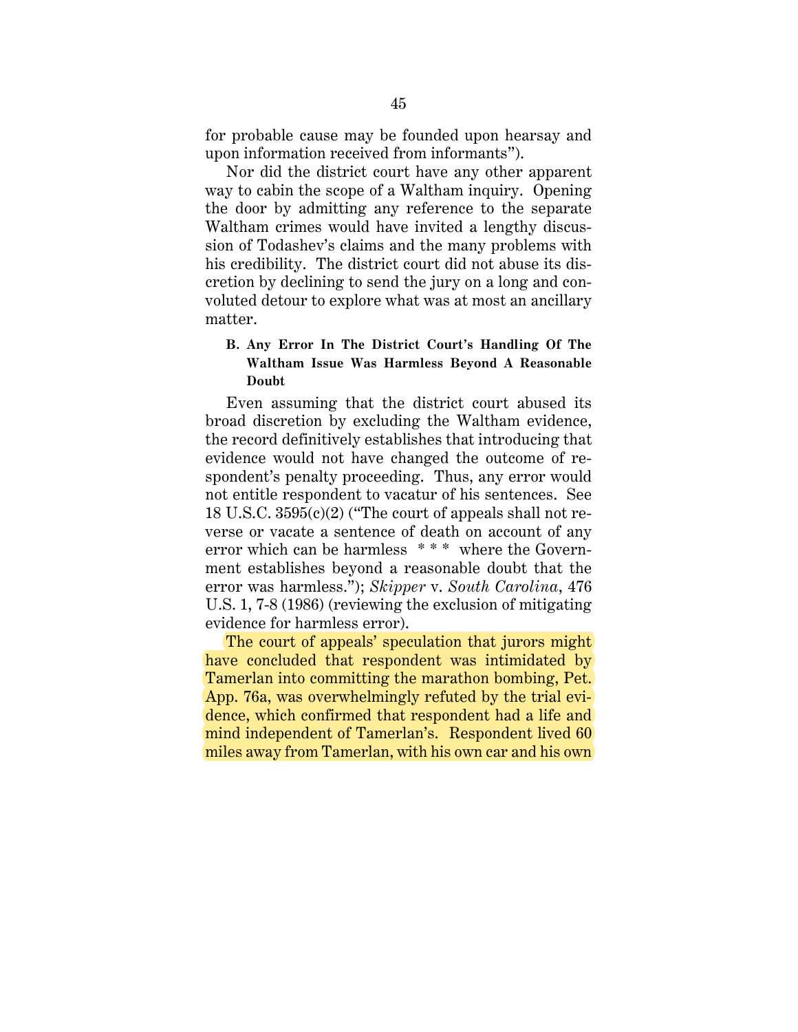for probable cause may be founded upon hearsay and upon information received from informants").

Nor did the district court have any other apparent way to cabin the scope of a Waltham inquiry. Opening the door by admitting any reference to the separate Waltham crimes would have invited a lengthy discussion of Todashev's claims and the many problems with his credibility. The district court did not abuse its discretion by declining to send the jury on a long and convoluted detour to explore what was at most an ancillary matter.

### B. Any Error In The District Court's Handling Of The Waltham Issue Was Harmless Beyond A Reasonable Doubt

Even assuming that the district court abused its broad discretion by excluding the Waltham evidence, the record definitively establishes that introducing that evidence would not have changed the outcome of respondent's penalty proceeding. Thus, any error would not entitle respondent to vacatur of his sentences. See 18 U.S.C. 3595(c)(2) ("The court of appeals shall not reverse or vacate a sentence of death on account of any error which can be harmless * * * where the Government establishes beyond a reasonable doubt that the error was harmless."); *Skipper* v. *South Carolina*, 476 U.S. 1, 7-8 (1986) (reviewing the exclusion of mitigating evidence for harmless error).

The court of appeals' speculation that jurors might have concluded that respondent was intimidated by Tamerlan into committing the marathon bombing, Pet. App. 76a, was overwhelmingly refuted by the trial evidence, which confirmed that respondent had a life and mind independent of Tamerlan's. Respondent lived 60 miles away from Tamerlan, with his own car and his own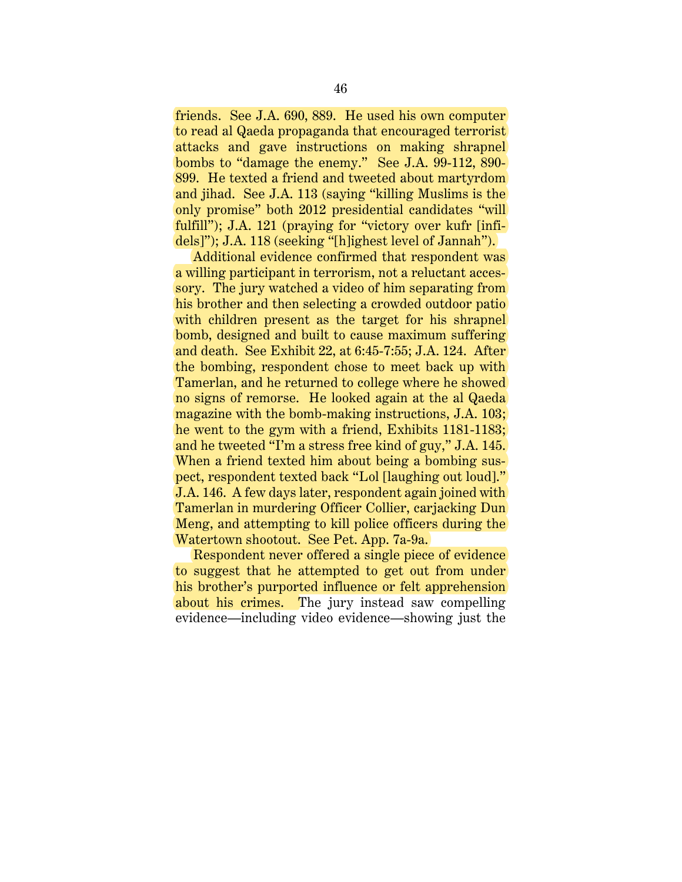friends. See J.A. 690, 889. He used his own computer to read al Qaeda propaganda that encouraged terrorist attacks and gave instructions on making shrapnel bombs to "damage the enemy." See J.A. 99-112, 890-899. He texted a friend and tweeted about martyrdom and jihad. See J.A. 113 (saying "killing Muslims is the only promise" both 2012 presidential candidates "will fulfill"); J.A. 121 (praying for "victory over kufr [infidels]"); J.A. 118 (seeking "[h]ighest level of Jannah").

Additional evidence confirmed that respondent was a willing participant in terrorism, not a reluctant accessory. The jury watched a video of him separating from his brother and then selecting a crowded outdoor patio with children present as the target for his shrapnel bomb, designed and built to cause maximum suffering and death. See Exhibit 22, at 6:45-7:55; J.A. 124. After the bombing, respondent chose to meet back up with Tamerlan, and he returned to college where he showed no signs of remorse. He looked again at the al Qaeda magazine with the bomb-making instructions, J.A. 103; he went to the gym with a friend, Exhibits 1181-1183; and he tweeted "I'm a stress free kind of guy," J.A. 145. When a friend texted him about being a bombing suspect, respondent texted back "Lol [laughing out loud]." J.A. 146. A few days later, respondent again joined with Tamerlan in murdering Officer Collier, carjacking Dun Meng, and attempting to kill police officers during the Watertown shootout. See Pet. App. 7a-9a.

Respondent never offered a single piece of evidence to suggest that he attempted to get out from under his brother's purported influence or felt apprehension about his crimes. The jury instead saw compelling evidence—including video evidence—showing just the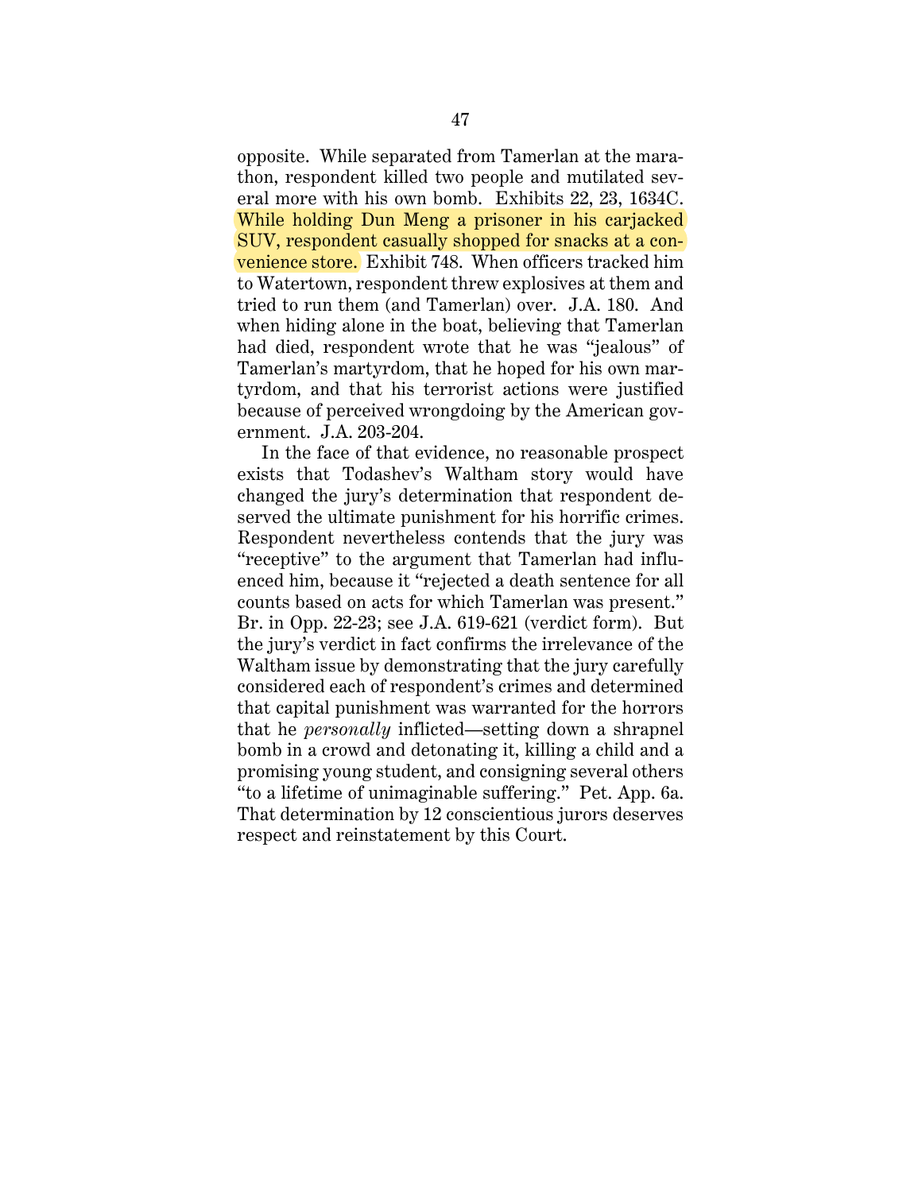opposite. While separated from Tamerlan at the marathon, respondent killed two people and mutilated several more with his own bomb. Exhibits 22, 23, 1634C. While holding Dun Meng a prisoner in his carjacked SUV, respondent casually shopped for snacks at a convenience store. Exhibit 748. When officers tracked him to Watertown, respondent threw explosives at them and tried to run them (and Tamerlan) over. J.A. 180. And when hiding alone in the boat, believing that Tamerlan had died, respondent wrote that he was "jealous" of Tamerlan's martyrdom, that he hoped for his own martyrdom, and that his terrorist actions were justified because of perceived wrongdoing by the American government. J.A. 203-204.

In the face of that evidence, no reasonable prospect exists that Todashev's Waltham story would have changed the jury's determination that respondent deserved the ultimate punishment for his horrific crimes. Respondent nevertheless contends that the jury was "receptive" to the argument that Tamerlan had influenced him, because it "rejected a death sentence for all counts based on acts for which Tamerlan was present." Br. in Opp. 22-23; see J.A. 619-621 (verdict form). But the jury's verdict in fact confirms the irrelevance of the Waltham issue by demonstrating that the jury carefully considered each of respondent's crimes and determined that capital punishment was warranted for the horrors that he *personally* inflicted—setting down a shrapnel bomb in a crowd and detonating it, killing a child and a promising young student, and consigning several others "to a lifetime of unimaginable suffering." Pet. App. 6a. That determination by 12 conscientious jurors deserves respect and reinstatement by this Court.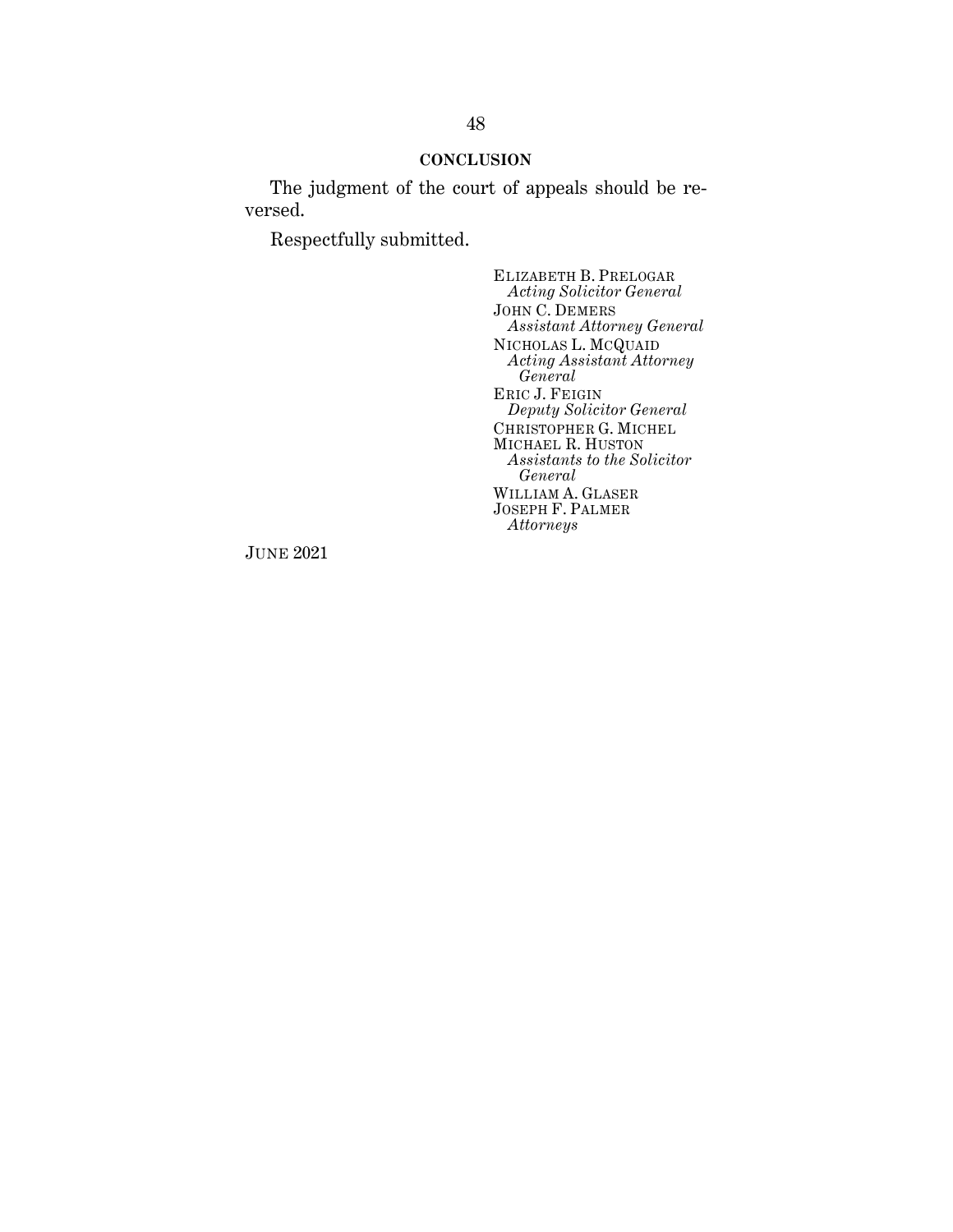## CONCLUSION

The judgment of the court of appeals should be reversed.

Respectfully submitted.

ELIZABETH B. PRELOGAR
*Acting Solicitor General*
JOHN C. DEMERS
*Assistant Attorney General*
NICHOLAS L. MCQUAID
*Acting Assistant Attorney General*
ERIC J. FEIGIN
*Deputy Solicitor General*
CHRISTOPHER G. MICHEL
MICHAEL R. HUSTON
*Assistants to the Solicitor General*
WILLIAM A. GLASER
JOSEPH F. PALMER
*Attorneys*

JUNE 2021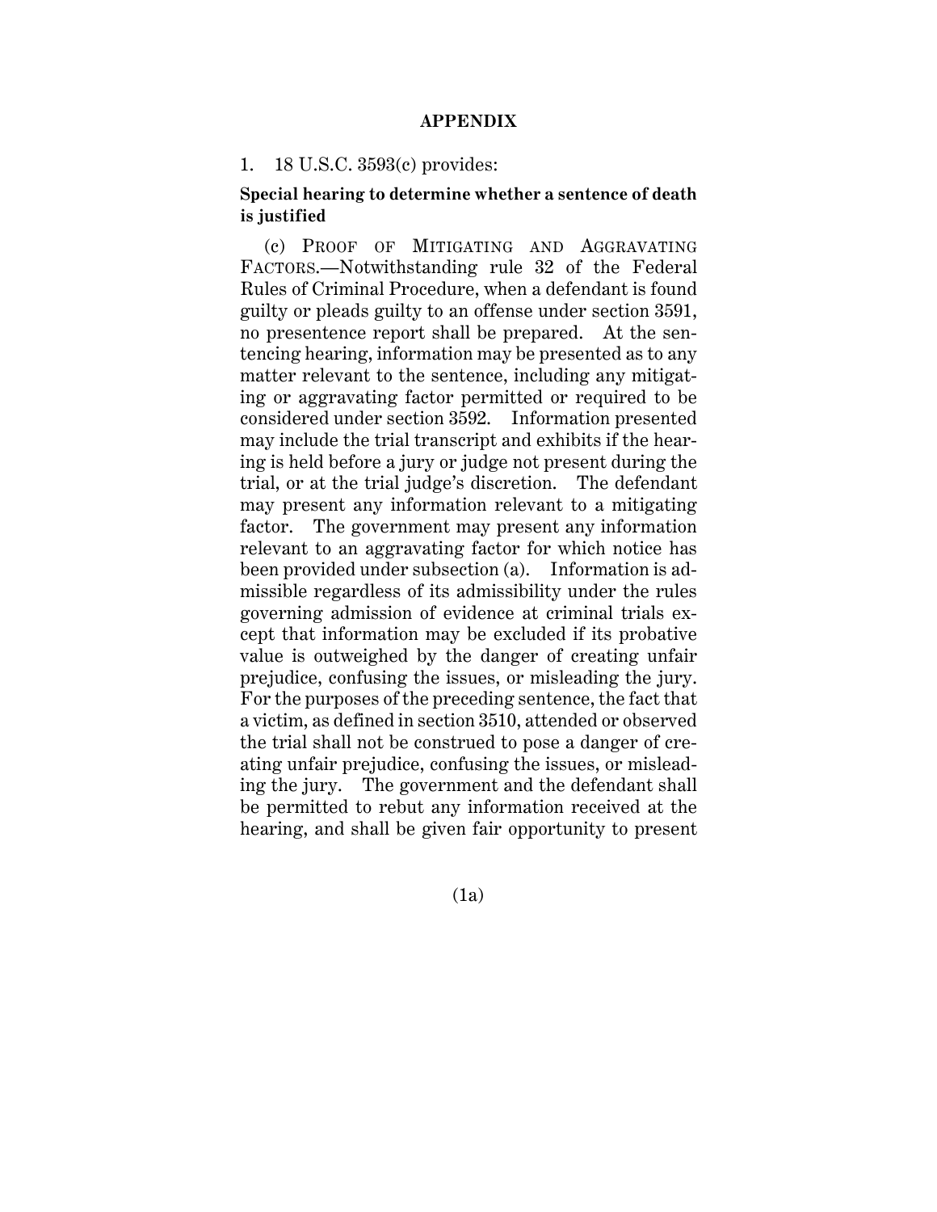## APPENDIX

1. 18 U.S.C. 3593(c) provides:

**Special hearing to determine whether a sentence of death is justified**

(c) PROOF OF MITIGATING AND AGGRAVATING FACTORS.—Notwithstanding rule 32 of the Federal Rules of Criminal Procedure, when a defendant is found guilty or pleads guilty to an offense under section 3591, no presentence report shall be prepared. At the sentencing hearing, information may be presented as to any matter relevant to the sentence, including any mitigating or aggravating factor permitted or required to be considered under section 3592. Information presented may include the trial transcript and exhibits if the hearing is held before a jury or judge not present during the trial, or at the trial judge's discretion. The defendant may present any information relevant to a mitigating factor. The government may present any information relevant to an aggravating factor for which notice has been provided under subsection (a). Information is admissible regardless of its admissibility under the rules governing admission of evidence at criminal trials except that information may be excluded if its probative value is outweighed by the danger of creating unfair prejudice, confusing the issues, or misleading the jury. For the purposes of the preceding sentence, the fact that a victim, as defined in section 3510, attended or observed the trial shall not be construed to pose a danger of creating unfair prejudice, confusing the issues, or misleading the jury. The government and the defendant shall be permitted to rebut any information received at the hearing, and shall be given fair opportunity to present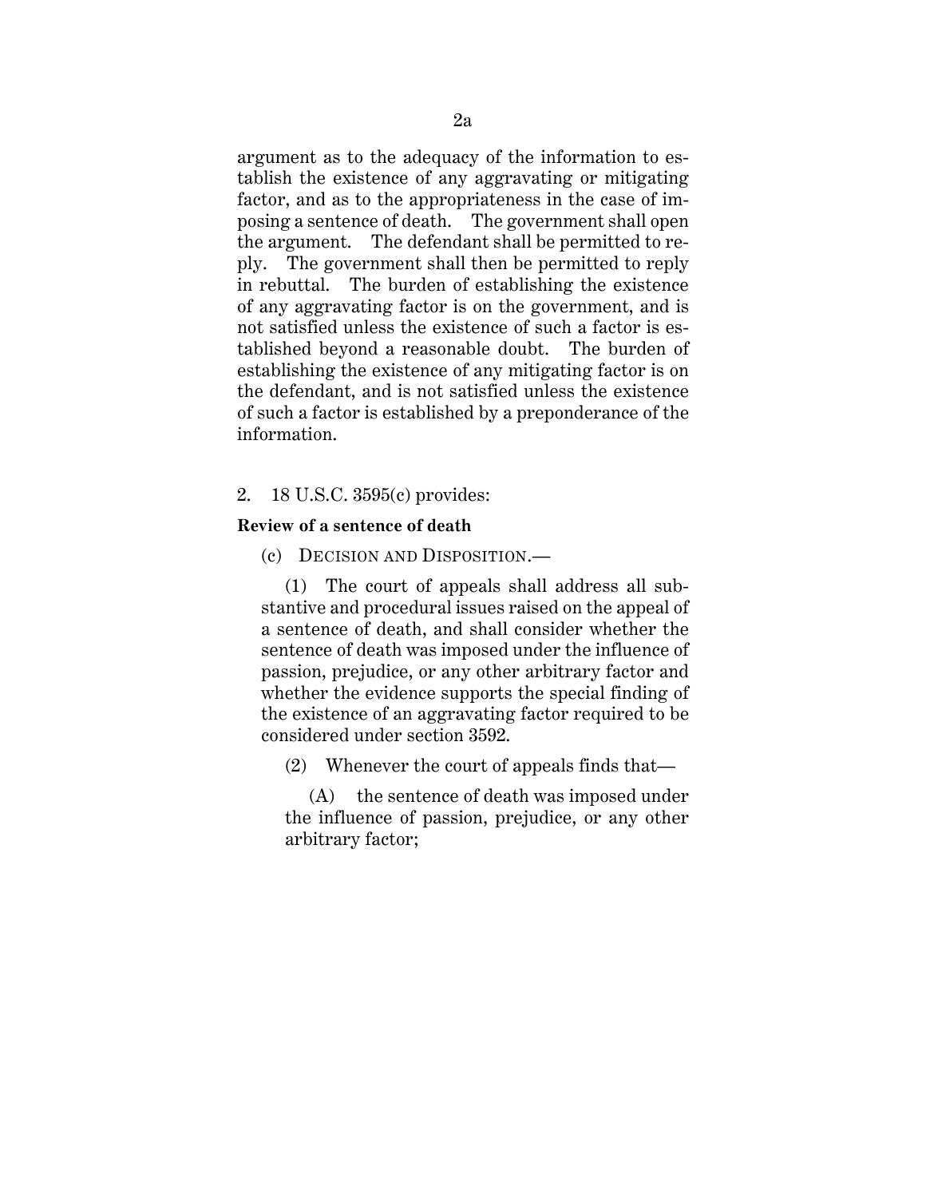argument as to the adequacy of the information to establish the existence of any aggravating or mitigating factor, and as to the appropriateness in the case of imposing a sentence of death. The government shall open the argument. The defendant shall be permitted to reply. The government shall then be permitted to reply in rebuttal. The burden of establishing the existence of any aggravating factor is on the government, and is not satisfied unless the existence of such a factor is established beyond a reasonable doubt. The burden of establishing the existence of any mitigating factor is on the defendant, and is not satisfied unless the existence of such a factor is established by a preponderance of the information.

2. 18 U.S.C. 3595(c) provides:

**Review of a sentence of death**

(c) DECISION AND DISPOSITION.—

(1) The court of appeals shall address all substantive and procedural issues raised on the appeal of a sentence of death, and shall consider whether the sentence of death was imposed under the influence of passion, prejudice, or any other arbitrary factor and whether the evidence supports the special finding of the existence of an aggravating factor required to be considered under section 3592.

(2) Whenever the court of appeals finds that—

(A) the sentence of death was imposed under the influence of passion, prejudice, or any other arbitrary factor;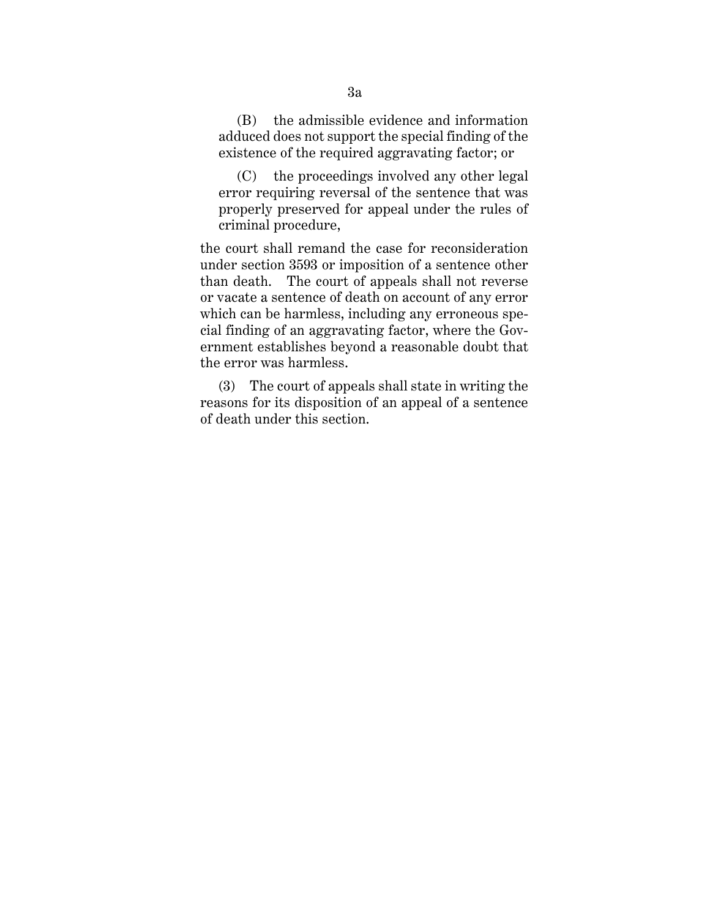(B) the admissible evidence and information adduced does not support the special finding of the existence of the required aggravating factor; or

(C) the proceedings involved any other legal error requiring reversal of the sentence that was properly preserved for appeal under the rules of criminal procedure,

the court shall remand the case for reconsideration under section 3593 or imposition of a sentence other than death. The court of appeals shall not reverse or vacate a sentence of death on account of any error which can be harmless, including any erroneous special finding of an aggravating factor, where the Government establishes beyond a reasonable doubt that the error was harmless.

(3) The court of appeals shall state in writing the reasons for its disposition of an appeal of a sentence of death under this section.